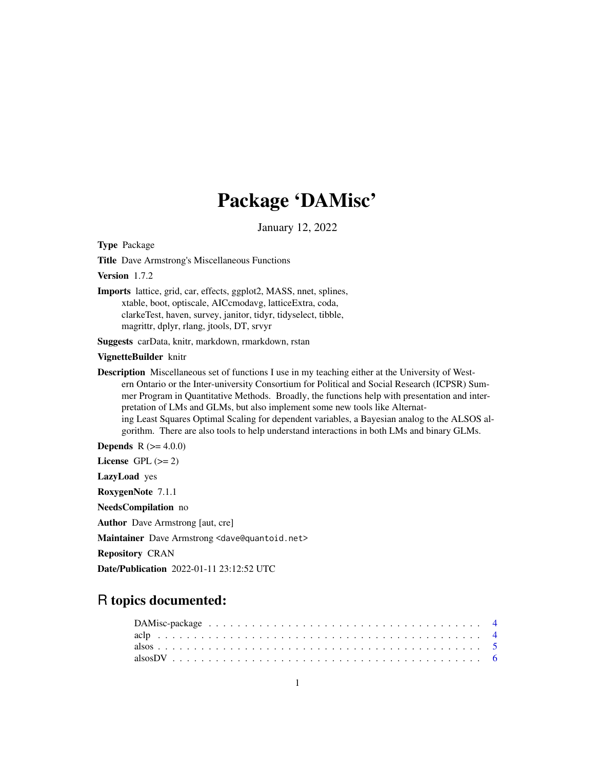# Package 'DAMisc'

January 12, 2022

**Type** Package

**Title** Dave Armstrong's Miscellaneous Functions

**Version** 1.7.2

**Imports** lattice, grid, car, effects, ggplot2, MASS, nnet, splines, xtable, boot, optiscale, AICcmodavg, latticeExtra, coda, clarkeTest, haven, survey, janitor, tidyr, tidyselect, tibble, magrittr, dplyr, rlang, jtools, DT, srvyr

**Suggests** carData, knitr, markdown, rmarkdown, rstan

**VignetteBuilder** knitr

**Description** Miscellaneous set of functions I use in my teaching either at the University of Western Ontario or the Inter-university Consortium for Political and Social Research (ICPSR) Summer Program in Quantitative Methods. Broadly, the functions help with presentation and interpretation of LMs and GLMs, but also implement some new tools like Alternating Least Squares Optimal Scaling for dependent variables, a Bayesian analog to the ALSOS algorithm. There are also tools to help understand interactions in both LMs and binary GLMs.

**Depends** R (>= 4.0.0)

**License** GPL (>= 2)

**LazyLoad** yes

**RoxygenNote** 7.1.1

**NeedsCompilation** no

**Author** Dave Armstrong [aut, cre]

**Maintainer** Dave Armstrong <dave@quantoid.net>

**Repository** CRAN

**Date/Publication** 2022-01-11 23:12:52 UTC

## R topics documented:

DAMisc-package . . . . . . . . . . . . . . . . . . . . . . . . . . . . . . . . . . . . 4
aclp . . . . . . . . . . . . . . . . . . . . . . . . . . . . . . . . . . . . . . . . . . 4
alsos . . . . . . . . . . . . . . . . . . . . . . . . . . . . . . . . . . . . . . . . . . 5
alsosDV . . . . . . . . . . . . . . . . . . . . . . . . . . . . . . . . . . . . . . . . 6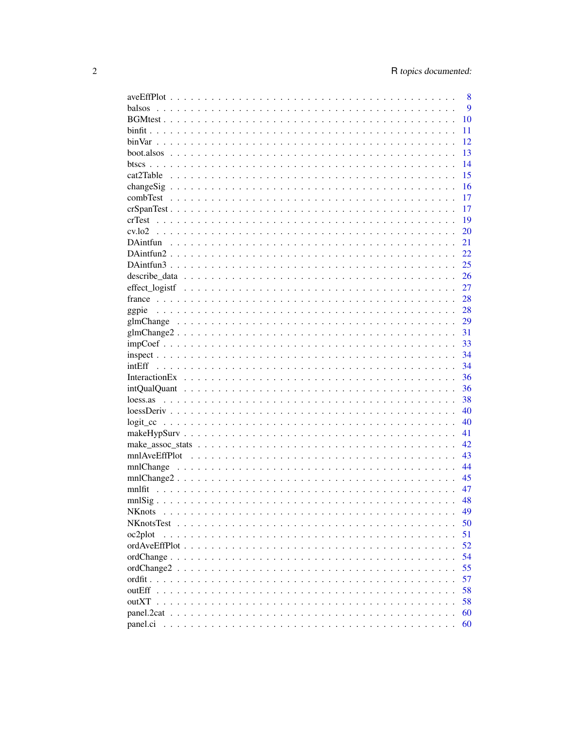| | |
|---|---|
| aveEffPlot | 8 |
| balsos | 9 |
| BGMtest | 10 |
| binfit | 11 |
| binVar | 12 |
| boot.alsos | 13 |
| btscs | 14 |
| cat2Table | 15 |
| changeSig | 16 |
| combTest | 17 |
| crSpanTest | 17 |
| crTest | 19 |
| cv.lo2 | 20 |
| DAintfun | 21 |
| DAintfun2 | 22 |
| DAintfun3 | 25 |
| describe_data | 26 |
| effect_logistf | 27 |
| france | 28 |
| ggpie | 28 |
| glmChange | 29 |
| glmChange2 | 31 |
| impCoef | 33 |
| inspect | 34 |
| intEff | 34 |
| InteractionEx | 36 |
| intQualQuant | 36 |
| loess.as | 38 |
| loessDeriv | 40 |
| logit_cc | 40 |
| makeHypSurv | 41 |
| make_assoc_stats | 42 |
| mnlAveEffPlot | 43 |
| mnlChange | 44 |
| mnlChange2 | 45 |
| mnlfit | 47 |
| mnlSig | 48 |
| NKnots | 49 |
| NKnotsTest | 50 |
| oc2plot | 51 |
| ordAveEffPlot | 52 |
| ordChange | 54 |
| ordChange2 | 55 |
| ordfit | 57 |
| outEff | 58 |
| outXT | 58 |
| panel.2cat | 60 |
| panel.ci | 60 |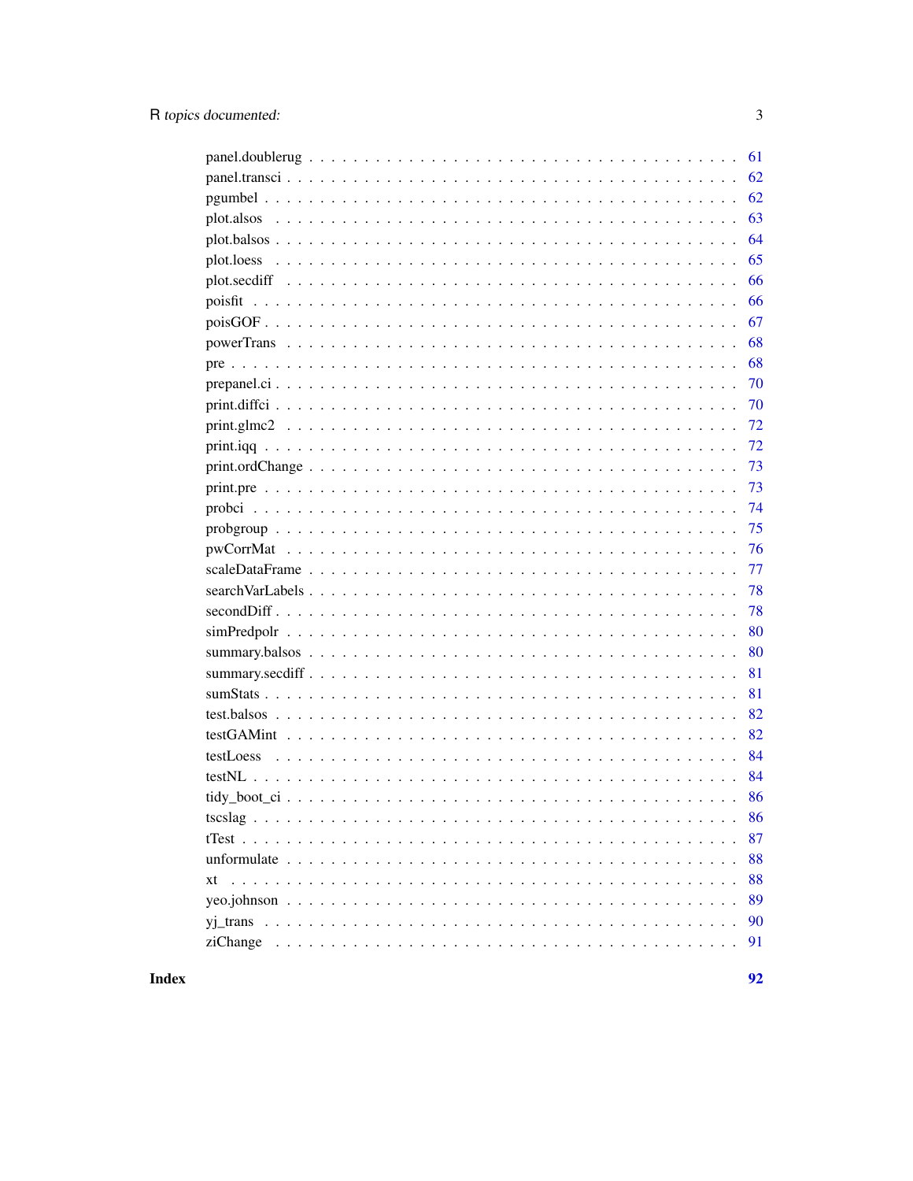panel.doublerug . . . . . . . . . . . . . . . . . . . . . . . . . . . . . . . . . . . 61
panel.transci . . . . . . . . . . . . . . . . . . . . . . . . . . . . . . . . . . . . 62
pgumbel . . . . . . . . . . . . . . . . . . . . . . . . . . . . . . . . . . . . . . 62
plot.alsos . . . . . . . . . . . . . . . . . . . . . . . . . . . . . . . . . . . . . 63
plot.balsos . . . . . . . . . . . . . . . . . . . . . . . . . . . . . . . . . . . . 64
plot.loess . . . . . . . . . . . . . . . . . . . . . . . . . . . . . . . . . . . . . 65
plot.secdiff . . . . . . . . . . . . . . . . . . . . . . . . . . . . . . . . . . . . 66
poisfit . . . . . . . . . . . . . . . . . . . . . . . . . . . . . . . . . . . . . . . 66
poisGOF . . . . . . . . . . . . . . . . . . . . . . . . . . . . . . . . . . . . . . 67
powerTrans . . . . . . . . . . . . . . . . . . . . . . . . . . . . . . . . . . . . 68
pre . . . . . . . . . . . . . . . . . . . . . . . . . . . . . . . . . . . . . . . . . 68
prepanel.ci . . . . . . . . . . . . . . . . . . . . . . . . . . . . . . . . . . . . 70
print.diffci . . . . . . . . . . . . . . . . . . . . . . . . . . . . . . . . . . . . 70
print.glmc2 . . . . . . . . . . . . . . . . . . . . . . . . . . . . . . . . . . . . 72
print.iqq . . . . . . . . . . . . . . . . . . . . . . . . . . . . . . . . . . . . . . 72
print.ordChange . . . . . . . . . . . . . . . . . . . . . . . . . . . . . . . . . . 73
print.pre . . . . . . . . . . . . . . . . . . . . . . . . . . . . . . . . . . . . . . 73
probci . . . . . . . . . . . . . . . . . . . . . . . . . . . . . . . . . . . . . . . 74
probgroup . . . . . . . . . . . . . . . . . . . . . . . . . . . . . . . . . . . . . 75
pwCorrMat . . . . . . . . . . . . . . . . . . . . . . . . . . . . . . . . . . . . . 76
scaleDataFrame . . . . . . . . . . . . . . . . . . . . . . . . . . . . . . . . . . 77
searchVarLabels . . . . . . . . . . . . . . . . . . . . . . . . . . . . . . . . . . 78
secondDiff . . . . . . . . . . . . . . . . . . . . . . . . . . . . . . . . . . . . . 78
simPredpolr . . . . . . . . . . . . . . . . . . . . . . . . . . . . . . . . . . . . 80
summary.balsos . . . . . . . . . . . . . . . . . . . . . . . . . . . . . . . . . . 80
summary.secdiff . . . . . . . . . . . . . . . . . . . . . . . . . . . . . . . . . . 81
sumStats . . . . . . . . . . . . . . . . . . . . . . . . . . . . . . . . . . . . . . 81
test.balsos . . . . . . . . . . . . . . . . . . . . . . . . . . . . . . . . . . . . . 82
testGAMint . . . . . . . . . . . . . . . . . . . . . . . . . . . . . . . . . . . . . 82
testLoess . . . . . . . . . . . . . . . . . . . . . . . . . . . . . . . . . . . . . . 84
testNL . . . . . . . . . . . . . . . . . . . . . . . . . . . . . . . . . . . . . . . 84
tidy_boot_ci . . . . . . . . . . . . . . . . . . . . . . . . . . . . . . . . . . . . 86
tscslag . . . . . . . . . . . . . . . . . . . . . . . . . . . . . . . . . . . . . . . 86
tTest . . . . . . . . . . . . . . . . . . . . . . . . . . . . . . . . . . . . . . . . 87
unformulate . . . . . . . . . . . . . . . . . . . . . . . . . . . . . . . . . . . . 88
xt . . . . . . . . . . . . . . . . . . . . . . . . . . . . . . . . . . . . . . . . . . 88
yeo.johnson . . . . . . . . . . . . . . . . . . . . . . . . . . . . . . . . . . . . 89
yj_trans . . . . . . . . . . . . . . . . . . . . . . . . . . . . . . . . . . . . . . 90
ziChange . . . . . . . . . . . . . . . . . . . . . . . . . . . . . . . . . . . . . . 91

**Index** **92**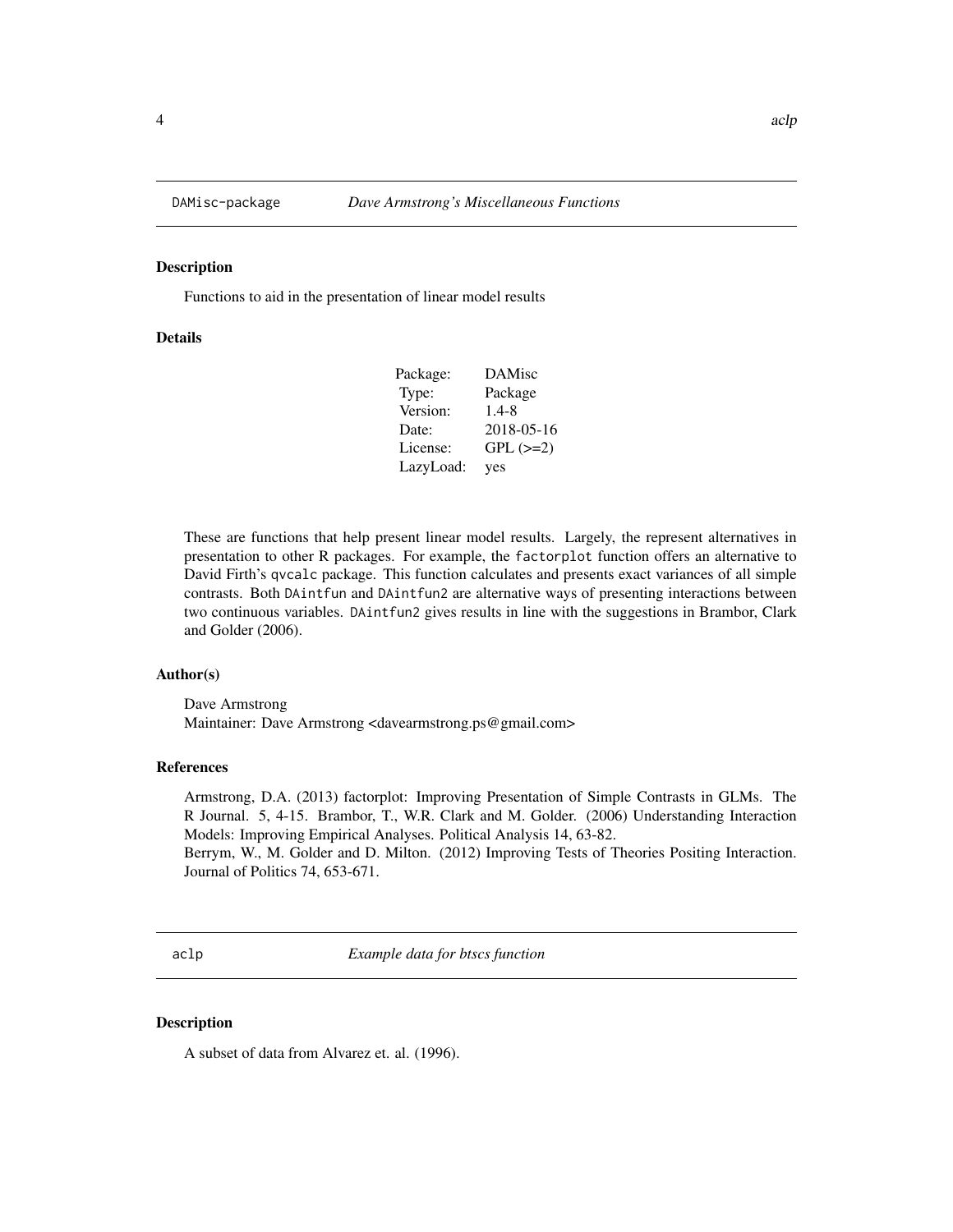## DAMisc-package *Dave Armstrong's Miscellaneous Functions*

### Description

Functions to aid in the presentation of linear model results

### Details

| | |
|---|---|
| Package: | DAMisc |
| Type: | Package |
| Version: | 1.4-8 |
| Date: | 2018-05-16 |
| License: | GPL (>=2) |
| LazyLoad: | yes |

These are functions that help present linear model results. Largely, the represent alternatives in presentation to other R packages. For example, the `factorplot` function offers an alternative to David Firth's `qvcalc` package. This function calculates and presents exact variances of all simple contrasts. Both `DAintfun` and `DAintfun2` are alternative ways of presenting interactions between two continuous variables. `DAintfun2` gives results in line with the suggestions in Brambor, Clark and Golder (2006).

### Author(s)

Dave Armstrong
Maintainer: Dave Armstrong <davearmstrong.ps@gmail.com>

### References

Armstrong, D.A. (2013) factorplot: Improving Presentation of Simple Contrasts in GLMs. The R Journal. 5, 4-15. Brambor, T., W.R. Clark and M. Golder. (2006) Understanding Interaction Models: Improving Empirical Analyses. Political Analysis 14, 63-82.
Berrym, W., M. Golder and D. Milton. (2012) Improving Tests of Theories Positing Interaction. Journal of Politics 74, 653-671.

## aclp *Example data for btscs function*

### Description

A subset of data from Alvarez et. al. (1996).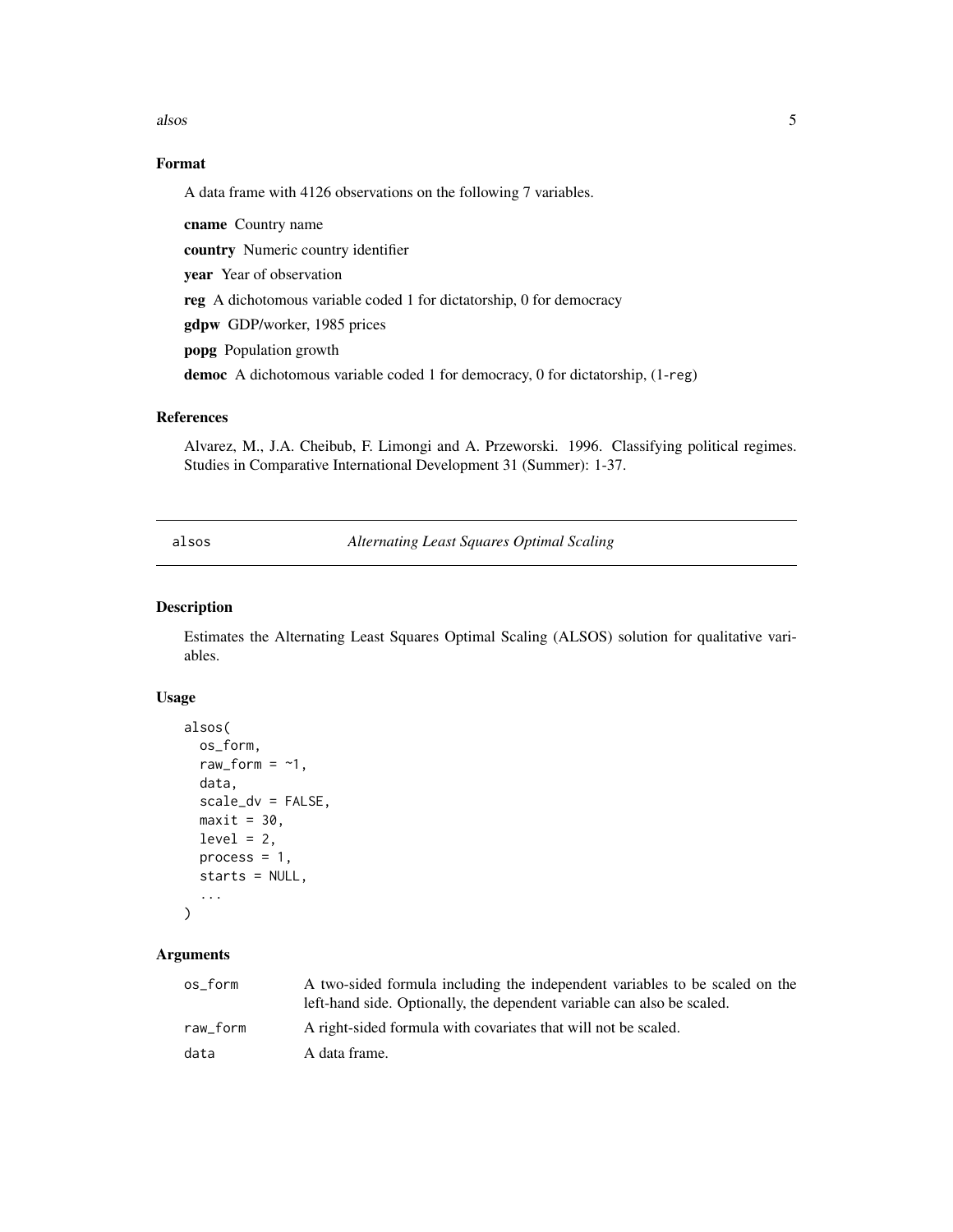## Format

A data frame with 4126 observations on the following 7 variables.

**cname** Country name

**country** Numeric country identifier

**year** Year of observation

**reg** A dichotomous variable coded 1 for dictatorship, 0 for democracy

**gdpw** GDP/worker, 1985 prices

**popg** Population growth

**democ** A dichotomous variable coded 1 for democracy, 0 for dictatorship, (1-`reg`)

## References

Alvarez, M., J.A. Cheibub, F. Limongi and A. Przeworski. 1996. Classifying political regimes. Studies in Comparative International Development 31 (Summer): 1-37.

---

# alsos — *Alternating Least Squares Optimal Scaling*

## Description

Estimates the Alternating Least Squares Optimal Scaling (ALSOS) solution for qualitative variables.

## Usage

```
alsos(
  os_form,
  raw_form = ~1,
  data,
  scale_dv = FALSE,
  maxit = 30,
  level = 2,
  process = 1,
  starts = NULL,
  ...
)
```

## Arguments

| | |
|---|---|
| `os_form` | A two-sided formula including the independent variables to be scaled on the left-hand side. Optionally, the dependent variable can also be scaled. |
| `raw_form` | A right-sided formula with covariates that will not be scaled. |
| `data` | A data frame. |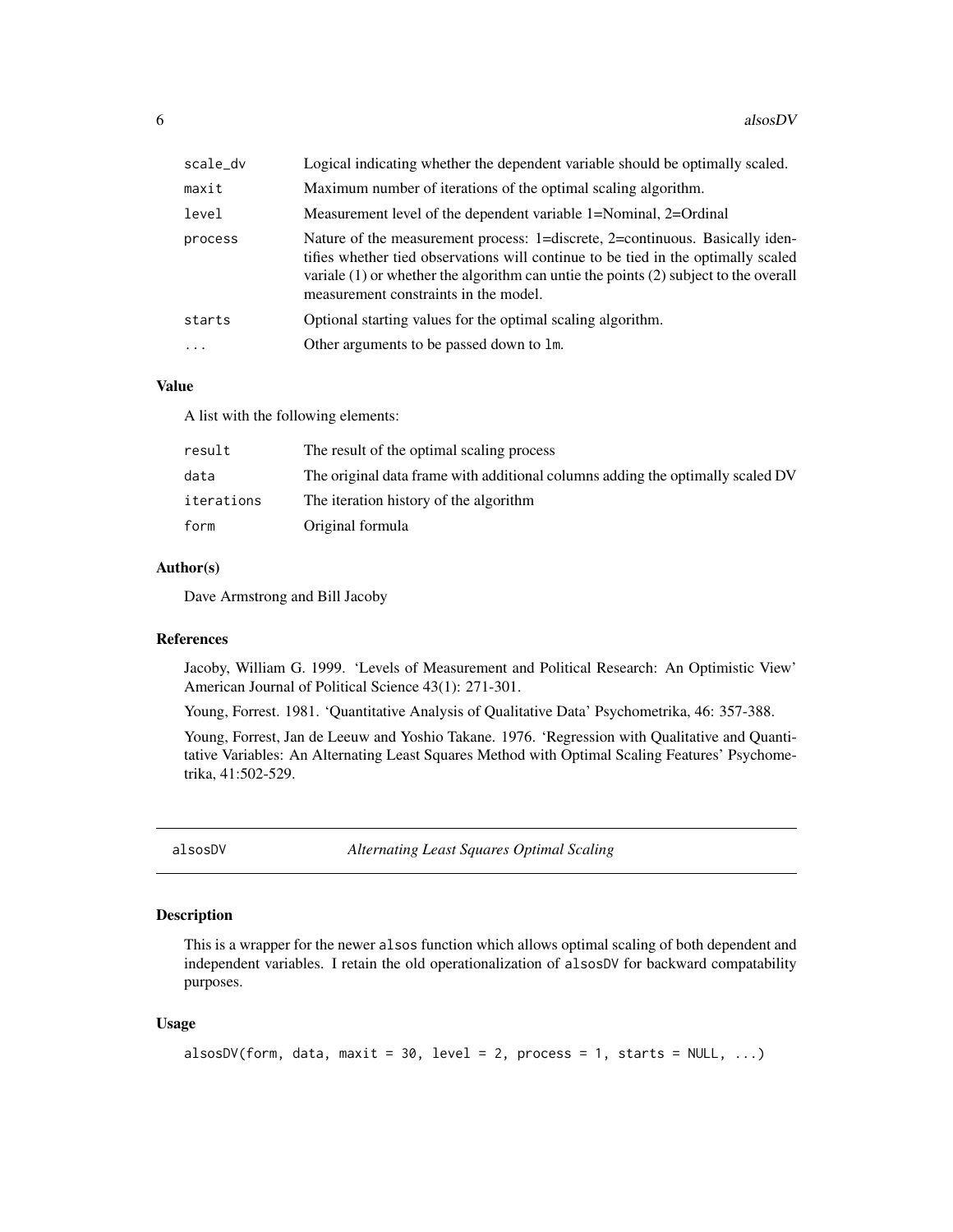| | |
|---|---|
| scale_dv | Logical indicating whether the dependent variable should be optimally scaled. |
| maxit | Maximum number of iterations of the optimal scaling algorithm. |
| level | Measurement level of the dependent variable 1=Nominal, 2=Ordinal |
| process | Nature of the measurement process: 1=discrete, 2=continuous. Basically identifies whether tied observations will continue to be tied in the optimally scaled variale (1) or whether the algorithm can untie the points (2) subject to the overall measurement constraints in the model. |
| starts | Optional starting values for the optimal scaling algorithm. |
| ... | Other arguments to be passed down to `lm`. |

### Value

A list with the following elements:

| | |
|---|---|
| result | The result of the optimal scaling process |
| data | The original data frame with additional columns adding the optimally scaled DV |
| iterations | The iteration history of the algorithm |
| form | Original formula |

### Author(s)

Dave Armstrong and Bill Jacoby

### References

Jacoby, William G. 1999. 'Levels of Measurement and Political Research: An Optimistic View' American Journal of Political Science 43(1): 271-301.

Young, Forrest. 1981. 'Quantitative Analysis of Qualitative Data' Psychometrika, 46: 357-388.

Young, Forrest, Jan de Leeuw and Yoshio Takane. 1976. 'Regression with Qualitative and Quantitative Variables: An Alternating Least Squares Method with Optimal Scaling Features' Psychometrika, 41:502-529.

## alsosDV — *Alternating Least Squares Optimal Scaling*

### Description

This is a wrapper for the newer `alsos` function which allows optimal scaling of both dependent and independent variables. I retain the old operationalization of `alsosDV` for backward compatability purposes.

### Usage

```
alsosDV(form, data, maxit = 30, level = 2, process = 1, starts = NULL, ...)
```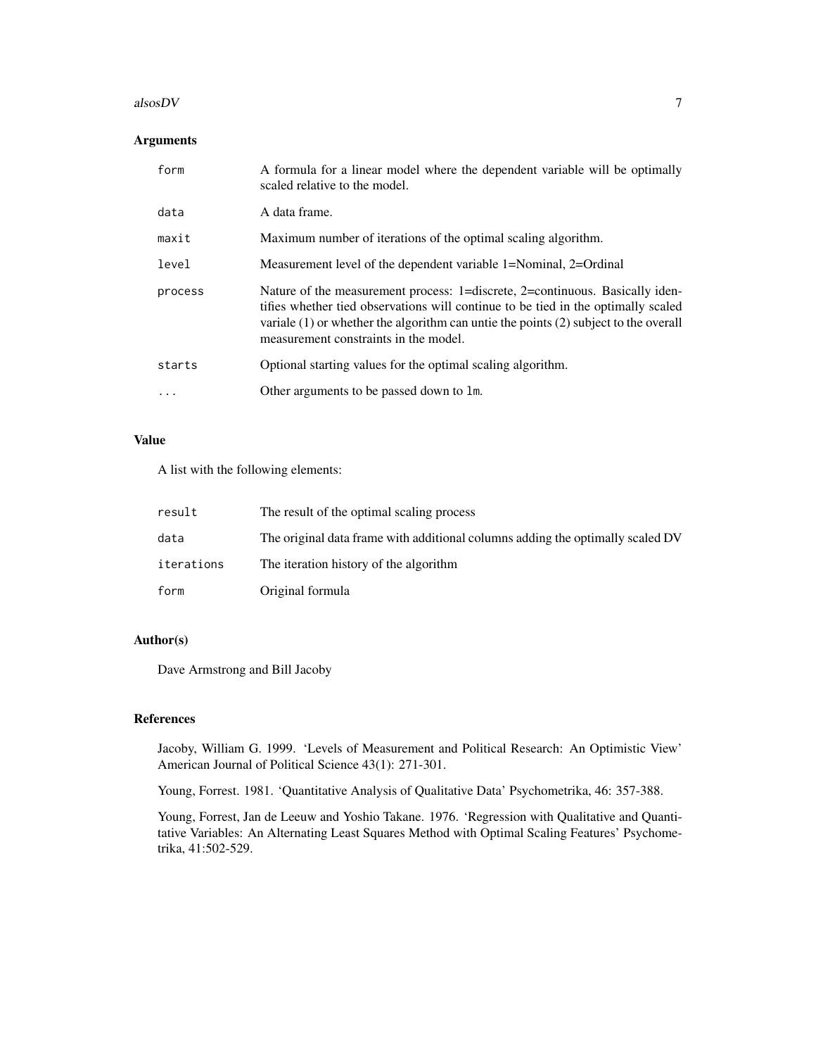## Arguments

| | |
|---|---|
| `form` | A formula for a linear model where the dependent variable will be optimally scaled relative to the model. |
| `data` | A data frame. |
| `maxit` | Maximum number of iterations of the optimal scaling algorithm. |
| `level` | Measurement level of the dependent variable 1=Nominal, 2=Ordinal |
| `process` | Nature of the measurement process: 1=discrete, 2=continuous. Basically identifies whether tied observations will continue to be tied in the optimally scaled variale (1) or whether the algorithm can untie the points (2) subject to the overall measurement constraints in the model. |
| `starts` | Optional starting values for the optimal scaling algorithm. |
| `...` | Other arguments to be passed down to `lm`. |

## Value

A list with the following elements:

| | |
|---|---|
| `result` | The result of the optimal scaling process |
| `data` | The original data frame with additional columns adding the optimally scaled DV |
| `iterations` | The iteration history of the algorithm |
| `form` | Original formula |

## Author(s)

Dave Armstrong and Bill Jacoby

## References

Jacoby, William G. 1999. 'Levels of Measurement and Political Research: An Optimistic View' American Journal of Political Science 43(1): 271-301.

Young, Forrest. 1981. 'Quantitative Analysis of Qualitative Data' Psychometrika, 46: 357-388.

Young, Forrest, Jan de Leeuw and Yoshio Takane. 1976. 'Regression with Qualitative and Quantitative Variables: An Alternating Least Squares Method with Optimal Scaling Features' Psychometrika, 41:502-529.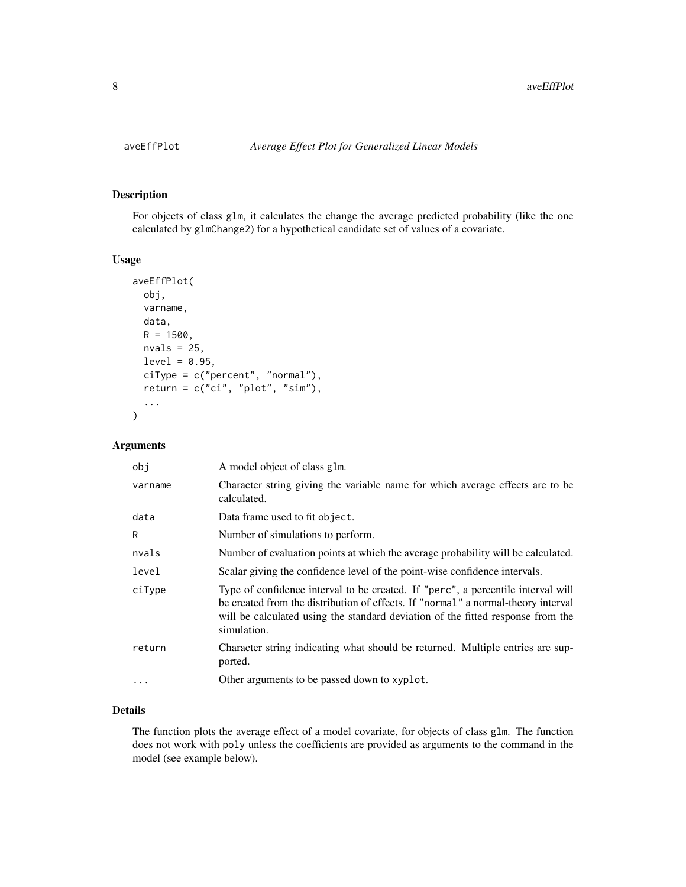# aveEffPlot — *Average Effect Plot for Generalized Linear Models*

## Description

For objects of class `glm`, it calculates the change the average predicted probability (like the one calculated by `glmChange2`) for a hypothetical candidate set of values of a covariate.

## Usage

```
aveEffPlot(
  obj,
  varname,
  data,
  R = 1500,
  nvals = 25,
  level = 0.95,
  ciType = c("percent", "normal"),
  return = c("ci", "plot", "sim"),
  ...
)
```

## Arguments

| Argument | Description |
| --- | --- |
| `obj` | A model object of class `glm`. |
| `varname` | Character string giving the variable name for which average effects are to be calculated. |
| `data` | Data frame used to fit `object`. |
| `R` | Number of simulations to perform. |
| `nvals` | Number of evaluation points at which the average probability will be calculated. |
| `level` | Scalar giving the confidence level of the point-wise confidence intervals. |
| `ciType` | Type of confidence interval to be created. If `"perc"`, a percentile interval will be created from the distribution of effects. If `"normal"` a normal-theory interval will be calculated using the standard deviation of the fitted response from the simulation. |
| `return` | Character string indicating what should be returned. Multiple entries are supported. |
| `...` | Other arguments to be passed down to `xyplot`. |

## Details

The function plots the average effect of a model covariate, for objects of class `glm`. The function does not work with `poly` unless the coefficients are provided as arguments to the command in the model (see example below).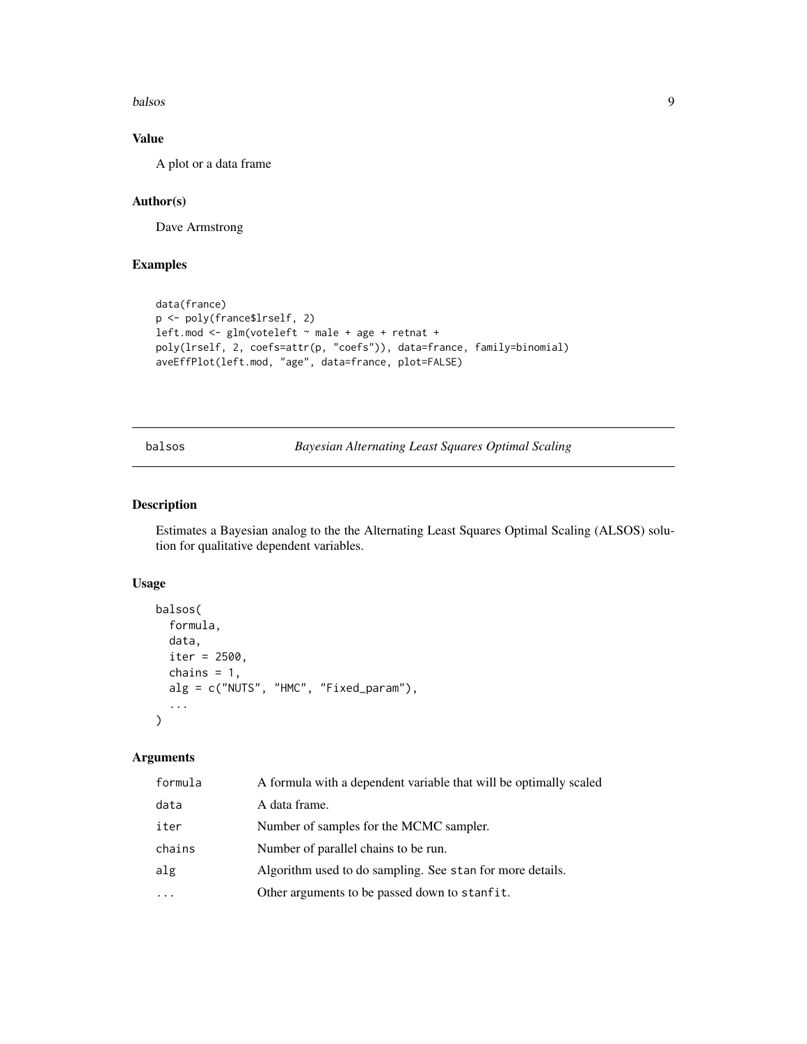### Value

A plot or a data frame

### Author(s)

Dave Armstrong

### Examples

```
data(france)
p <- poly(france$lrself, 2)
left.mod <- glm(voteleft ~ male + age + retnat +
poly(lrself, 2, coefs=attr(p, "coefs")), data=france, family=binomial)
aveEffPlot(left.mod, "age", data=france, plot=FALSE)
```

---

## balsos — *Bayesian Alternating Least Squares Optimal Scaling*

---

### Description

Estimates a Bayesian analog to the the Alternating Least Squares Optimal Scaling (ALSOS) solution for qualitative dependent variables.

### Usage

```
balsos(
  formula,
  data,
  iter = 2500,
  chains = 1,
  alg = c("NUTS", "HMC", "Fixed_param"),
  ...
)
```

### Arguments

| | |
|---|---|
| `formula` | A formula with a dependent variable that will be optimally scaled |
| `data` | A data frame. |
| `iter` | Number of samples for the MCMC sampler. |
| `chains` | Number of parallel chains to be run. |
| `alg` | Algorithm used to do sampling. See `stan` for more details. |
| `...` | Other arguments to be passed down to `stanfit`. |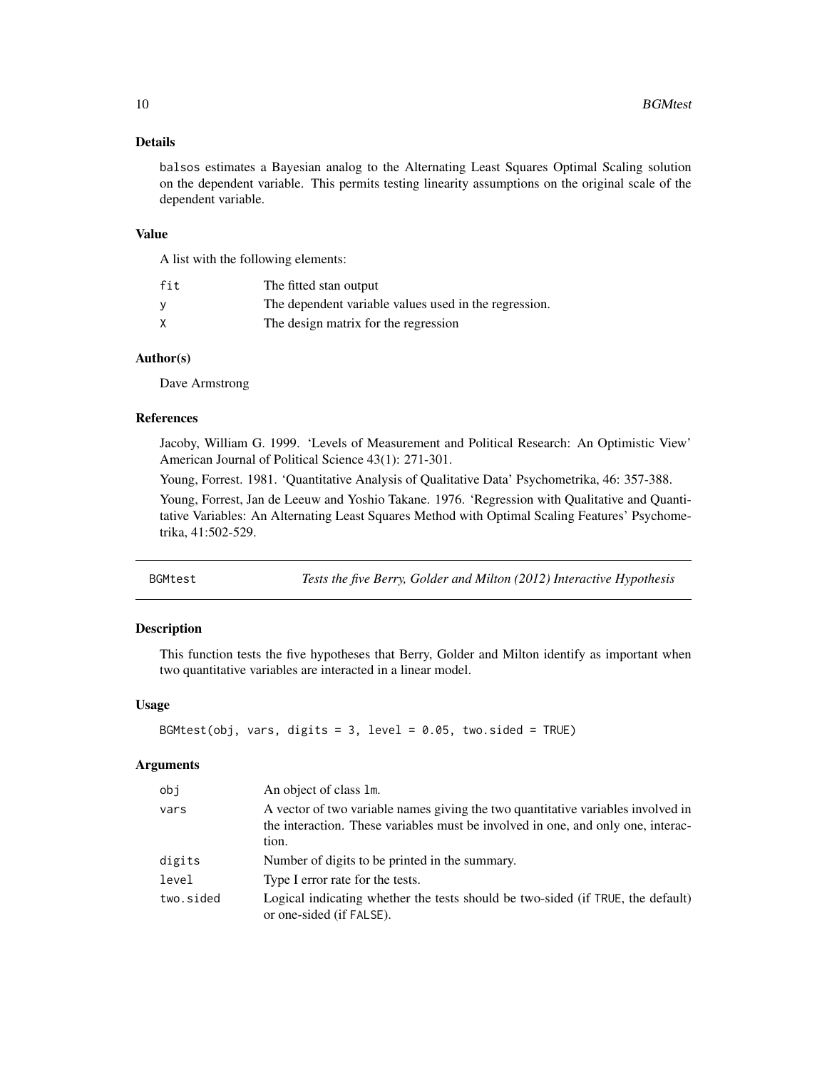### Details

balsos estimates a Bayesian analog to the Alternating Least Squares Optimal Scaling solution on the dependent variable. This permits testing linearity assumptions on the original scale of the dependent variable.

### Value

A list with the following elements:

| | |
|---|---|
| fit | The fitted stan output |
| y | The dependent variable values used in the regression. |
| X | The design matrix for the regression |

### Author(s)

Dave Armstrong

### References

Jacoby, William G. 1999. 'Levels of Measurement and Political Research: An Optimistic View' American Journal of Political Science 43(1): 271-301.

Young, Forrest. 1981. 'Quantitative Analysis of Qualitative Data' Psychometrika, 46: 357-388.

Young, Forrest, Jan de Leeuw and Yoshio Takane. 1976. 'Regression with Qualitative and Quantitative Variables: An Alternating Least Squares Method with Optimal Scaling Features' Psychometrika, 41:502-529.

---

## BGMtest — *Tests the five Berry, Golder and Milton (2012) Interactive Hypothesis*

### Description

This function tests the five hypotheses that Berry, Golder and Milton identify as important when two quantitative variables are interacted in a linear model.

### Usage

```
BGMtest(obj, vars, digits = 3, level = 0.05, two.sided = TRUE)
```

### Arguments

| | |
|---|---|
| obj | An object of class lm. |
| vars | A vector of two variable names giving the two quantitative variables involved in the interaction. These variables must be involved in one, and only one, interaction. |
| digits | Number of digits to be printed in the summary. |
| level | Type I error rate for the tests. |
| two.sided | Logical indicating whether the tests should be two-sided (if TRUE, the default) or one-sided (if FALSE). |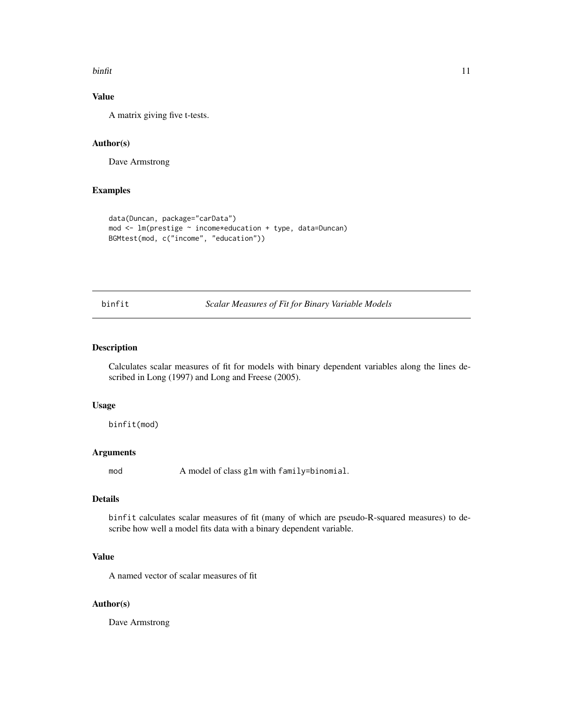### Value

A matrix giving five t-tests.

### Author(s)

Dave Armstrong

### Examples

```
data(Duncan, package="carData")
mod <- lm(prestige ~ income*education + type, data=Duncan)
BGMtest(mod, c("income", "education"))
```

---

## binfit — *Scalar Measures of Fit for Binary Variable Models*

---

### Description

Calculates scalar measures of fit for models with binary dependent variables along the lines described in Long (1997) and Long and Freese (2005).

### Usage

```
binfit(mod)
```

### Arguments

| | |
|---|---|
| `mod` | A model of class `glm` with `family=binomial`. |

### Details

`binfit` calculates scalar measures of fit (many of which are pseudo-R-squared measures) to describe how well a model fits data with a binary dependent variable.

### Value

A named vector of scalar measures of fit

### Author(s)

Dave Armstrong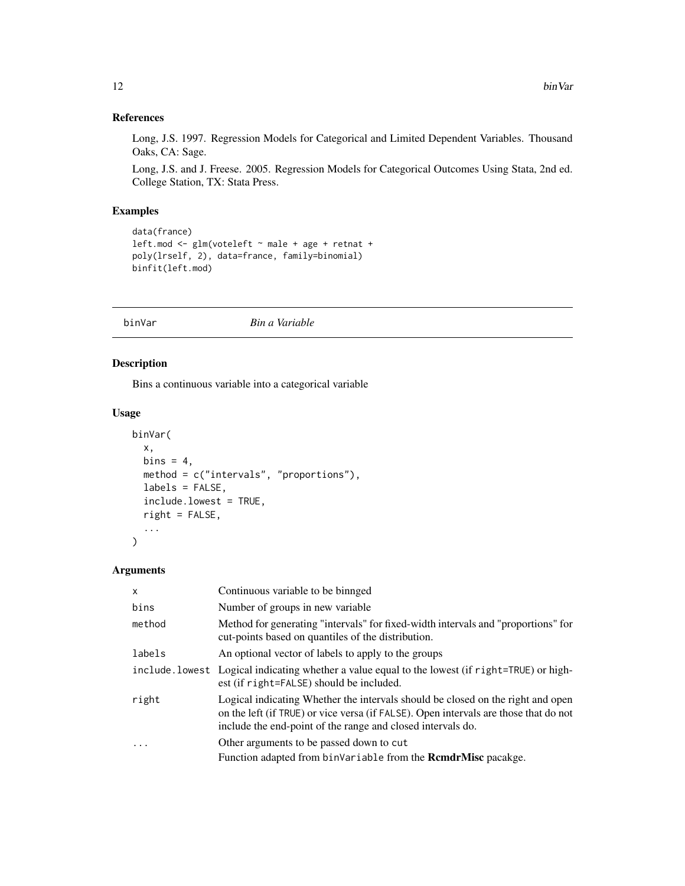## References

Long, J.S. 1997. Regression Models for Categorical and Limited Dependent Variables. Thousand Oaks, CA: Sage.

Long, J.S. and J. Freese. 2005. Regression Models for Categorical Outcomes Using Stata, 2nd ed. College Station, TX: Stata Press.

## Examples

```
data(france)
left.mod <- glm(voteleft ~ male + age + retnat +
poly(lrself, 2), data=france, family=binomial)
binfit(left.mod)
```

---

# binVar *Bin a Variable*

## Description

Bins a continuous variable into a categorical variable

## Usage

```
binVar(
  x,
  bins = 4,
  method = c("intervals", "proportions"),
  labels = FALSE,
  include.lowest = TRUE,
  right = FALSE,
  ...
)
```

## Arguments

| | |
|---|---|
| x | Continuous variable to be binnged |
| bins | Number of groups in new variable |
| method | Method for generating "intervals" for fixed-width intervals and "proportions" for cut-points based on quantiles of the distribution. |
| labels | An optional vector of labels to apply to the groups |
| include.lowest | Logical indicating whether a value equal to the lowest (if right=TRUE) or highest (if right=FALSE) should be included. |
| right | Logical indicating Whether the intervals should be closed on the right and open on the left (if TRUE) or vice versa (if FALSE). Open intervals are those that do not include the end-point of the range and closed intervals do. |
| ... | Other arguments to be passed down to cut<br>Function adapted from binVariable from the **RcmdrMisc** pacakge. |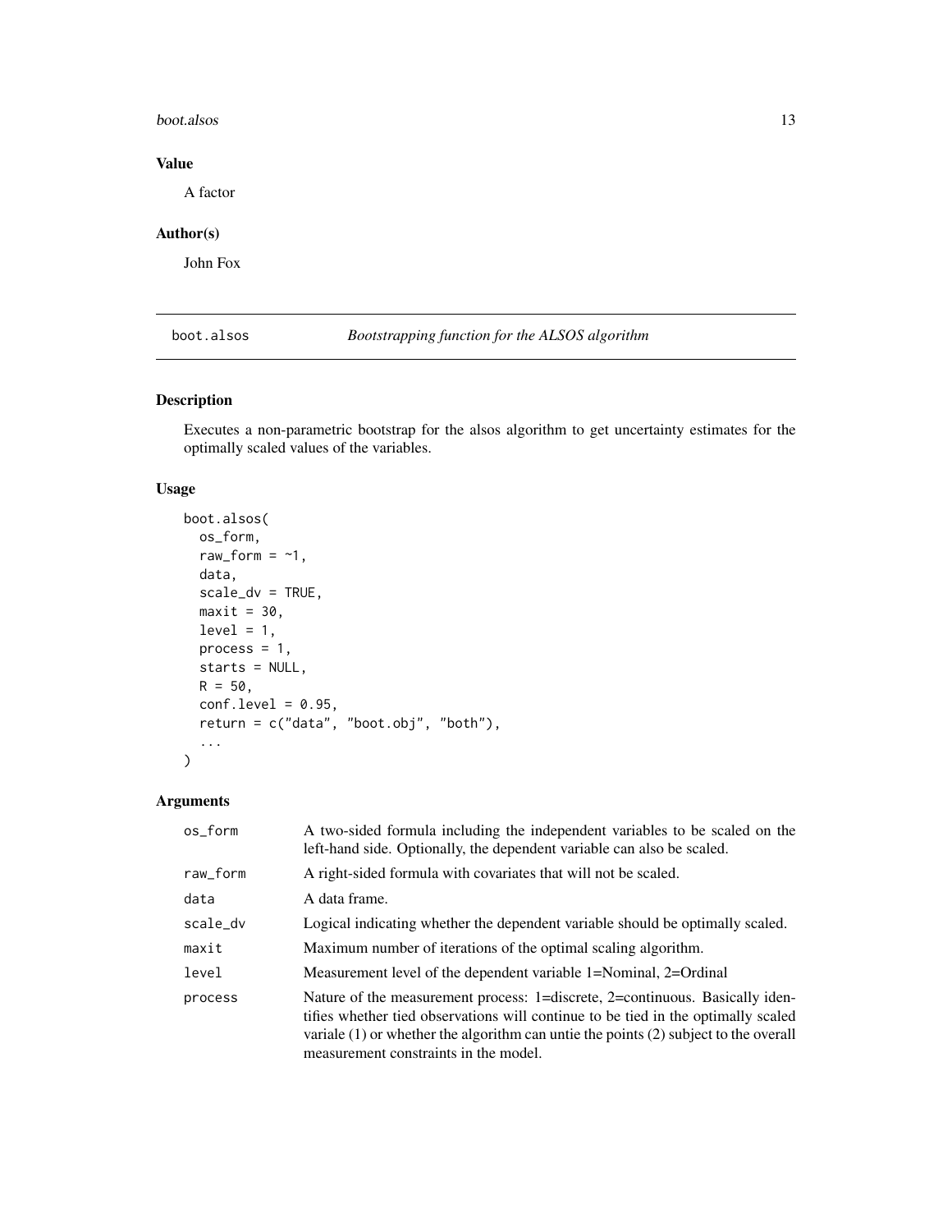## Value

A factor

## Author(s)

John Fox

---

boot.alsos *Bootstrapping function for the ALSOS algorithm*

---

## Description

Executes a non-parametric bootstrap for the alsos algorithm to get uncertainty estimates for the optimally scaled values of the variables.

## Usage

```
boot.alsos(
  os_form,
  raw_form = ~1,
  data,
  scale_dv = TRUE,
  maxit = 30,
  level = 1,
  process = 1,
  starts = NULL,
  R = 50,
  conf.level = 0.95,
  return = c("data", "boot.obj", "both"),
  ...
)
```

## Arguments

| | |
|---|---|
| os_form | A two-sided formula including the independent variables to be scaled on the left-hand side. Optionally, the dependent variable can also be scaled. |
| raw_form | A right-sided formula with covariates that will not be scaled. |
| data | A data frame. |
| scale_dv | Logical indicating whether the dependent variable should be optimally scaled. |
| maxit | Maximum number of iterations of the optimal scaling algorithm. |
| level | Measurement level of the dependent variable 1=Nominal, 2=Ordinal |
| process | Nature of the measurement process: 1=discrete, 2=continuous. Basically identifies whether tied observations will continue to be tied in the optimally scaled variale (1) or whether the algorithm can untie the points (2) subject to the overall measurement constraints in the model. |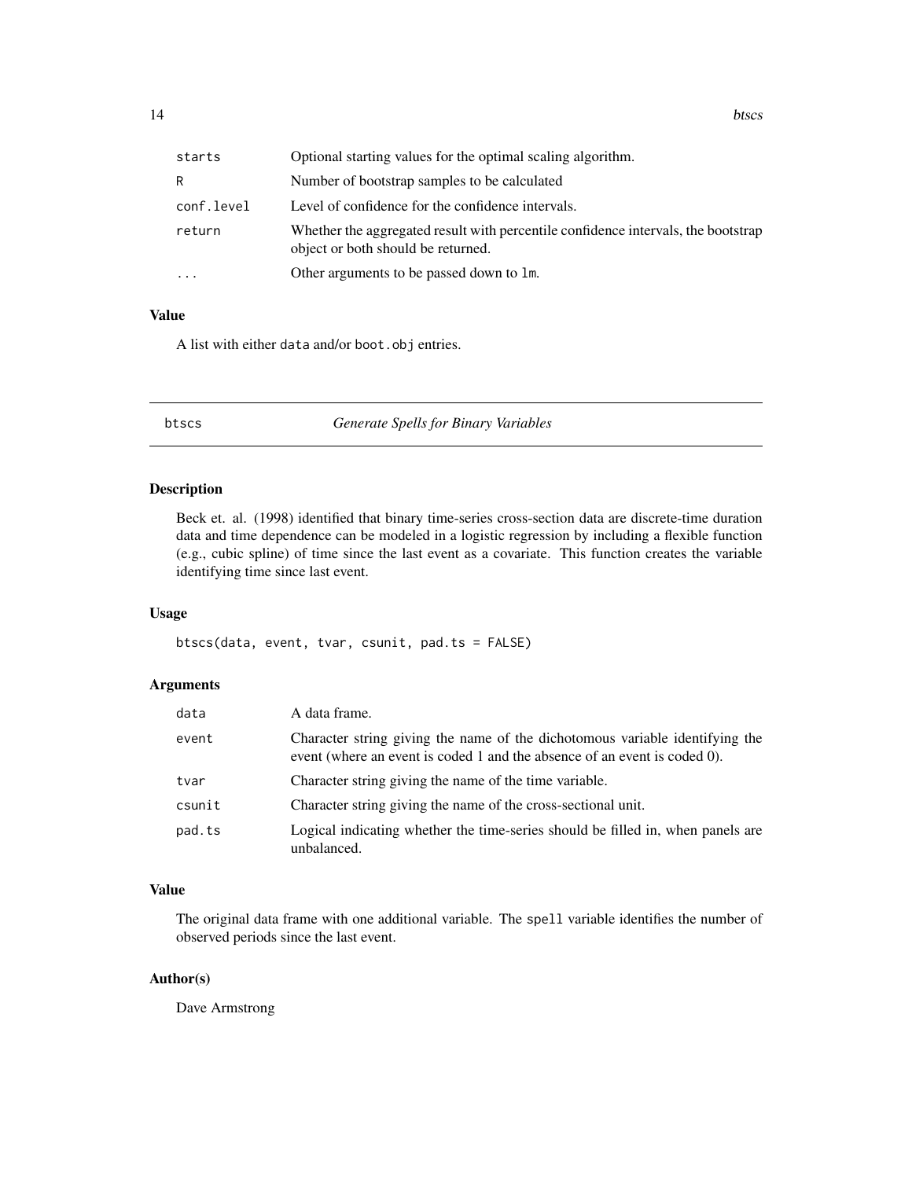| | |
|---|---|
| starts | Optional starting values for the optimal scaling algorithm. |
| R | Number of bootstrap samples to be calculated |
| conf.level | Level of confidence for the confidence intervals. |
| return | Whether the aggregated result with percentile confidence intervals, the bootstrap object or both should be returned. |
| ... | Other arguments to be passed down to `lm`. |

### Value

A list with either `data` and/or `boot.obj` entries.

---

## btscs — *Generate Spells for Binary Variables*

---

### Description

Beck et. al. (1998) identified that binary time-series cross-section data are discrete-time duration data and time dependence can be modeled in a logistic regression by including a flexible function (e.g., cubic spline) of time since the last event as a covariate. This function creates the variable identifying time since last event.

### Usage

```
btscs(data, event, tvar, csunit, pad.ts = FALSE)
```

### Arguments

| | |
|---|---|
| data | A data frame. |
| event | Character string giving the name of the dichotomous variable identifying the event (where an event is coded 1 and the absence of an event is coded 0). |
| tvar | Character string giving the name of the time variable. |
| csunit | Character string giving the name of the cross-sectional unit. |
| pad.ts | Logical indicating whether the time-series should be filled in, when panels are unbalanced. |

### Value

The original data frame with one additional variable. The `spell` variable identifies the number of observed periods since the last event.

### Author(s)

Dave Armstrong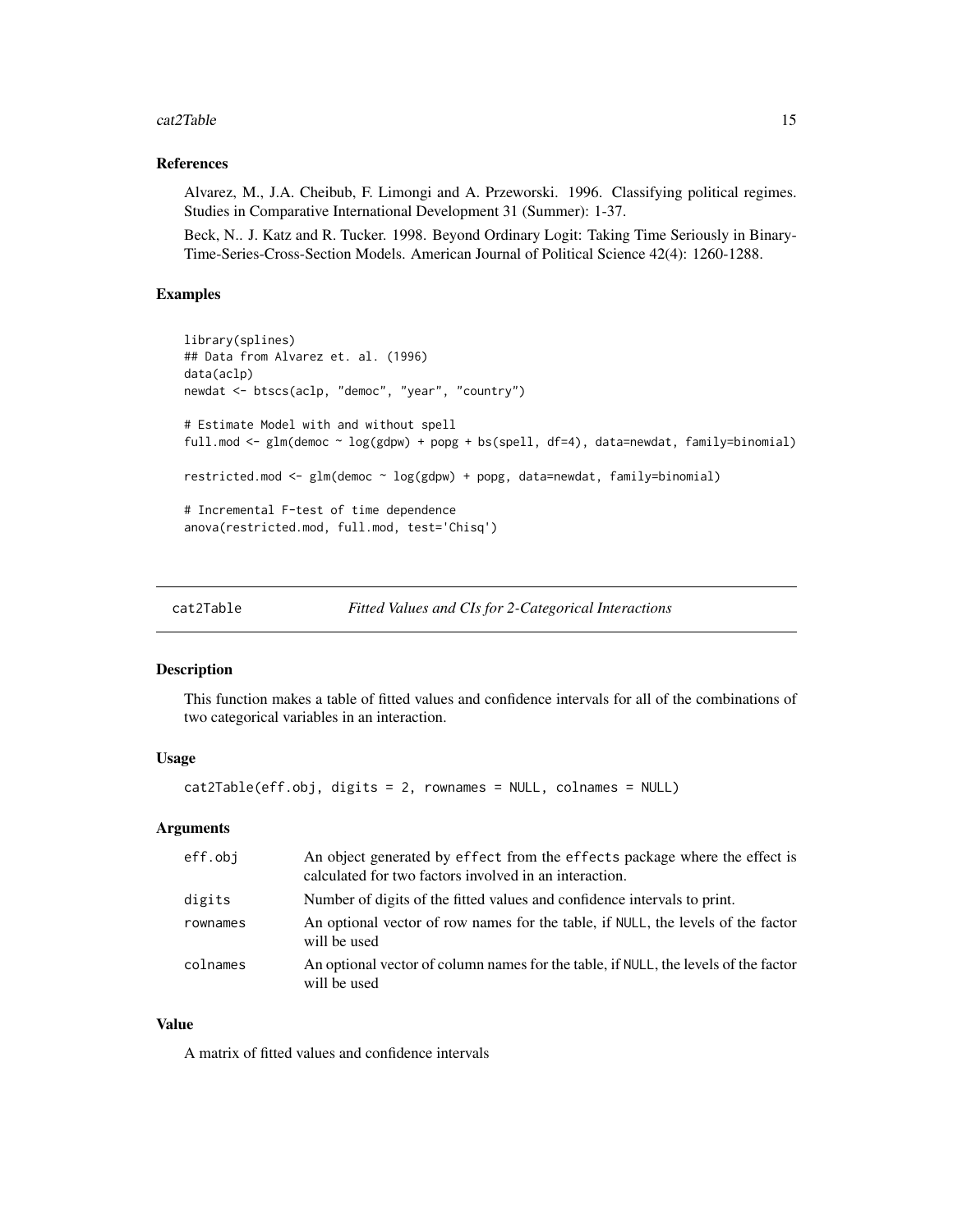### References

Alvarez, M., J.A. Cheibub, F. Limongi and A. Przeworski. 1996. Classifying political regimes. Studies in Comparative International Development 31 (Summer): 1-37.

Beck, N.. J. Katz and R. Tucker. 1998. Beyond Ordinary Logit: Taking Time Seriously in Binary-Time-Series-Cross-Section Models. American Journal of Political Science 42(4): 1260-1288.

### Examples

```
library(splines)
## Data from Alvarez et. al. (1996)
data(aclp)
newdat <- btscs(aclp, "democ", "year", "country")

# Estimate Model with and without spell
full.mod <- glm(democ ~ log(gdpw) + popg + bs(spell, df=4), data=newdat, family=binomial)

restricted.mod <- glm(democ ~ log(gdpw) + popg, data=newdat, family=binomial)

# Incremental F-test of time dependence
anova(restricted.mod, full.mod, test='Chisq')
```

---

## cat2Table — *Fitted Values and CIs for 2-Categorical Interactions*

### Description

This function makes a table of fitted values and confidence intervals for all of the combinations of two categorical variables in an interaction.

### Usage

```
cat2Table(eff.obj, digits = 2, rownames = NULL, colnames = NULL)
```

### Arguments

| | |
|---|---|
| eff.obj | An object generated by effect from the effects package where the effect is calculated for two factors involved in an interaction. |
| digits | Number of digits of the fitted values and confidence intervals to print. |
| rownames | An optional vector of row names for the table, if NULL, the levels of the factor will be used |
| colnames | An optional vector of column names for the table, if NULL, the levels of the factor will be used |

### Value

A matrix of fitted values and confidence intervals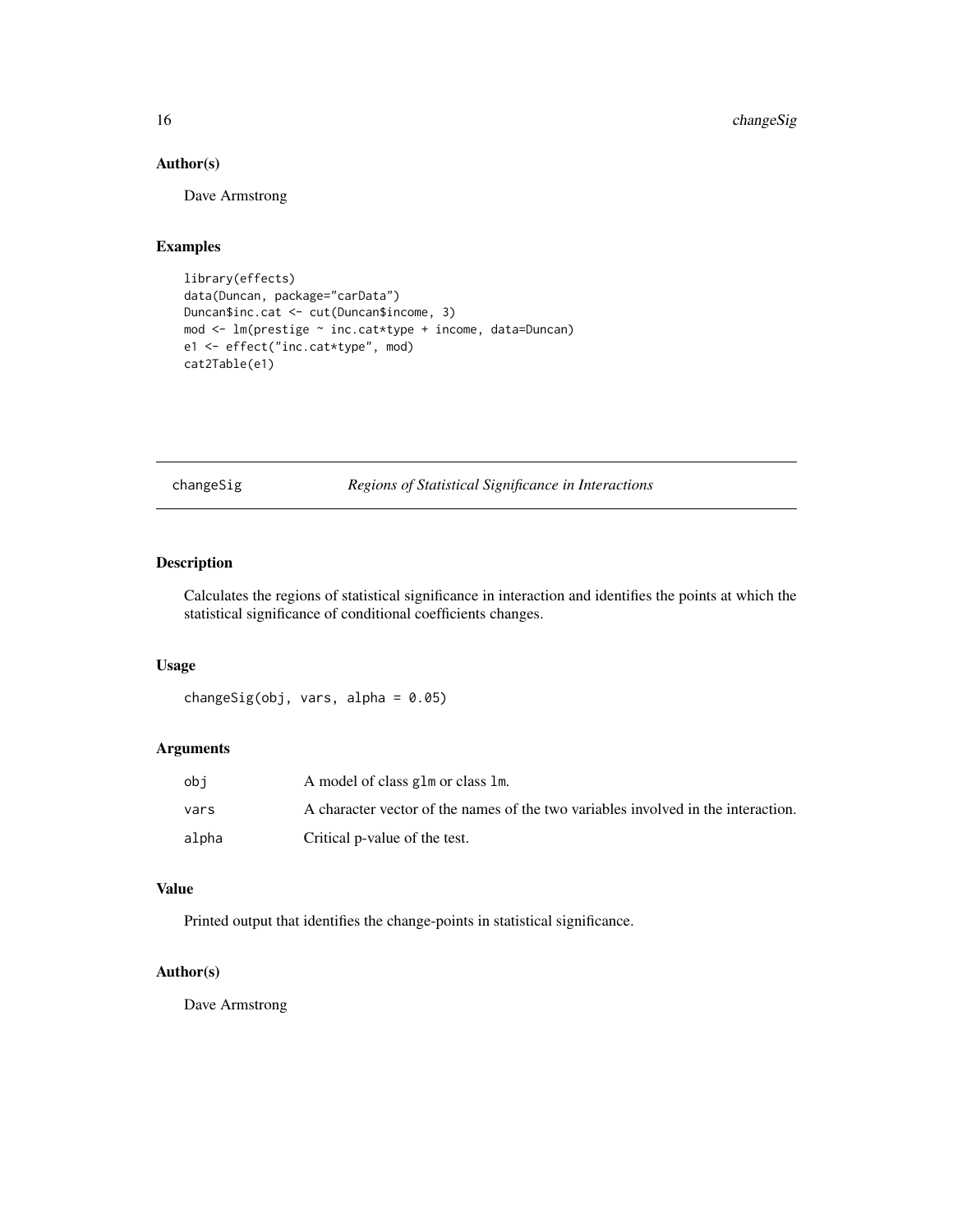## Author(s)

Dave Armstrong

## Examples

```
library(effects)
data(Duncan, package="carData")
Duncan$inc.cat <- cut(Duncan$income, 3)
mod <- lm(prestige ~ inc.cat*type + income, data=Duncan)
e1 <- effect("inc.cat*type", mod)
cat2Table(e1)
```

---

# changeSig — *Regions of Statistical Significance in Interactions*

---

## Description

Calculates the regions of statistical significance in interaction and identifies the points at which the statistical significance of conditional coefficients changes.

## Usage

```
changeSig(obj, vars, alpha = 0.05)
```

## Arguments

| | |
|---|---|
| `obj` | A model of class `glm` or class `lm`. |
| `vars` | A character vector of the names of the two variables involved in the interaction. |
| `alpha` | Critical p-value of the test. |

## Value

Printed output that identifies the change-points in statistical significance.

## Author(s)

Dave Armstrong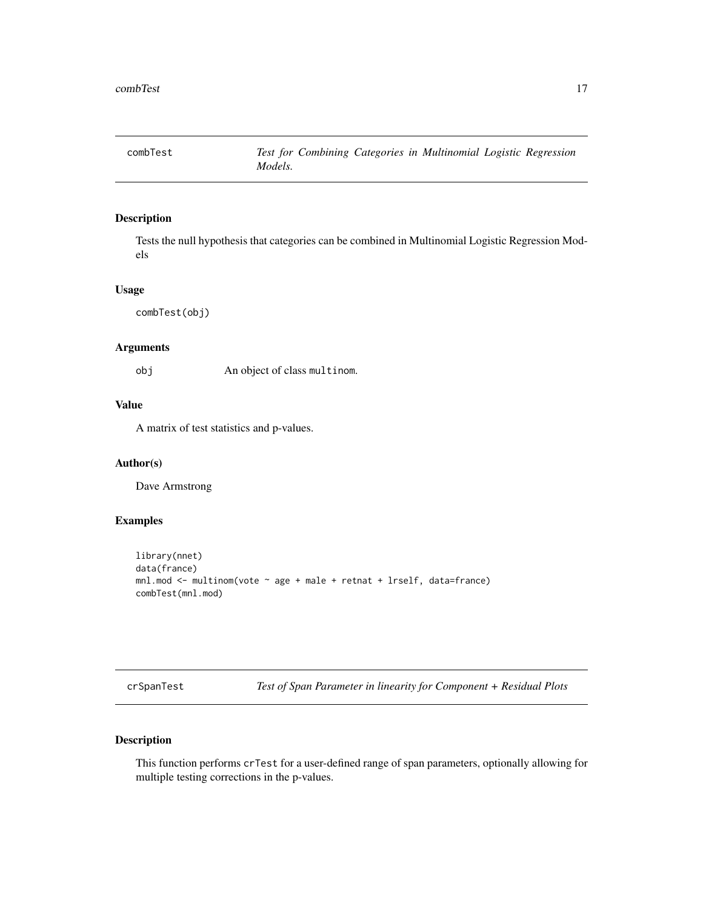## combTest

*Test for Combining Categories in Multinomial Logistic Regression Models.*

### Description

Tests the null hypothesis that categories can be combined in Multinomial Logistic Regression Models

### Usage

```
combTest(obj)
```

### Arguments

| | |
|---|---|
| obj | An object of class multinom. |

### Value

A matrix of test statistics and p-values.

### Author(s)

Dave Armstrong

### Examples

```
library(nnet)
data(france)
mnl.mod <- multinom(vote ~ age + male + retnat + lrself, data=france)
combTest(mnl.mod)
```

## crSpanTest

*Test of Span Parameter in linearity for Component + Residual Plots*

### Description

This function performs crTest for a user-defined range of span parameters, optionally allowing for multiple testing corrections in the p-values.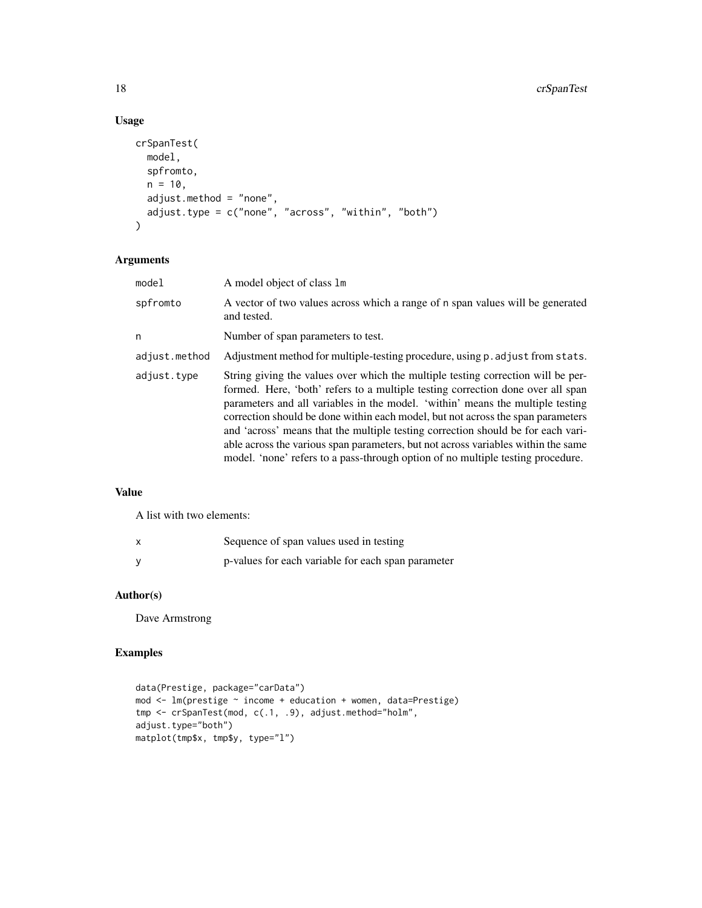## Usage

```
crSpanTest(
  model,
  spfromto,
  n = 10,
  adjust.method = "none",
  adjust.type = c("none", "across", "within", "both")
)
```

## Arguments

| | |
|---|---|
| model | A model object of class lm |
| spfromto | A vector of two values across which a range of n span values will be generated and tested. |
| n | Number of span parameters to test. |
| adjust.method | Adjustment method for multiple-testing procedure, using p.adjust from stats. |
| adjust.type | String giving the values over which the multiple testing correction will be performed. Here, 'both' refers to a multiple testing correction done over all span parameters and all variables in the model. 'within' means the multiple testing correction should be done within each model, but not across the span parameters and 'across' means that the multiple testing correction should be for each variable across the various span parameters, but not across variables within the same model. 'none' refers to a pass-through option of no multiple testing procedure. |

## Value

A list with two elements:

| | |
|---|---|
| x | Sequence of span values used in testing |
| y | p-values for each variable for each span parameter |

## Author(s)

Dave Armstrong

## Examples

```
data(Prestige, package="carData")
mod <- lm(prestige ~ income + education + women, data=Prestige)
tmp <- crSpanTest(mod, c(.1, .9), adjust.method="holm",
adjust.type="both")
matplot(tmp$x, tmp$y, type="l")
```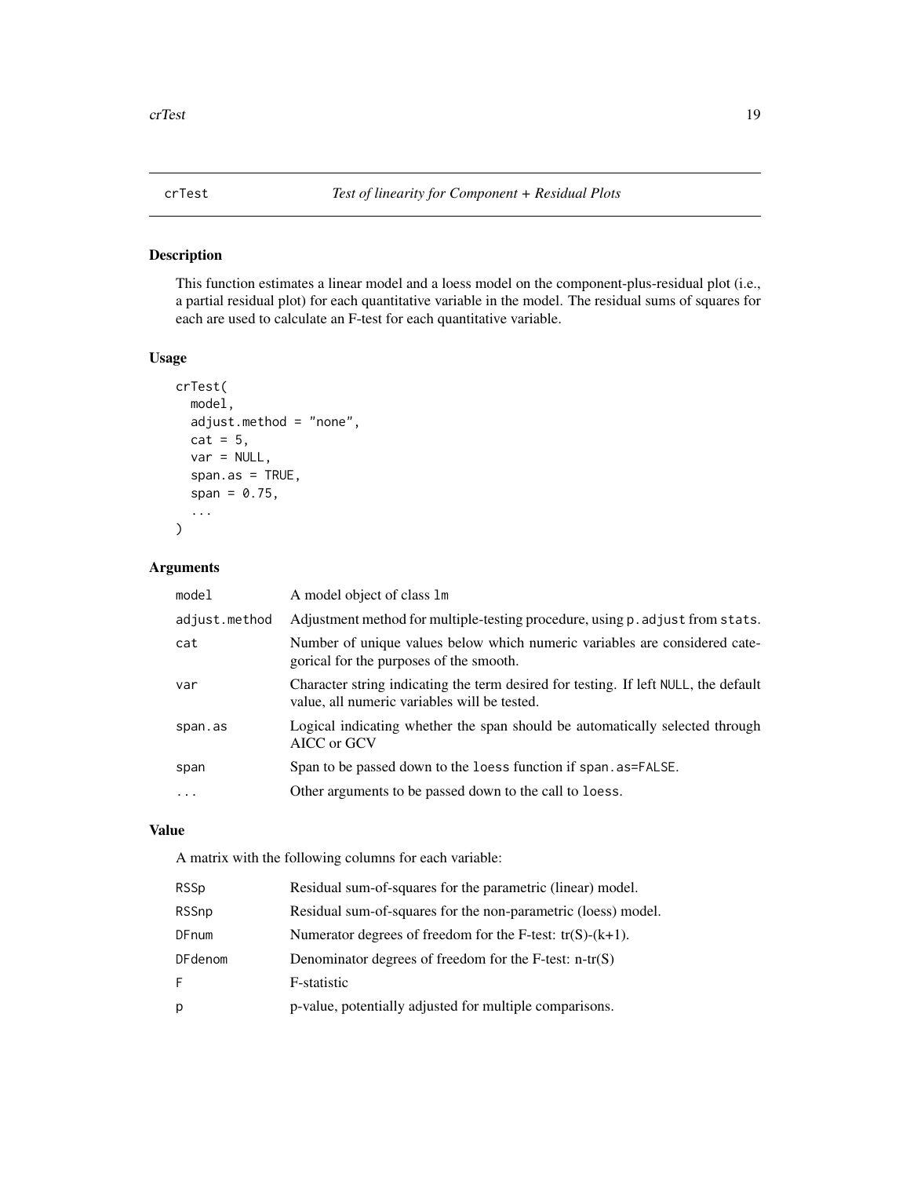## crTest — *Test of linearity for Component + Residual Plots*

### Description

This function estimates a linear model and a loess model on the component-plus-residual plot (i.e., a partial residual plot) for each quantitative variable in the model. The residual sums of squares for each are used to calculate an F-test for each quantitative variable.

### Usage

```
crTest(
  model,
  adjust.method = "none",
  cat = 5,
  var = NULL,
  span.as = TRUE,
  span = 0.75,
  ...
)
```

### Arguments

| | |
|---|---|
| `model` | A model object of class `lm` |
| `adjust.method` | Adjustment method for multiple-testing procedure, using `p.adjust` from `stats`. |
| `cat` | Number of unique values below which numeric variables are considered categorical for the purposes of the smooth. |
| `var` | Character string indicating the term desired for testing. If left `NULL`, the default value, all numeric variables will be tested. |
| `span.as` | Logical indicating whether the span should be automatically selected through AICC or GCV |
| `span` | Span to be passed down to the `loess` function if `span.as=FALSE`. |
| `...` | Other arguments to be passed down to the call to `loess`. |

### Value

A matrix with the following columns for each variable:

| | |
|---|---|
| `RSSp` | Residual sum-of-squares for the parametric (linear) model. |
| `RSSnp` | Residual sum-of-squares for the non-parametric (loess) model. |
| `DFnum` | Numerator degrees of freedom for the F-test: $tr(S)-(k+1)$. |
| `DFdenom` | Denominator degrees of freedom for the F-test: $n-tr(S)$ |
| `F` | F-statistic |
| `p` | p-value, potentially adjusted for multiple comparisons. |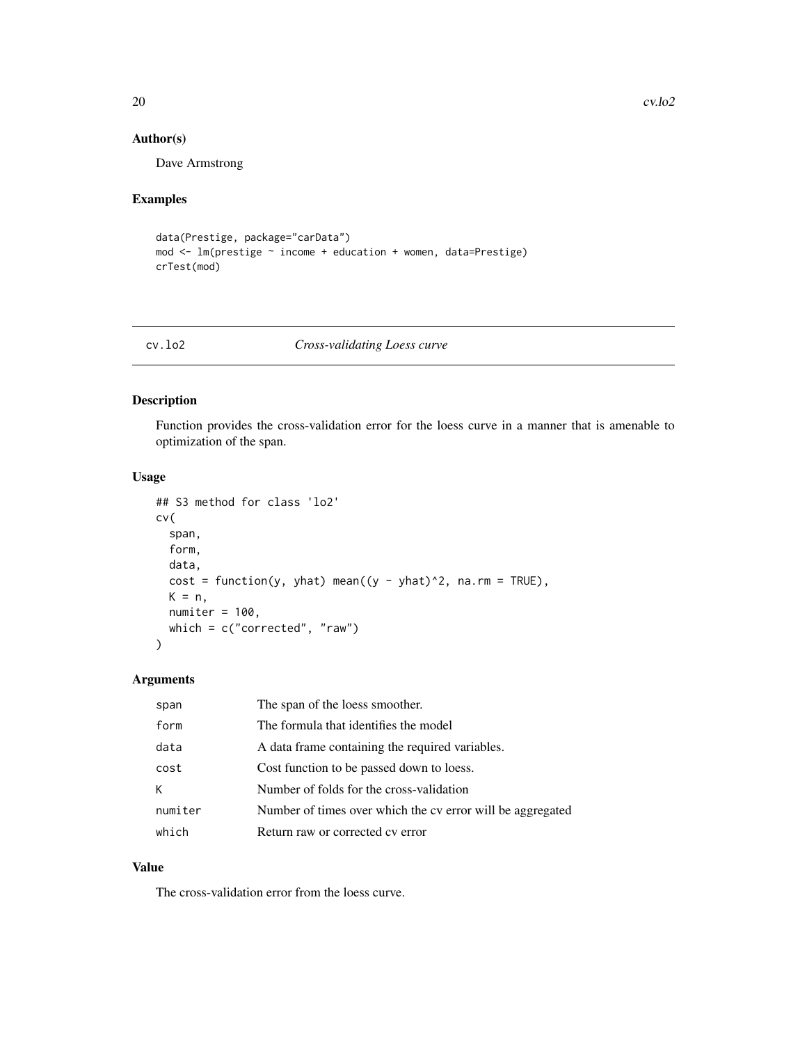### Author(s)

Dave Armstrong

### Examples

```
data(Prestige, package="carData")
mod <- lm(prestige ~ income + education + women, data=Prestige)
crTest(mod)
```

---

## cv.lo2 *Cross-validating Loess curve*

### Description

Function provides the cross-validation error for the loess curve in a manner that is amenable to optimization of the span.

### Usage

```
## S3 method for class 'lo2'
cv(
  span,
  form,
  data,
  cost = function(y, yhat) mean((y - yhat)^2, na.rm = TRUE),
  K = n,
  numiter = 100,
  which = c("corrected", "raw")
)
```

### Arguments

| | |
|---|---|
| span | The span of the loess smoother. |
| form | The formula that identifies the model |
| data | A data frame containing the required variables. |
| cost | Cost function to be passed down to loess. |
| K | Number of folds for the cross-validation |
| numiter | Number of times over which the cv error will be aggregated |
| which | Return raw or corrected cv error |

### Value

The cross-validation error from the loess curve.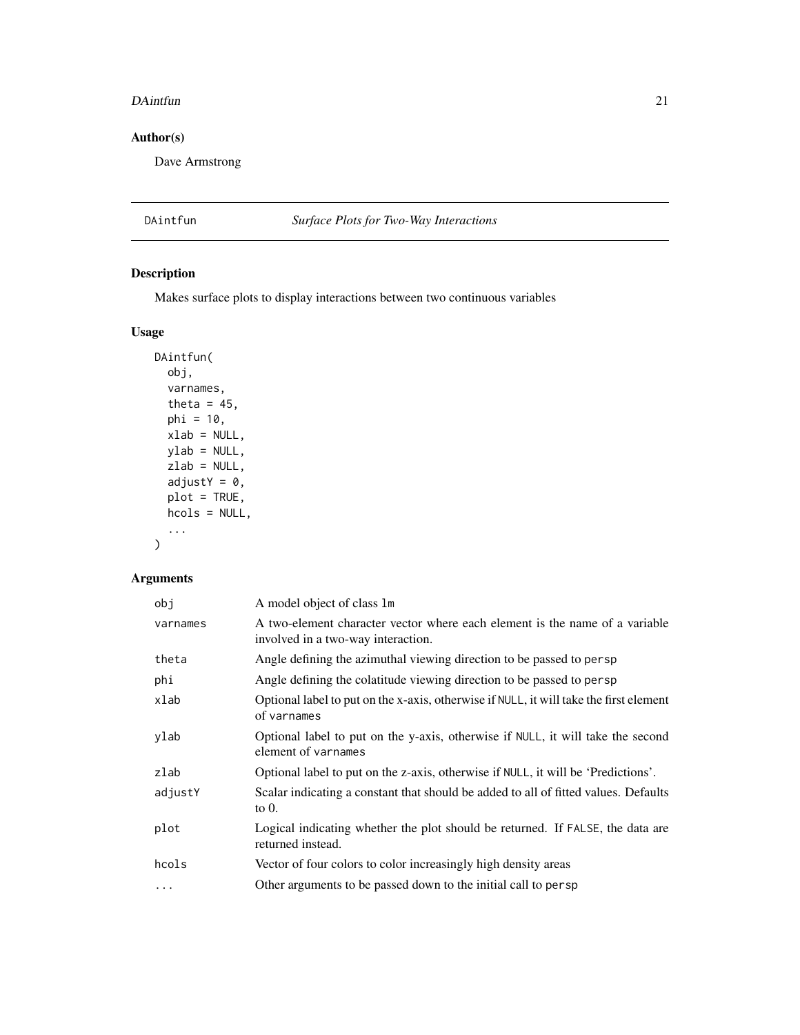## Author(s)

Dave Armstrong

---

## DAintfun — *Surface Plots for Two-Way Interactions*

### Description

Makes surface plots to display interactions between two continuous variables

### Usage

```
DAintfun(
  obj,
  varnames,
  theta = 45,
  phi = 10,
  xlab = NULL,
  ylab = NULL,
  zlab = NULL,
  adjustY = 0,
  plot = TRUE,
  hcols = NULL,
  ...
)
```

### Arguments

| | |
|---|---|
| obj | A model object of class `lm` |
| varnames | A two-element character vector where each element is the name of a variable involved in a two-way interaction. |
| theta | Angle defining the azimuthal viewing direction to be passed to `persp` |
| phi | Angle defining the colatitude viewing direction to be passed to `persp` |
| xlab | Optional label to put on the x-axis, otherwise if `NULL`, it will take the first element of `varnames` |
| ylab | Optional label to put on the y-axis, otherwise if `NULL`, it will take the second element of `varnames` |
| zlab | Optional label to put on the z-axis, otherwise if `NULL`, it will be 'Predictions'. |
| adjustY | Scalar indicating a constant that should be added to all of fitted values. Defaults to 0. |
| plot | Logical indicating whether the plot should be returned. If `FALSE`, the data are returned instead. |
| hcols | Vector of four colors to color increasingly high density areas |
| ... | Other arguments to be passed down to the initial call to `persp` |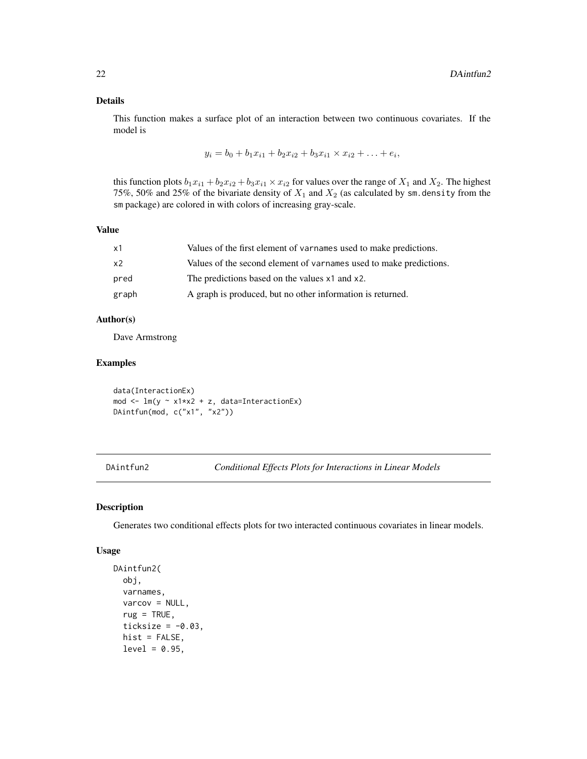### Details

This function makes a surface plot of an interaction between two continuous covariates. If the model is

$$y_i = b_0 + b_1 x_{i1} + b_2 x_{i2} + b_3 x_{i1} \times x_{i2} + \ldots + e_i,$$

this function plots $b_1 x_{i1} + b_2 x_{i2} + b_3 x_{i1} \times x_{i2}$ for values over the range of $X_1$ and $X_2$. The highest 75%, 50% and 25% of the bivariate density of $X_1$ and $X_2$ (as calculated by `sm.density` from the `sm` package) are colored in with colors of increasing gray-scale.

### Value

| | |
|---|---|
| `x1` | Values of the first element of `varnames` used to make predictions. |
| `x2` | Values of the second element of `varnames` used to make predictions. |
| `pred` | The predictions based on the values `x1` and `x2`. |
| `graph` | A graph is produced, but no other information is returned. |

### Author(s)

Dave Armstrong

### Examples

```
data(InteractionEx)
mod <- lm(y ~ x1*x2 + z, data=InteractionEx)
DAintfun(mod, c("x1", "x2"))
```

---

## DAintfun2 — *Conditional Effects Plots for Interactions in Linear Models*

---

### Description

Generates two conditional effects plots for two interacted continuous covariates in linear models.

### Usage

```
DAintfun2(
  obj,
  varnames,
  varcov = NULL,
  rug = TRUE,
  ticksize = -0.03,
  hist = FALSE,
  level = 0.95,
```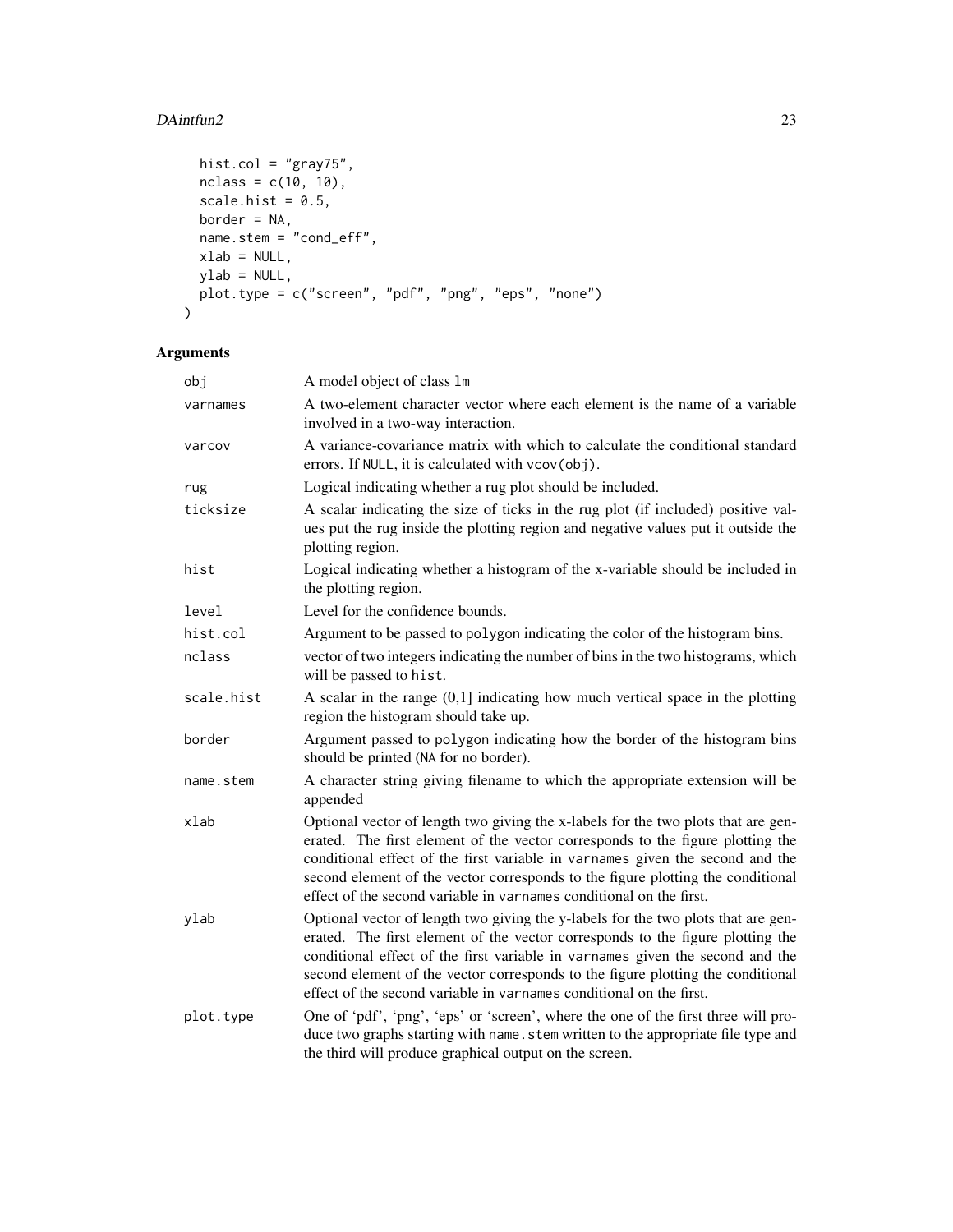```
  hist.col = "gray75",
  nclass = c(10, 10),
  scale.hist = 0.5,
  border = NA,
  name.stem = "cond_eff",
  xlab = NULL,
  ylab = NULL,
  plot.type = c("screen", "pdf", "png", "eps", "none")
)
```

## Arguments

| | |
|---|---|
| `obj` | A model object of class `lm` |
| `varnames` | A two-element character vector where each element is the name of a variable involved in a two-way interaction. |
| `varcov` | A variance-covariance matrix with which to calculate the conditional standard errors. If `NULL`, it is calculated with `vcov(obj)`. |
| `rug` | Logical indicating whether a rug plot should be included. |
| `ticksize` | A scalar indicating the size of ticks in the rug plot (if included) positive values put the rug inside the plotting region and negative values put it outside the plotting region. |
| `hist` | Logical indicating whether a histogram of the x-variable should be included in the plotting region. |
| `level` | Level for the confidence bounds. |
| `hist.col` | Argument to be passed to `polygon` indicating the color of the histogram bins. |
| `nclass` | vector of two integers indicating the number of bins in the two histograms, which will be passed to `hist`. |
| `scale.hist` | A scalar in the range (0,1] indicating how much vertical space in the plotting region the histogram should take up. |
| `border` | Argument passed to `polygon` indicating how the border of the histogram bins should be printed (`NA` for no border). |
| `name.stem` | A character string giving filename to which the appropriate extension will be appended |
| `xlab` | Optional vector of length two giving the x-labels for the two plots that are generated. The first element of the vector corresponds to the figure plotting the conditional effect of the first variable in `varnames` given the second and the second element of the vector corresponds to the figure plotting the conditional effect of the second variable in `varnames` conditional on the first. |
| `ylab` | Optional vector of length two giving the y-labels for the two plots that are generated. The first element of the vector corresponds to the figure plotting the conditional effect of the first variable in `varnames` given the second and the second element of the vector corresponds to the figure plotting the conditional effect of the second variable in `varnames` conditional on the first. |
| `plot.type` | One of 'pdf', 'png', 'eps' or 'screen', where the one of the first three will produce two graphs starting with `name.stem` written to the appropriate file type and the third will produce graphical output on the screen. |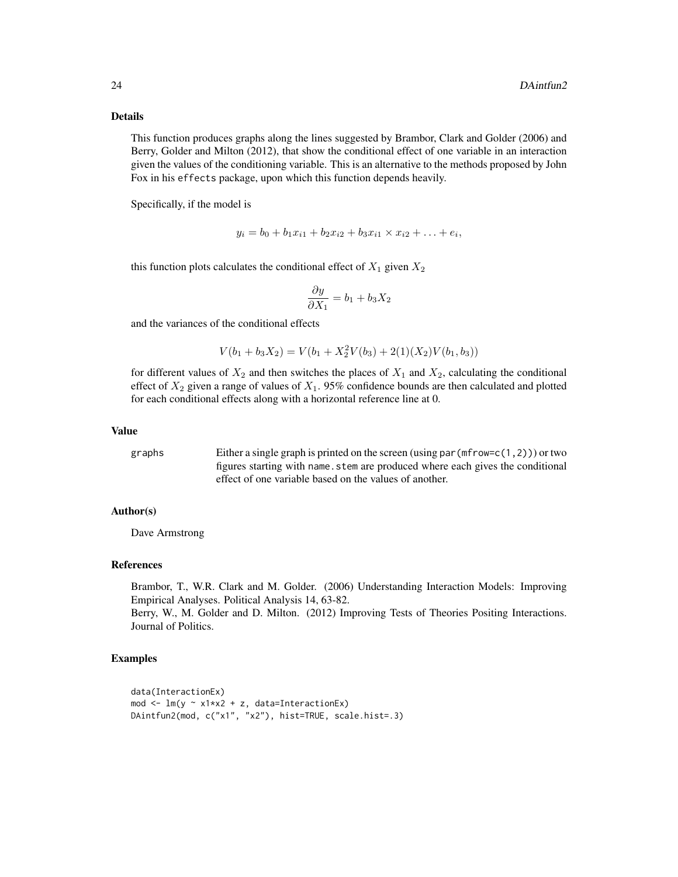## Details

This function produces graphs along the lines suggested by Brambor, Clark and Golder (2006) and Berry, Golder and Milton (2012), that show the conditional effect of one variable in an interaction given the values of the conditioning variable. This is an alternative to the methods proposed by John Fox in his `effects` package, upon which this function depends heavily.

Specifically, if the model is

$$y_i = b_0 + b_1 x_{i1} + b_2 x_{i2} + b_3 x_{i1} \times x_{i2} + \ldots + e_i,$$

this function plots calculates the conditional effect of $X_1$ given $X_2$

$$\frac{\partial y}{\partial X_1} = b_1 + b_3 X_2$$

and the variances of the conditional effects

$$V(b_1 + b_3 X_2) = V(b_1 + X_2^2 V(b_3) + 2(1)(X_2) V(b_1, b_3))$$

for different values of $X_2$ and then switches the places of $X_1$ and $X_2$, calculating the conditional effect of $X_2$ given a range of values of $X_1$. 95% confidence bounds are then calculated and plotted for each conditional effects along with a horizontal reference line at 0.

## Value

| | |
|---|---|
| `graphs` | Either a single graph is printed on the screen (using `par(mfrow=c(1,2))`) or two figures starting with `name.stem` are produced where each gives the conditional effect of one variable based on the values of another. |

## Author(s)

Dave Armstrong

## References

Brambor, T., W.R. Clark and M. Golder. (2006) Understanding Interaction Models: Improving Empirical Analyses. Political Analysis 14, 63-82.
Berry, W., M. Golder and D. Milton. (2012) Improving Tests of Theories Positing Interactions. Journal of Politics.

## Examples

```
data(InteractionEx)
mod <- lm(y ~ x1*x2 + z, data=InteractionEx)
DAintfun2(mod, c("x1", "x2"), hist=TRUE, scale.hist=.3)
```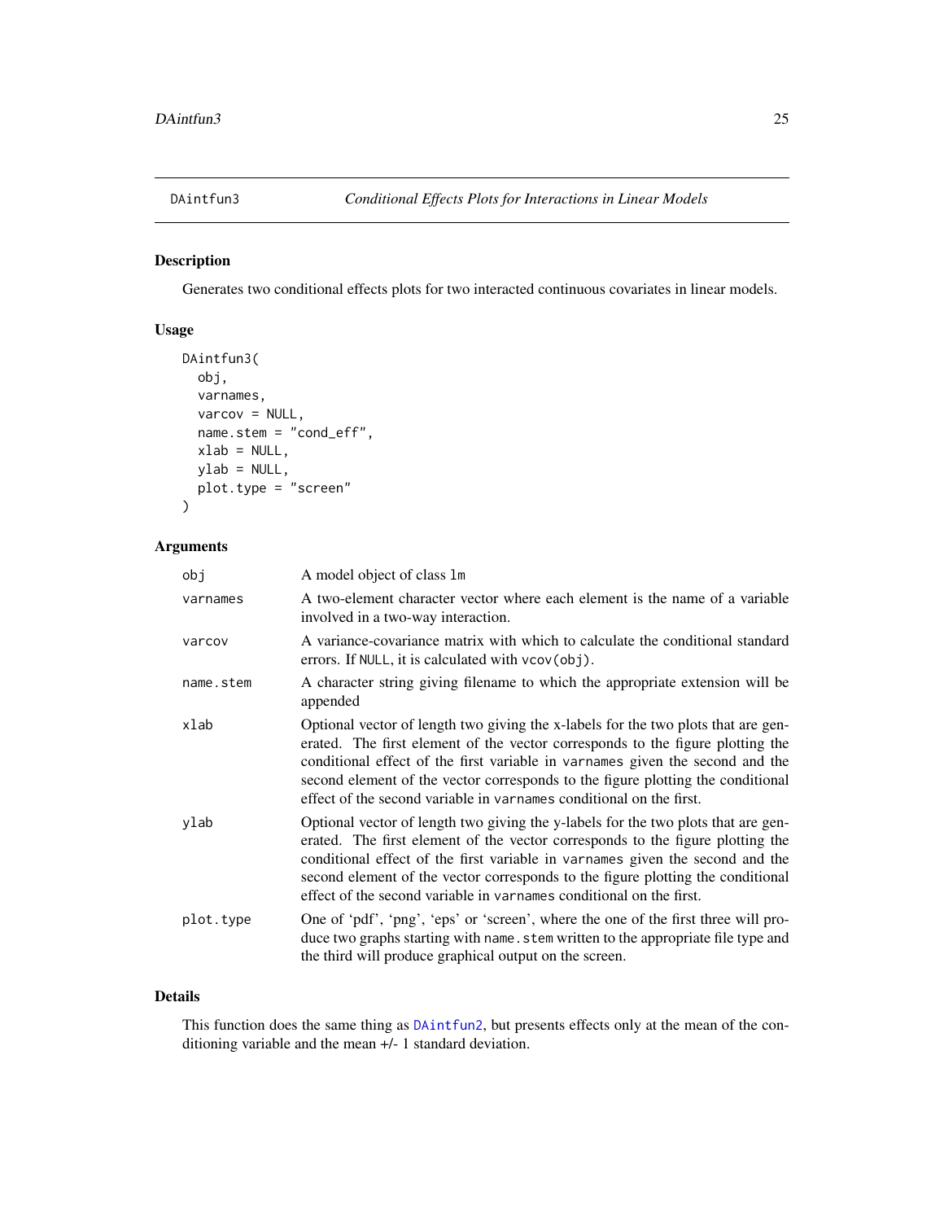## DAintfun3 — *Conditional Effects Plots for Interactions in Linear Models*

### Description

Generates two conditional effects plots for two interacted continuous covariates in linear models.

### Usage

```
DAintfun3(
  obj,
  varnames,
  varcov = NULL,
  name.stem = "cond_eff",
  xlab = NULL,
  ylab = NULL,
  plot.type = "screen"
)
```

### Arguments

| | |
|---|---|
| `obj` | A model object of class `lm` |
| `varnames` | A two-element character vector where each element is the name of a variable involved in a two-way interaction. |
| `varcov` | A variance-covariance matrix with which to calculate the conditional standard errors. If `NULL`, it is calculated with `vcov(obj)`. |
| `name.stem` | A character string giving filename to which the appropriate extension will be appended |
| `xlab` | Optional vector of length two giving the x-labels for the two plots that are generated. The first element of the vector corresponds to the figure plotting the conditional effect of the first variable in `varnames` given the second and the second element of the vector corresponds to the figure plotting the conditional effect of the second variable in `varnames` conditional on the first. |
| `ylab` | Optional vector of length two giving the y-labels for the two plots that are generated. The first element of the vector corresponds to the figure plotting the conditional effect of the first variable in `varnames` given the second and the second element of the vector corresponds to the figure plotting the conditional effect of the second variable in `varnames` conditional on the first. |
| `plot.type` | One of 'pdf', 'png', 'eps' or 'screen', where the one of the first three will produce two graphs starting with `name.stem` written to the appropriate file type and the third will produce graphical output on the screen. |

### Details

This function does the same thing as `DAintfun2`, but presents effects only at the mean of the conditioning variable and the mean +/- 1 standard deviation.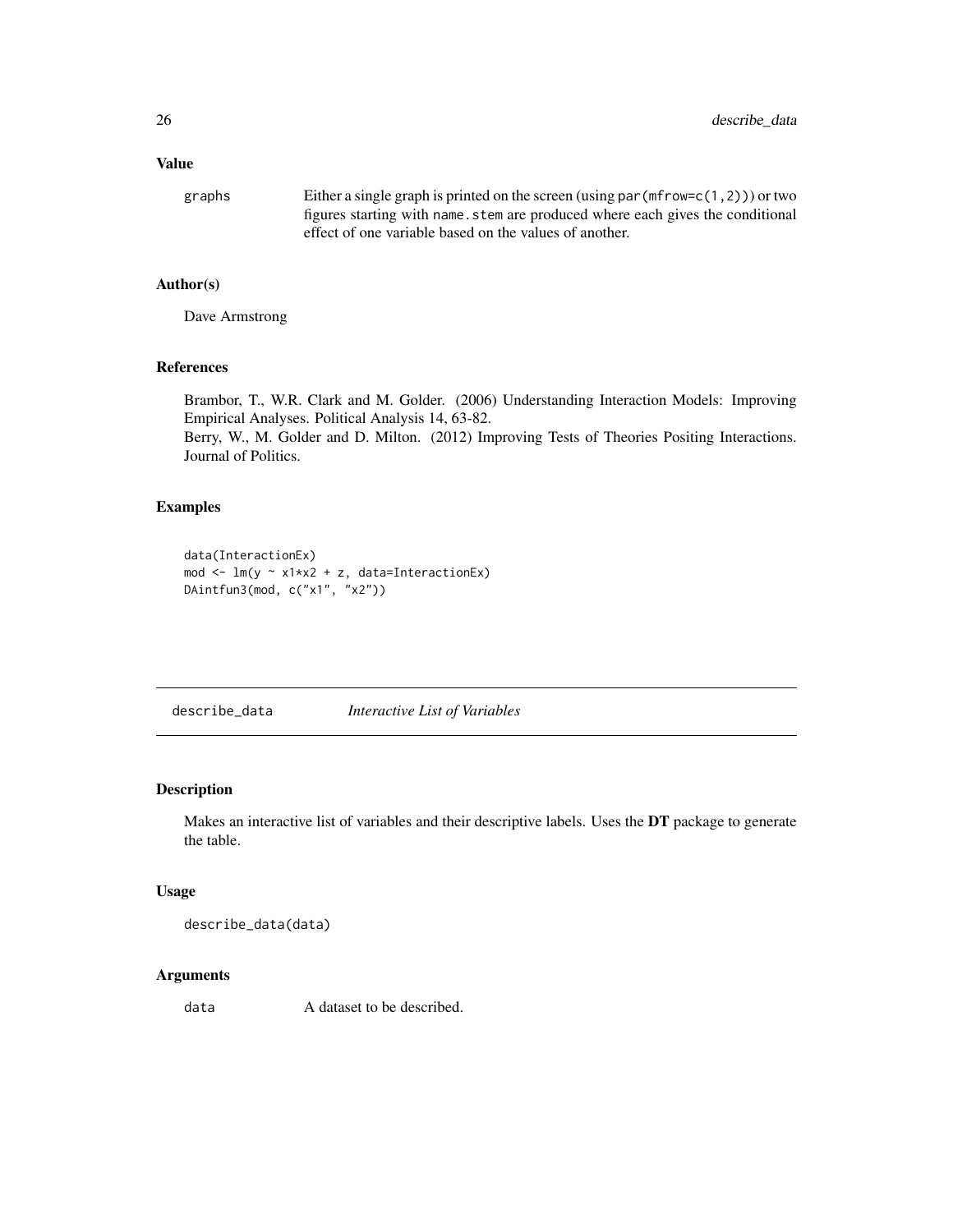### Value

graphs	Either a single graph is printed on the screen (using `par(mfrow=c(1,2))`) or two figures starting with `name.stem` are produced where each gives the conditional effect of one variable based on the values of another.

### Author(s)

Dave Armstrong

### References

Brambor, T., W.R. Clark and M. Golder. (2006) Understanding Interaction Models: Improving Empirical Analyses. Political Analysis 14, 63-82.
Berry, W., M. Golder and D. Milton. (2012) Improving Tests of Theories Positing Interactions. Journal of Politics.

### Examples

```
data(InteractionEx)
mod <- lm(y ~ x1*x2 + z, data=InteractionEx)
DAintfun3(mod, c("x1", "x2"))
```

---

## describe_data	*Interactive List of Variables*

---

### Description

Makes an interactive list of variables and their descriptive labels. Uses the **DT** package to generate the table.

### Usage

```
describe_data(data)
```

### Arguments

data	A dataset to be described.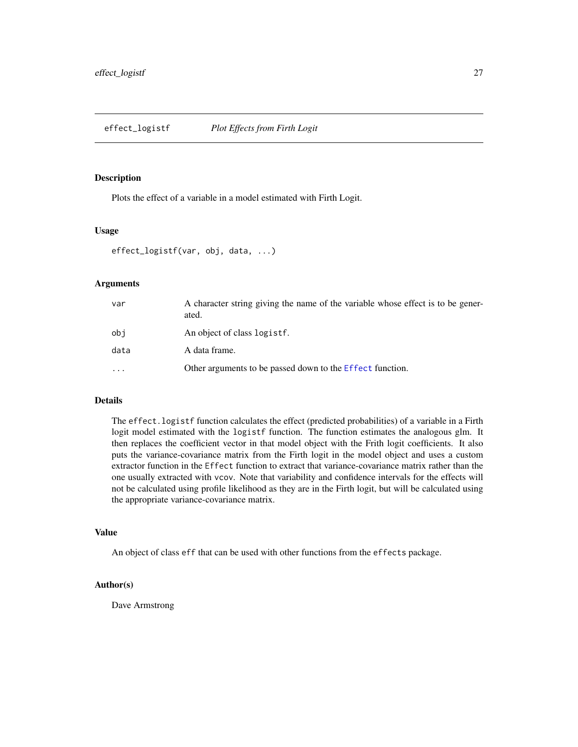## effect_logistf *Plot Effects from Firth Logit*

### Description

Plots the effect of a variable in a model estimated with Firth Logit.

### Usage

```
effect_logistf(var, obj, data, ...)
```

### Arguments

| | |
|---|---|
| var | A character string giving the name of the variable whose effect is to be generated. |
| obj | An object of class logistf. |
| data | A data frame. |
| ... | Other arguments to be passed down to the Effect function. |

### Details

The effect.logistf function calculates the effect (predicted probabilities) of a variable in a Firth logit model estimated with the logistf function. The function estimates the analogous glm. It then replaces the coefficient vector in that model object with the Frith logit coefficients. It also puts the variance-covariance matrix from the Firth logit in the model object and uses a custom extractor function in the Effect function to extract that variance-covariance matrix rather than the one usually extracted with vcov. Note that variability and confidence intervals for the effects will not be calculated using profile likelihood as they are in the Firth logit, but will be calculated using the appropriate variance-covariance matrix.

### Value

An object of class eff that can be used with other functions from the effects package.

### Author(s)

Dave Armstrong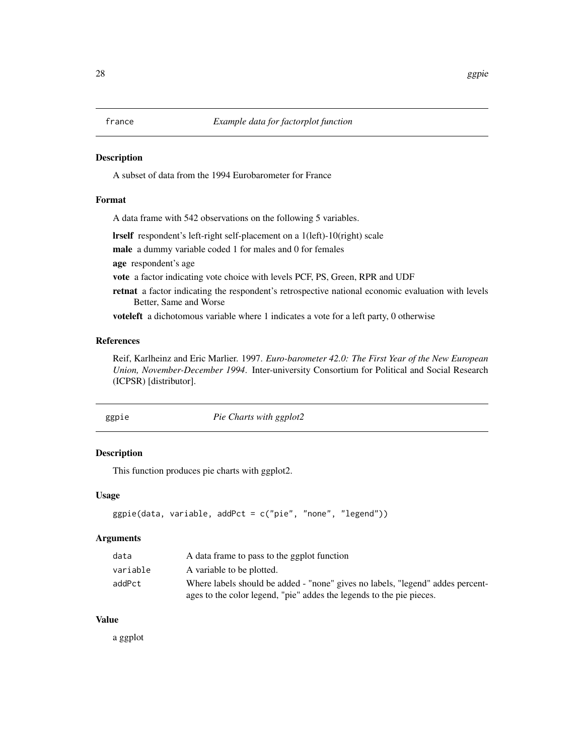## france *Example data for factorplot function*

### Description

A subset of data from the 1994 Eurobarometer for France

### Format

A data frame with 542 observations on the following 5 variables.

**lrself** respondent's left-right self-placement on a 1(left)-10(right) scale

**male** a dummy variable coded 1 for males and 0 for females

**age** respondent's age

**vote** a factor indicating vote choice with levels PCF, PS, Green, RPR and UDF

**retnat** a factor indicating the respondent's retrospective national economic evaluation with levels Better, Same and Worse

**voteleft** a dichotomous variable where 1 indicates a vote for a left party, 0 otherwise

### References

Reif, Karlheinz and Eric Marlier. 1997. *Euro-barometer 42.0: The First Year of the New European Union, November-December 1994*. Inter-university Consortium for Political and Social Research (ICPSR) [distributor].

## ggpie *Pie Charts with ggplot2*

### Description

This function produces pie charts with ggplot2.

### Usage

```
ggpie(data, variable, addPct = c("pie", "none", "legend"))
```

### Arguments

| | |
|---|---|
| data | A data frame to pass to the ggplot function |
| variable | A variable to be plotted. |
| addPct | Where labels should be added - "none" gives no labels, "legend" addes percentages to the color legend, "pie" addes the legends to the pie pieces. |

### Value

a ggplot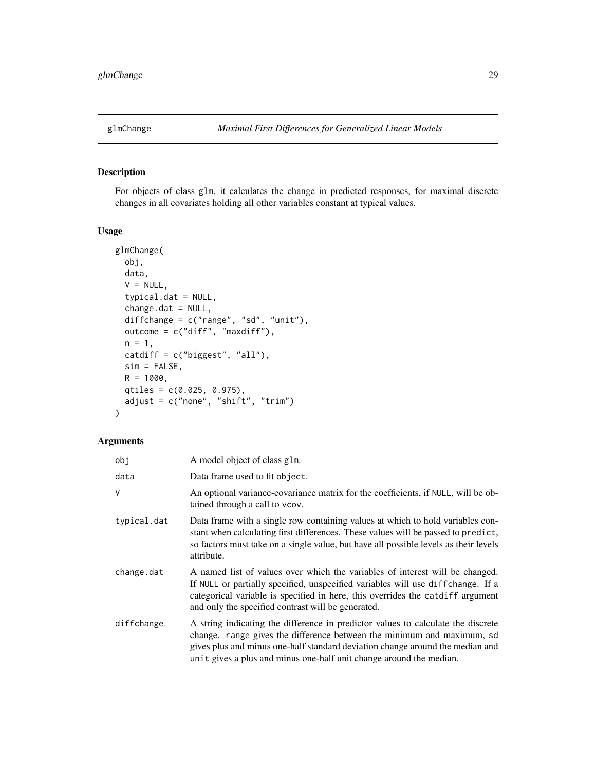## glmChange — *Maximal First Differences for Generalized Linear Models*

### Description

For objects of class `glm`, it calculates the change in predicted responses, for maximal discrete changes in all covariates holding all other variables constant at typical values.

### Usage

```
glmChange(
  obj,
  data,
  V = NULL,
  typical.dat = NULL,
  change.dat = NULL,
  diffchange = c("range", "sd", "unit"),
  outcome = c("diff", "maxdiff"),
  n = 1,
  catdiff = c("biggest", "all"),
  sim = FALSE,
  R = 1000,
  qtiles = c(0.025, 0.975),
  adjust = c("none", "shift", "trim")
)
```

### Arguments

| Argument | Description |
|---|---|
| `obj` | A model object of class `glm`. |
| `data` | Data frame used to fit `object`. |
| `V` | An optional variance-covariance matrix for the coefficients, if `NULL`, will be obtained through a call to `vcov`. |
| `typical.dat` | Data frame with a single row containing values at which to hold variables constant when calculating first differences. These values will be passed to `predict`, so factors must take on a single value, but have all possible levels as their levels attribute. |
| `change.dat` | A named list of values over which the variables of interest will be changed. If `NULL` or partially specified, unspecified variables will use `diffchange`. If a categorical variable is specified in here, this overrides the `catdiff` argument and only the specified contrast will be generated. |
| `diffchange` | A string indicating the difference in predictor values to calculate the discrete change. `range` gives the difference between the minimum and maximum, `sd` gives plus and minus one-half standard deviation change around the median and `unit` gives a plus and minus one-half unit change around the median. |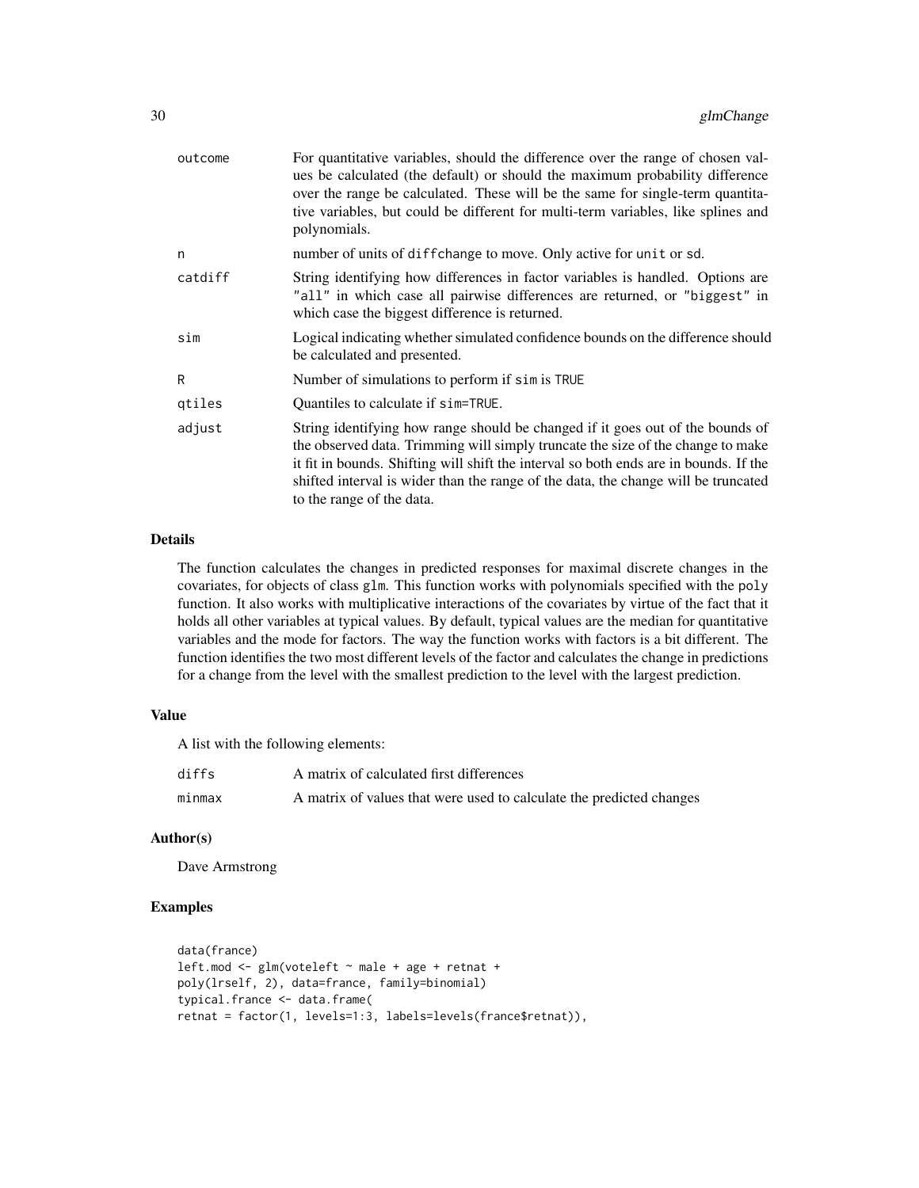| | |
|---|---|
| outcome | For quantitative variables, should the difference over the range of chosen values be calculated (the default) or should the maximum probability difference over the range be calculated. These will be the same for single-term quantitative variables, but could be different for multi-term variables, like splines and polynomials. |
| n | number of units of `diffchange` to move. Only active for `unit` or `sd`. |
| catdiff | String identifying how differences in factor variables is handled. Options are `"all"` in which case all pairwise differences are returned, or `"biggest"` in which case the biggest difference is returned. |
| sim | Logical indicating whether simulated confidence bounds on the difference should be calculated and presented. |
| R | Number of simulations to perform if `sim` is `TRUE` |
| qtiles | Quantiles to calculate if `sim=TRUE`. |
| adjust | String identifying how range should be changed if it goes out of the bounds of the observed data. Trimming will simply truncate the size of the change to make it fit in bounds. Shifting will shift the interval so both ends are in bounds. If the shifted interval is wider than the range of the data, the change will be truncated to the range of the data. |

### Details

The function calculates the changes in predicted responses for maximal discrete changes in the covariates, for objects of class `glm`. This function works with polynomials specified with the `poly` function. It also works with multiplicative interactions of the covariates by virtue of the fact that it holds all other variables at typical values. By default, typical values are the median for quantitative variables and the mode for factors. The way the function works with factors is a bit different. The function identifies the two most different levels of the factor and calculates the change in predictions for a change from the level with the smallest prediction to the level with the largest prediction.

### Value

A list with the following elements:

| | |
|---|---|
| diffs | A matrix of calculated first differences |
| minmax | A matrix of values that were used to calculate the predicted changes |

### Author(s)

Dave Armstrong

### Examples

```
data(france)
left.mod <- glm(voteleft ~ male + age + retnat +
poly(lrself, 2), data=france, family=binomial)
typical.france <- data.frame(
retnat = factor(1, levels=1:3, labels=levels(france$retnat)),
```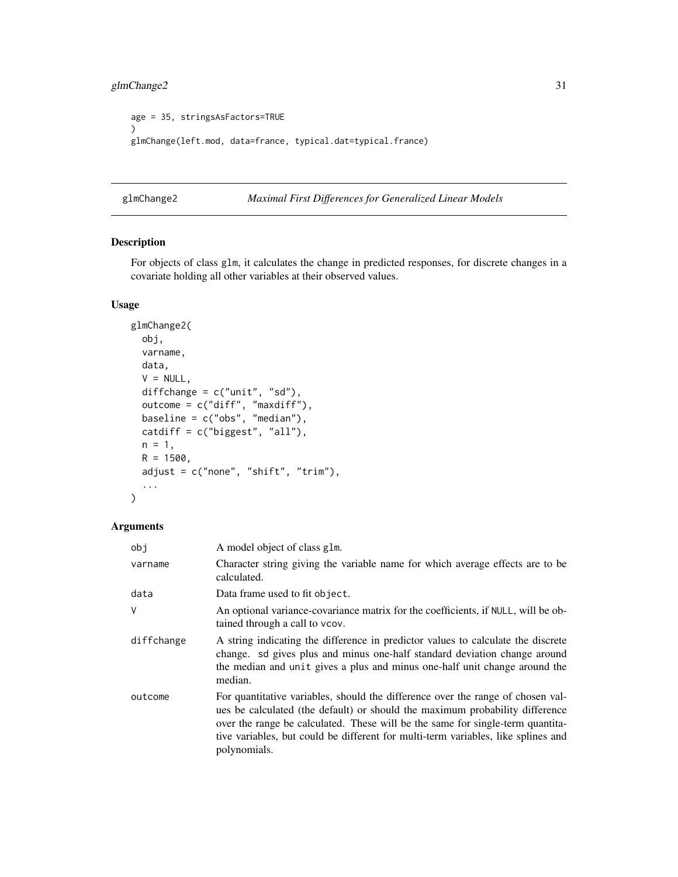```
age = 35, stringsAsFactors=TRUE
)
glmChange(left.mod, data=france, typical.dat=typical.france)
```

## glmChange2 — *Maximal First Differences for Generalized Linear Models*

### Description

For objects of class glm, it calculates the change in predicted responses, for discrete changes in a covariate holding all other variables at their observed values.

### Usage

```
glmChange2(
  obj,
  varname,
  data,
  V = NULL,
  diffchange = c("unit", "sd"),
  outcome = c("diff", "maxdiff"),
  baseline = c("obs", "median"),
  catdiff = c("biggest", "all"),
  n = 1,
  R = 1500,
  adjust = c("none", "shift", "trim"),
  ...
)
```

### Arguments

| | |
|---|---|
| obj | A model object of class glm. |
| varname | Character string giving the variable name for which average effects are to be calculated. |
| data | Data frame used to fit object. |
| V | An optional variance-covariance matrix for the coefficients, if NULL, will be obtained through a call to vcov. |
| diffchange | A string indicating the difference in predictor values to calculate the discrete change. sd gives plus and minus one-half standard deviation change around the median and unit gives a plus and minus one-half unit change around the median. |
| outcome | For quantitative variables, should the difference over the range of chosen values be calculated (the default) or should the maximum probability difference over the range be calculated. These will be the same for single-term quantitative variables, but could be different for multi-term variables, like splines and polynomials. |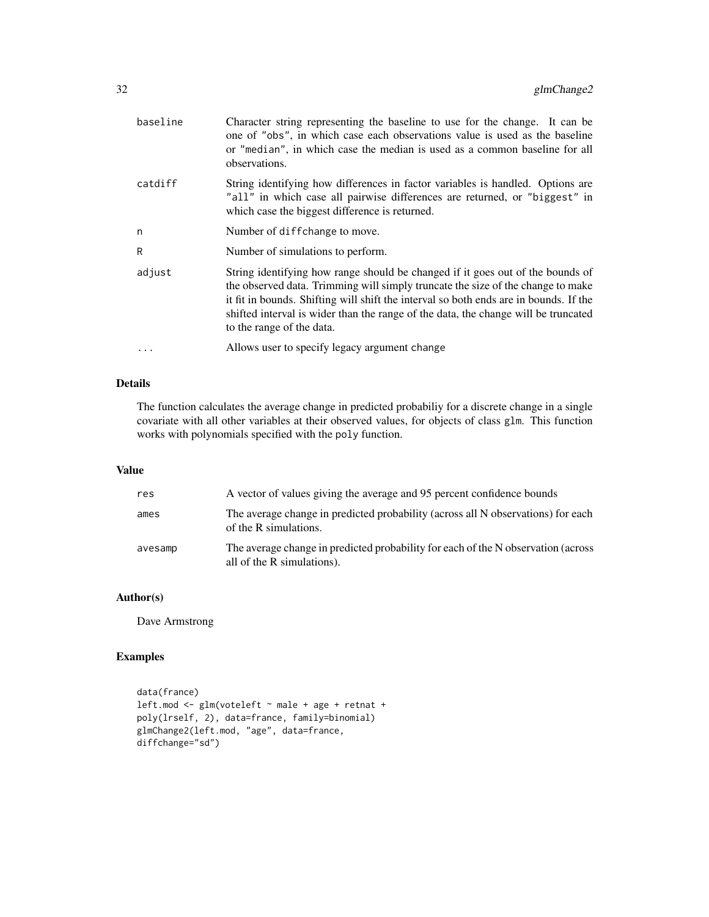| | |
|---|---|
| baseline | Character string representing the baseline to use for the change. It can be one of "obs", in which case each observations value is used as the baseline or "median", in which case the median is used as a common baseline for all observations. |
| catdiff | String identifying how differences in factor variables is handled. Options are "all" in which case all pairwise differences are returned, or "biggest" in which case the biggest difference is returned. |
| n | Number of diffchange to move. |
| R | Number of simulations to perform. |
| adjust | String identifying how range should be changed if it goes out of the bounds of the observed data. Trimming will simply truncate the size of the change to make it fit in bounds. Shifting will shift the interval so both ends are in bounds. If the shifted interval is wider than the range of the data, the change will be truncated to the range of the data. |
| ... | Allows user to specify legacy argument change |

## Details

The function calculates the average change in predicted probabiliy for a discrete change in a single covariate with all other variables at their observed values, for objects of class glm. This function works with polynomials specified with the poly function.

## Value

| | |
|---|---|
| res | A vector of values giving the average and 95 percent confidence bounds |
| ames | The average change in predicted probability (across all N observations) for each of the R simulations. |
| avesamp | The average change in predicted probability for each of the N observation (across all of the R simulations). |

## Author(s)

Dave Armstrong

## Examples

```
data(france)
left.mod <- glm(voteleft ~ male + age + retnat +
poly(lrself, 2), data=france, family=binomial)
glmChange2(left.mod, "age", data=france,
diffchange="sd")
```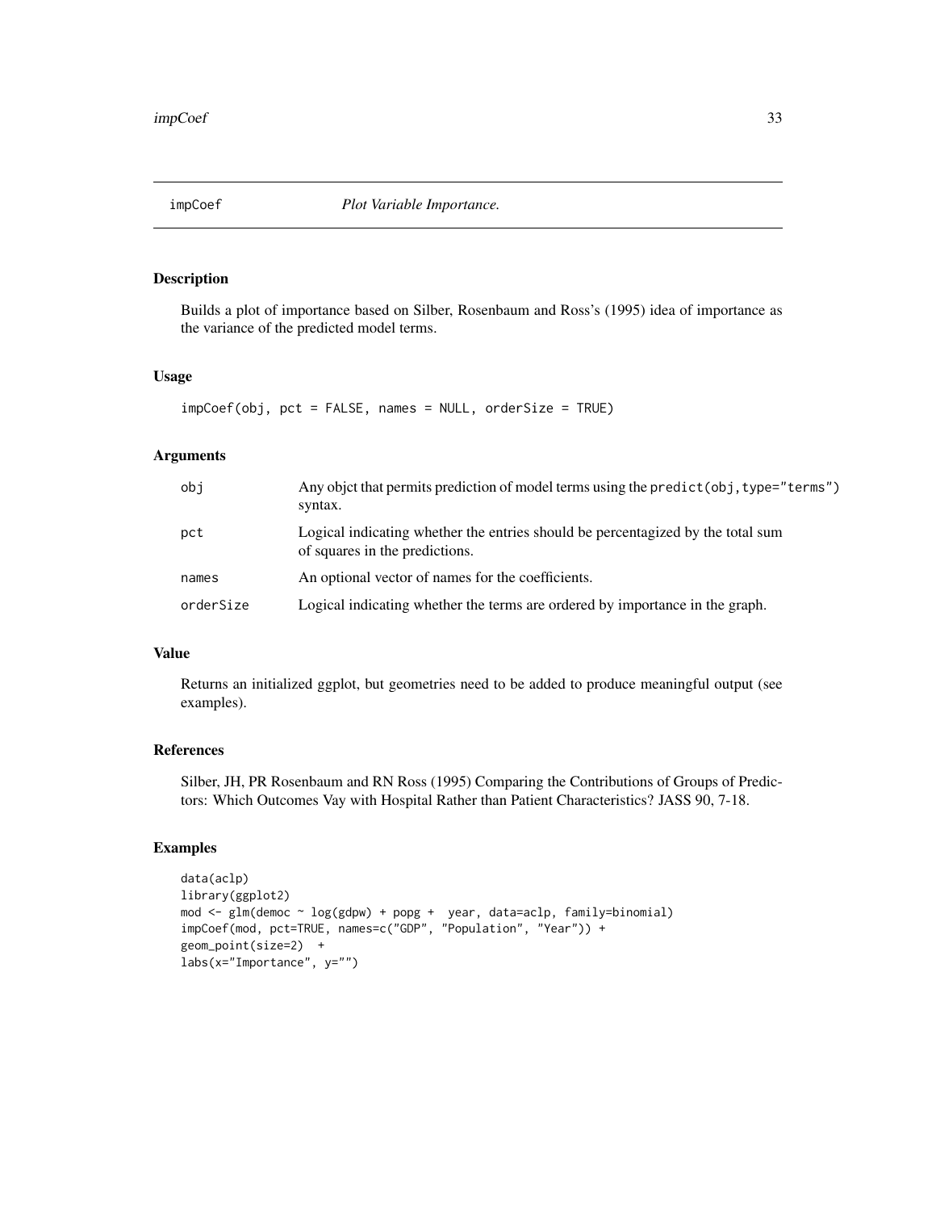## impCoef *Plot Variable Importance.*

### Description

Builds a plot of importance based on Silber, Rosenbaum and Ross's (1995) idea of importance as the variance of the predicted model terms.

### Usage

```
impCoef(obj, pct = FALSE, names = NULL, orderSize = TRUE)
```

### Arguments

| | |
|---|---|
| `obj` | Any objct that permits prediction of model terms using the `predict(obj,type="terms")` syntax. |
| `pct` | Logical indicating whether the entries should be percentagized by the total sum of squares in the predictions. |
| `names` | An optional vector of names for the coefficients. |
| `orderSize` | Logical indicating whether the terms are ordered by importance in the graph. |

### Value

Returns an initialized ggplot, but geometries need to be added to produce meaningful output (see examples).

### References

Silber, JH, PR Rosenbaum and RN Ross (1995) Comparing the Contributions of Groups of Predictors: Which Outcomes Vay with Hospital Rather than Patient Characteristics? JASS 90, 7-18.

### Examples

```
data(aclp)
library(ggplot2)
mod <- glm(democ ~ log(gdpw) + popg +  year, data=aclp, family=binomial)
impCoef(mod, pct=TRUE, names=c("GDP", "Population", "Year")) +
geom_point(size=2)  +
labs(x="Importance", y="")
```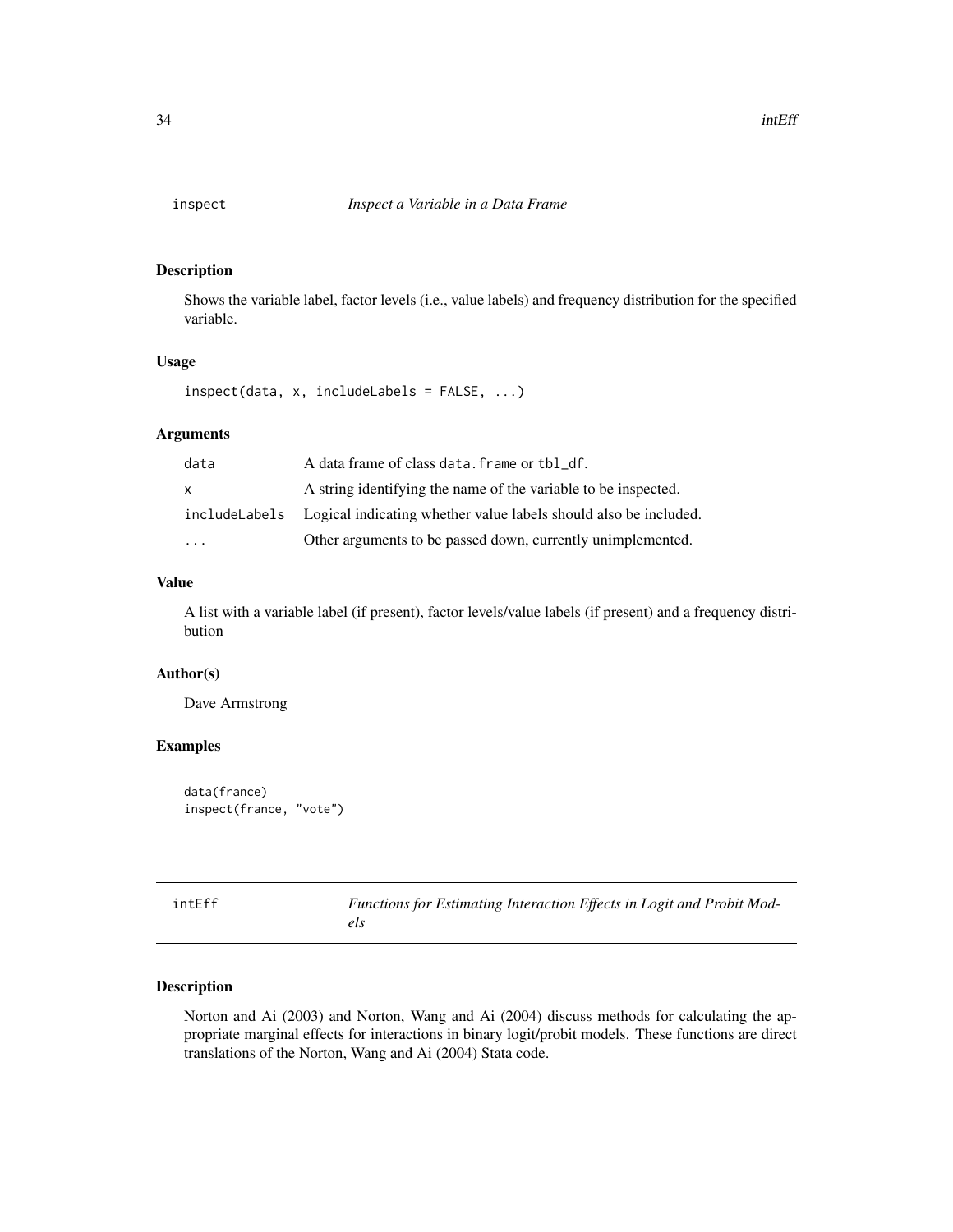## inspect *Inspect a Variable in a Data Frame*

### Description

Shows the variable label, factor levels (i.e., value labels) and frequency distribution for the specified variable.

### Usage

```
inspect(data, x, includeLabels = FALSE, ...)
```

### Arguments

| | |
|---|---|
| data | A data frame of class `data.frame` or `tbl_df`. |
| x | A string identifying the name of the variable to be inspected. |
| includeLabels | Logical indicating whether value labels should also be included. |
| ... | Other arguments to be passed down, currently unimplemented. |

### Value

A list with a variable label (if present), factor levels/value labels (if present) and a frequency distribution

### Author(s)

Dave Armstrong

### Examples

```
data(france)
inspect(france, "vote")
```

## intEff *Functions for Estimating Interaction Effects in Logit and Probit Models*

### Description

Norton and Ai (2003) and Norton, Wang and Ai (2004) discuss methods for calculating the appropriate marginal effects for interactions in binary logit/probit models. These functions are direct translations of the Norton, Wang and Ai (2004) Stata code.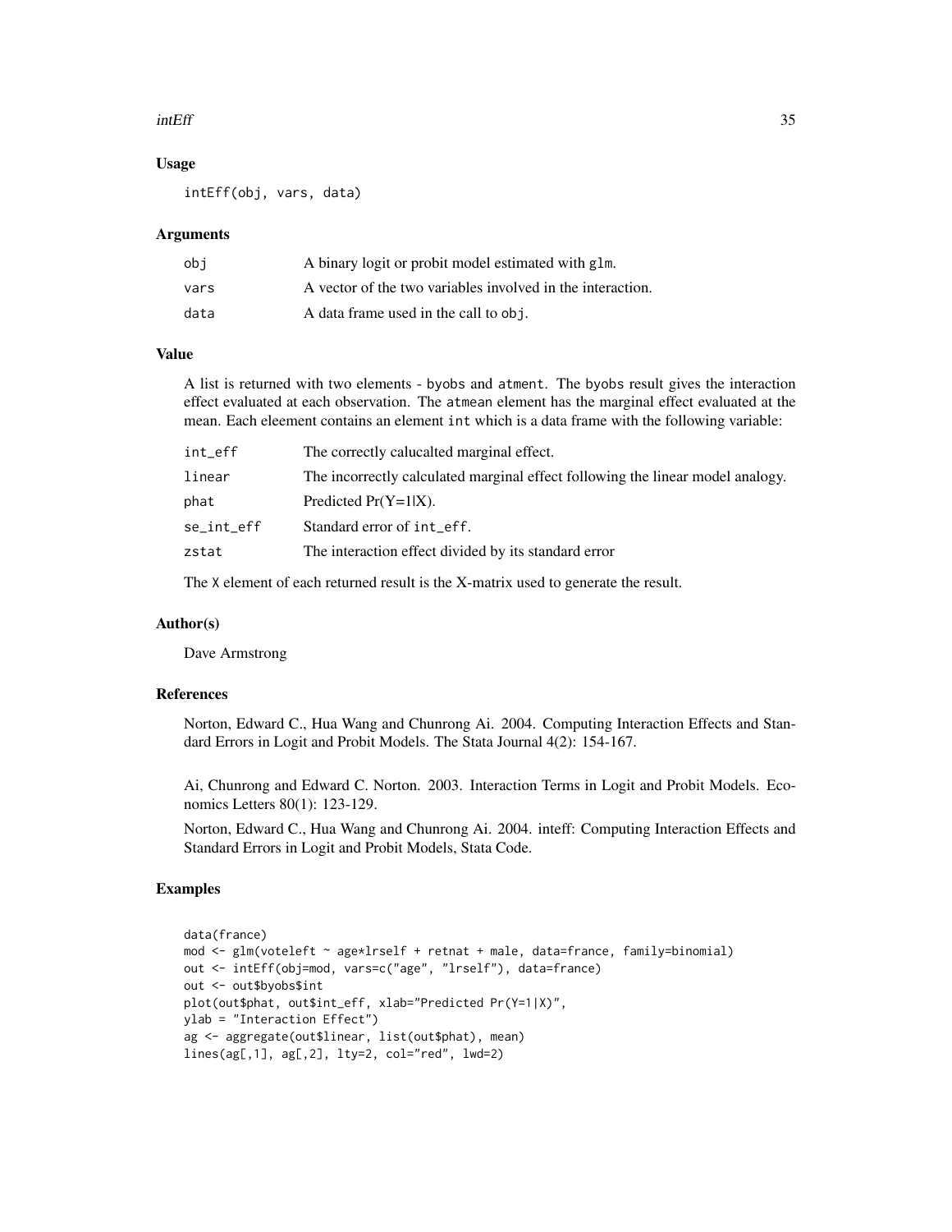### Usage

```
intEff(obj, vars, data)
```

### Arguments

| | |
|---|---|
| obj | A binary logit or probit model estimated with glm. |
| vars | A vector of the two variables involved in the interaction. |
| data | A data frame used in the call to obj. |

### Value

A list is returned with two elements - byobs and atment. The byobs result gives the interaction effect evaluated at each observation. The atmean element has the marginal effect evaluated at the mean. Each eleement contains an element int which is a data frame with the following variable:

| | |
|---|---|
| int_eff | The correctly calucalted marginal effect. |
| linear | The incorrectly calculated marginal effect following the linear model analogy. |
| phat | Predicted Pr(Y=1\|X). |
| se_int_eff | Standard error of int_eff. |
| zstat | The interaction effect divided by its standard error |

The X element of each returned result is the X-matrix used to generate the result.

### Author(s)

Dave Armstrong

### References

Norton, Edward C., Hua Wang and Chunrong Ai. 2004. Computing Interaction Effects and Standard Errors in Logit and Probit Models. The Stata Journal 4(2): 154-167.

Ai, Chunrong and Edward C. Norton. 2003. Interaction Terms in Logit and Probit Models. Economics Letters 80(1): 123-129.

Norton, Edward C., Hua Wang and Chunrong Ai. 2004. inteff: Computing Interaction Effects and Standard Errors in Logit and Probit Models, Stata Code.

### Examples

```
data(france)
mod <- glm(voteleft ~ age*lrself + retnat + male, data=france, family=binomial)
out <- intEff(obj=mod, vars=c("age", "lrself"), data=france)
out <- out$byobs$int
plot(out$phat, out$int_eff, xlab="Predicted Pr(Y=1|X)",
ylab = "Interaction Effect")
ag <- aggregate(out$linear, list(out$phat), mean)
lines(ag[,1], ag[,2], lty=2, col="red", lwd=2)
```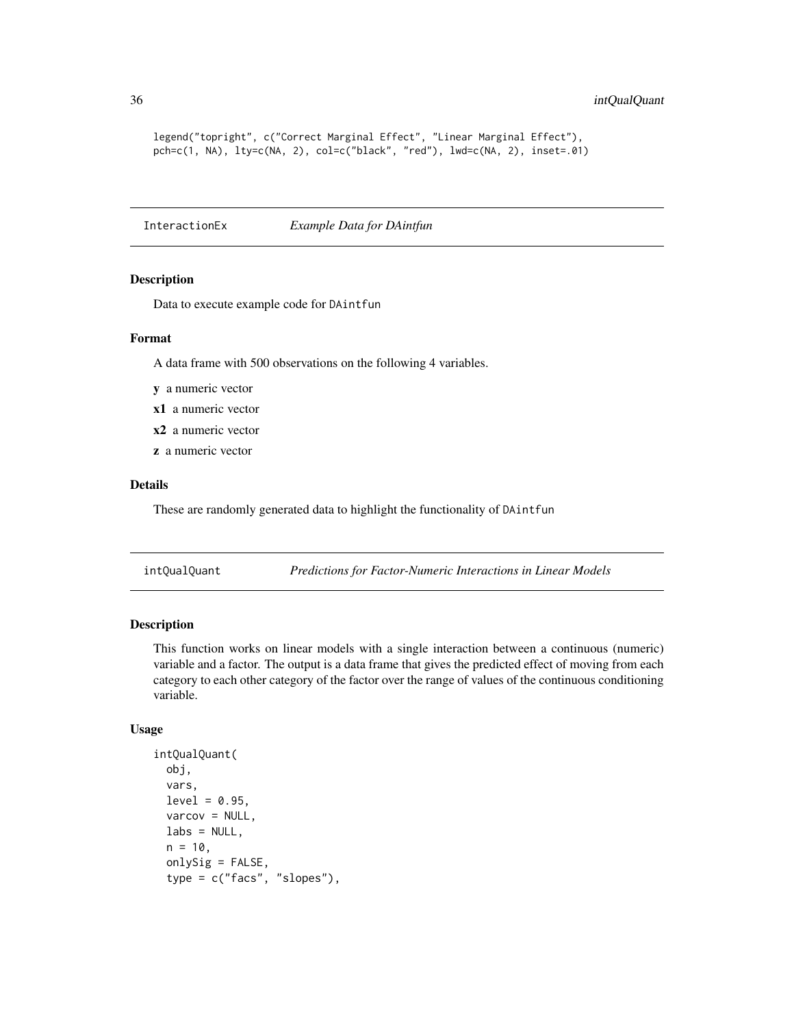```
legend("topright", c("Correct Marginal Effect", "Linear Marginal Effect"),
pch=c(1, NA), lty=c(NA, 2), col=c("black", "red"), lwd=c(NA, 2), inset=.01)
```

## InteractionEx *Example Data for DAintfun*

### Description

Data to execute example code for DAintfun

### Format

A data frame with 500 observations on the following 4 variables.

**y** a numeric vector

**x1** a numeric vector

**x2** a numeric vector

**z** a numeric vector

### Details

These are randomly generated data to highlight the functionality of DAintfun

## intQualQuant *Predictions for Factor-Numeric Interactions in Linear Models*

### Description

This function works on linear models with a single interaction between a continuous (numeric) variable and a factor. The output is a data frame that gives the predicted effect of moving from each category to each other category of the factor over the range of values of the continuous conditioning variable.

### Usage

```
intQualQuant(
  obj,
  vars,
  level = 0.95,
  varcov = NULL,
  labs = NULL,
  n = 10,
  onlySig = FALSE,
  type = c("facs", "slopes"),
```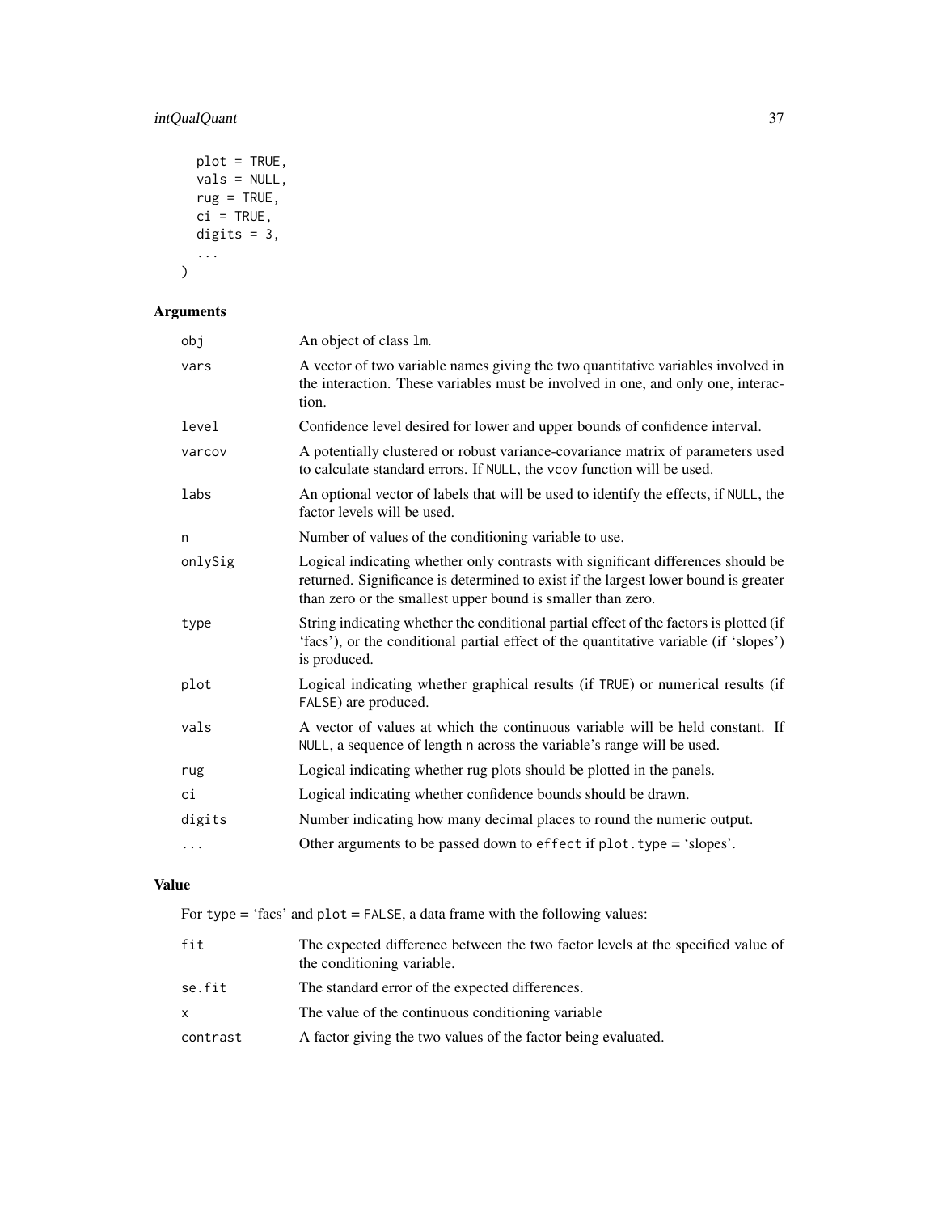```
  plot = TRUE,
  vals = NULL,
  rug = TRUE,
  ci = TRUE,
  digits = 3,
  ...
)
```

## Arguments

| | |
|---|---|
| `obj` | An object of class `lm`. |
| `vars` | A vector of two variable names giving the two quantitative variables involved in the interaction. These variables must be involved in one, and only one, interaction. |
| `level` | Confidence level desired for lower and upper bounds of confidence interval. |
| `varcov` | A potentially clustered or robust variance-covariance matrix of parameters used to calculate standard errors. If `NULL`, the `vcov` function will be used. |
| `labs` | An optional vector of labels that will be used to identify the effects, if `NULL`, the factor levels will be used. |
| `n` | Number of values of the conditioning variable to use. |
| `onlySig` | Logical indicating whether only contrasts with significant differences should be returned. Significance is determined to exist if the largest lower bound is greater than zero or the smallest upper bound is smaller than zero. |
| `type` | String indicating whether the conditional partial effect of the factors is plotted (if 'facs'), or the conditional partial effect of the quantitative variable (if 'slopes') is produced. |
| `plot` | Logical indicating whether graphical results (if `TRUE`) or numerical results (if `FALSE`) are produced. |
| `vals` | A vector of values at which the continuous variable will be held constant. If `NULL`, a sequence of length `n` across the variable's range will be used. |
| `rug` | Logical indicating whether rug plots should be plotted in the panels. |
| `ci` | Logical indicating whether confidence bounds should be drawn. |
| `digits` | Number indicating how many decimal places to round the numeric output. |
| `...` | Other arguments to be passed down to `effect` if `plot.type` = 'slopes'. |

## Value

For `type` = 'facs' and `plot` = `FALSE`, a data frame with the following values:

| | |
|---|---|
| `fit` | The expected difference between the two factor levels at the specified value of the conditioning variable. |
| `se.fit` | The standard error of the expected differences. |
| `x` | The value of the continuous conditioning variable |
| `contrast` | A factor giving the two values of the factor being evaluated. |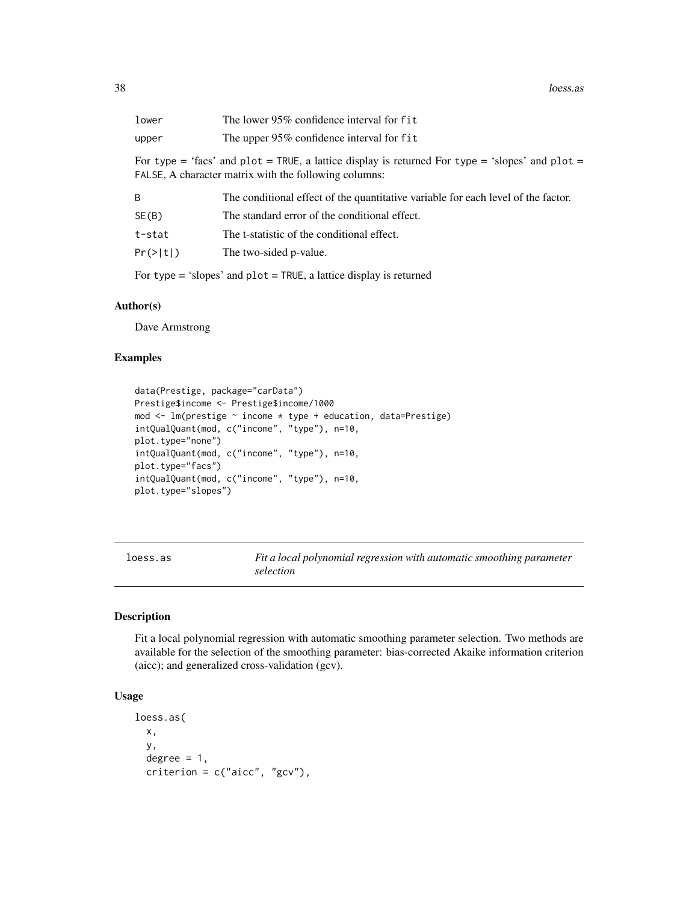| | |
|---|---|
| `lower` | The lower 95% confidence interval for `fit` |
| `upper` | The upper 95% confidence interval for `fit` |

For `type` = 'facs' and `plot` = `TRUE`, a lattice display is returned For `type` = 'slopes' and `plot` = `FALSE`, A character matrix with the following columns:

| | |
|---|---|
| `B` | The conditional effect of the quantitative variable for each level of the factor. |
| `SE(B)` | The standard error of the conditional effect. |
| `t-stat` | The t-statistic of the conditional effect. |
| `Pr(>|t|)` | The two-sided p-value. |

For `type` = 'slopes' and `plot` = `TRUE`, a lattice display is returned

## Author(s)

Dave Armstrong

## Examples

```
data(Prestige, package="carData")
Prestige$income <- Prestige$income/1000
mod <- lm(prestige ~ income * type + education, data=Prestige)
intQualQuant(mod, c("income", "type"), n=10,
plot.type="none")
intQualQuant(mod, c("income", "type"), n=10,
plot.type="facs")
intQualQuant(mod, c("income", "type"), n=10,
plot.type="slopes")
```

---

# loess.as — *Fit a local polynomial regression with automatic smoothing parameter selection*

## Description

Fit a local polynomial regression with automatic smoothing parameter selection. Two methods are available for the selection of the smoothing parameter: bias-corrected Akaike information criterion (aicc); and generalized cross-validation (gcv).

## Usage

```
loess.as(
  x,
  y,
  degree = 1,
  criterion = c("aicc", "gcv"),
```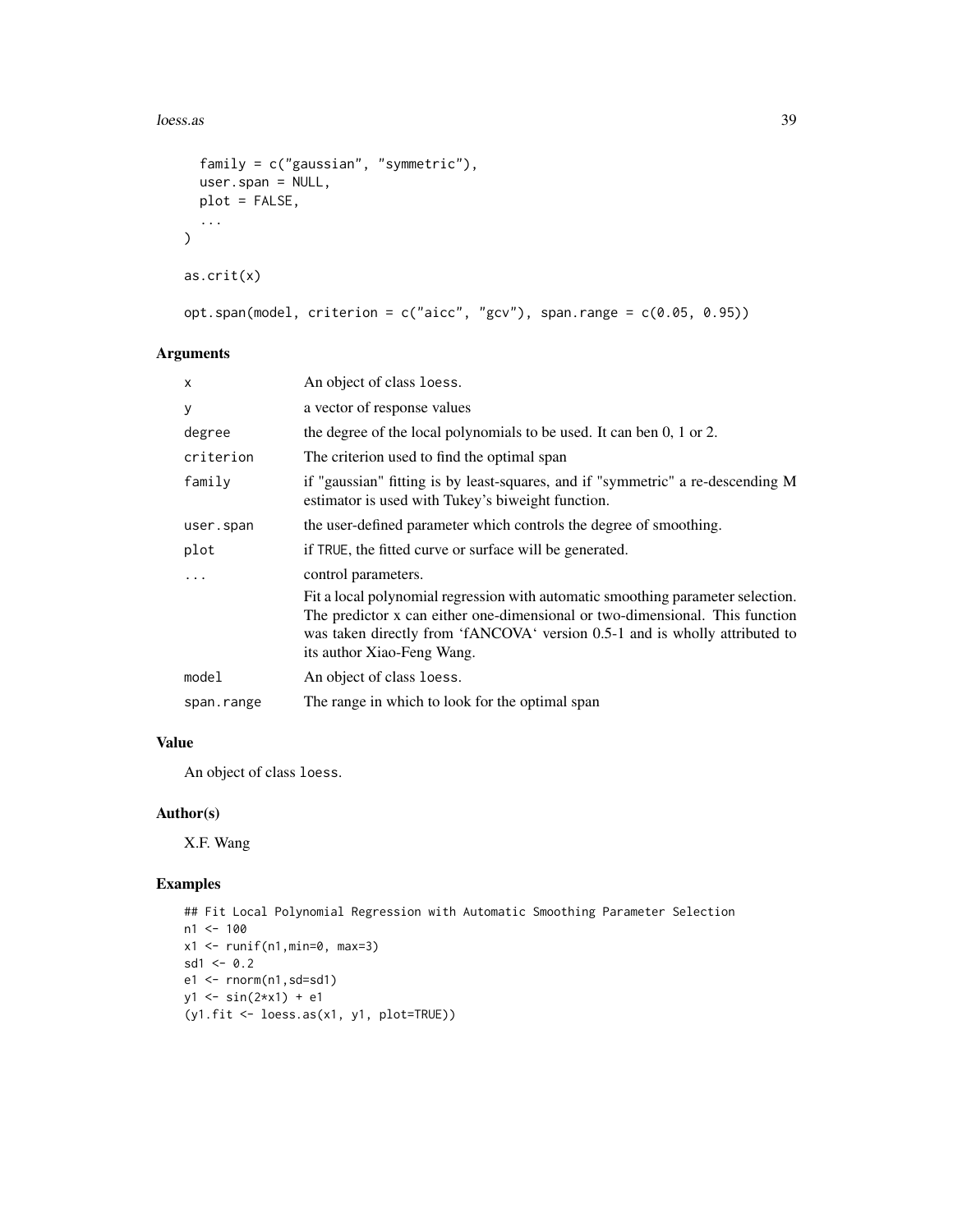```
  family = c("gaussian", "symmetric"),
  user.span = NULL,
  plot = FALSE,
  ...
)

as.crit(x)

opt.span(model, criterion = c("aicc", "gcv"), span.range = c(0.05, 0.95))
```

## Arguments

| | |
|---|---|
| x | An object of class loess. |
| y | a vector of response values |
| degree | the degree of the local polynomials to be used. It can ben 0, 1 or 2. |
| criterion | The criterion used to find the optimal span |
| family | if "gaussian" fitting is by least-squares, and if "symmetric" a re-descending M estimator is used with Tukey's biweight function. |
| user.span | the user-defined parameter which controls the degree of smoothing. |
| plot | if TRUE, the fitted curve or surface will be generated. |
| ... | control parameters. Fit a local polynomial regression with automatic smoothing parameter selection. The predictor x can either one-dimensional or two-dimensional. This function was taken directly from 'fANCOVA' version 0.5-1 and is wholly attributed to its author Xiao-Feng Wang. |
| model | An object of class loess. |
| span.range | The range in which to look for the optimal span |

## Value

An object of class loess.

## Author(s)

X.F. Wang

## Examples

```
## Fit Local Polynomial Regression with Automatic Smoothing Parameter Selection
n1 <- 100
x1 <- runif(n1,min=0, max=3)
sd1 <- 0.2
e1 <- rnorm(n1,sd=sd1)
y1 <- sin(2*x1) + e1
(y1.fit <- loess.as(x1, y1, plot=TRUE))
```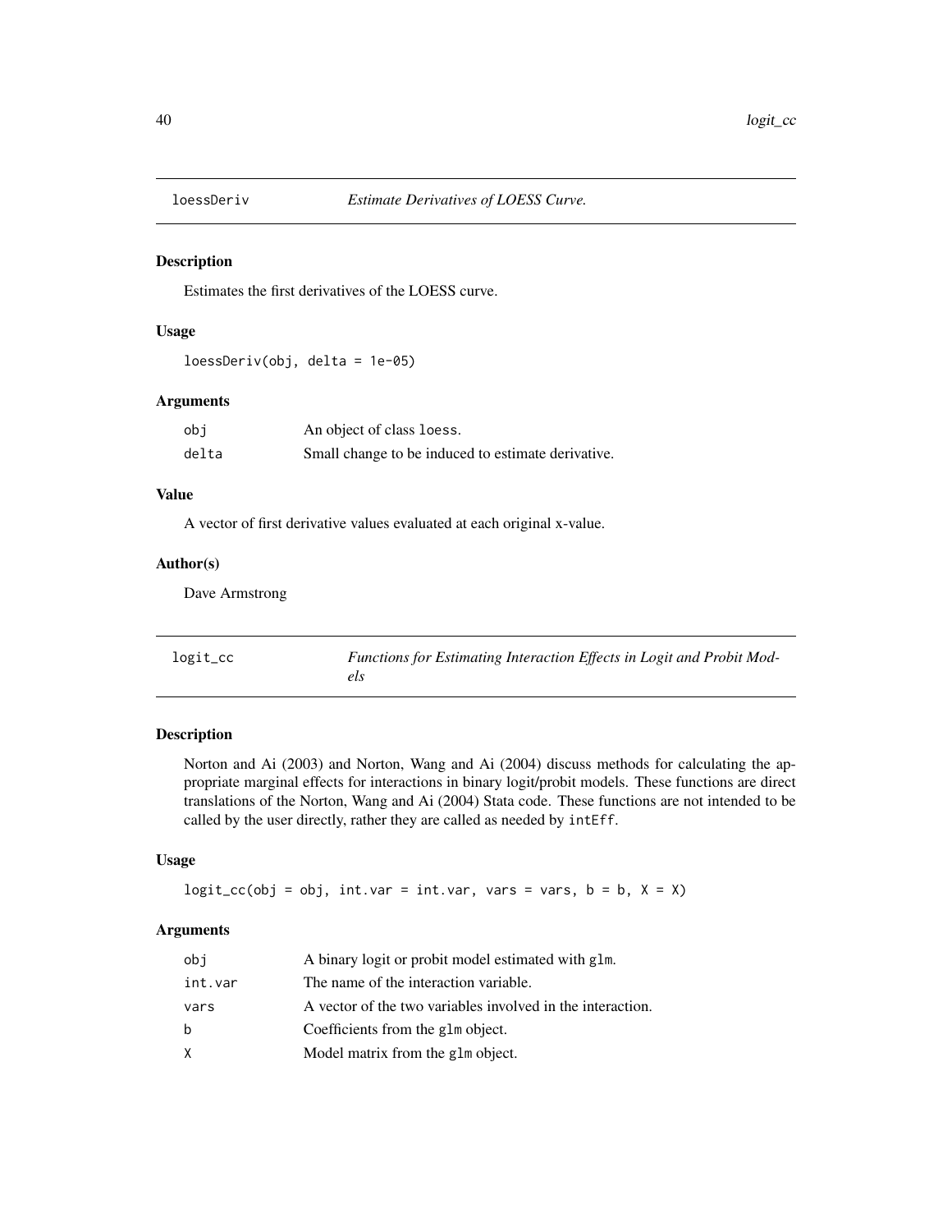## loessDeriv — *Estimate Derivatives of LOESS Curve.*

### Description

Estimates the first derivatives of the LOESS curve.

### Usage

```
loessDeriv(obj, delta = 1e-05)
```

### Arguments

| | |
|---|---|
| obj | An object of class loess. |
| delta | Small change to be induced to estimate derivative. |

### Value

A vector of first derivative values evaluated at each original x-value.

### Author(s)

Dave Armstrong

## logit_cc — *Functions for Estimating Interaction Effects in Logit and Probit Models*

### Description

Norton and Ai (2003) and Norton, Wang and Ai (2004) discuss methods for calculating the appropriate marginal effects for interactions in binary logit/probit models. These functions are direct translations of the Norton, Wang and Ai (2004) Stata code. These functions are not intended to be called by the user directly, rather they are called as needed by `intEff`.

### Usage

```
logit_cc(obj = obj, int.var = int.var, vars = vars, b = b, X = X)
```

### Arguments

| | |
|---|---|
| obj | A binary logit or probit model estimated with glm. |
| int.var | The name of the interaction variable. |
| vars | A vector of the two variables involved in the interaction. |
| b | Coefficients from the glm object. |
| X | Model matrix from the glm object. |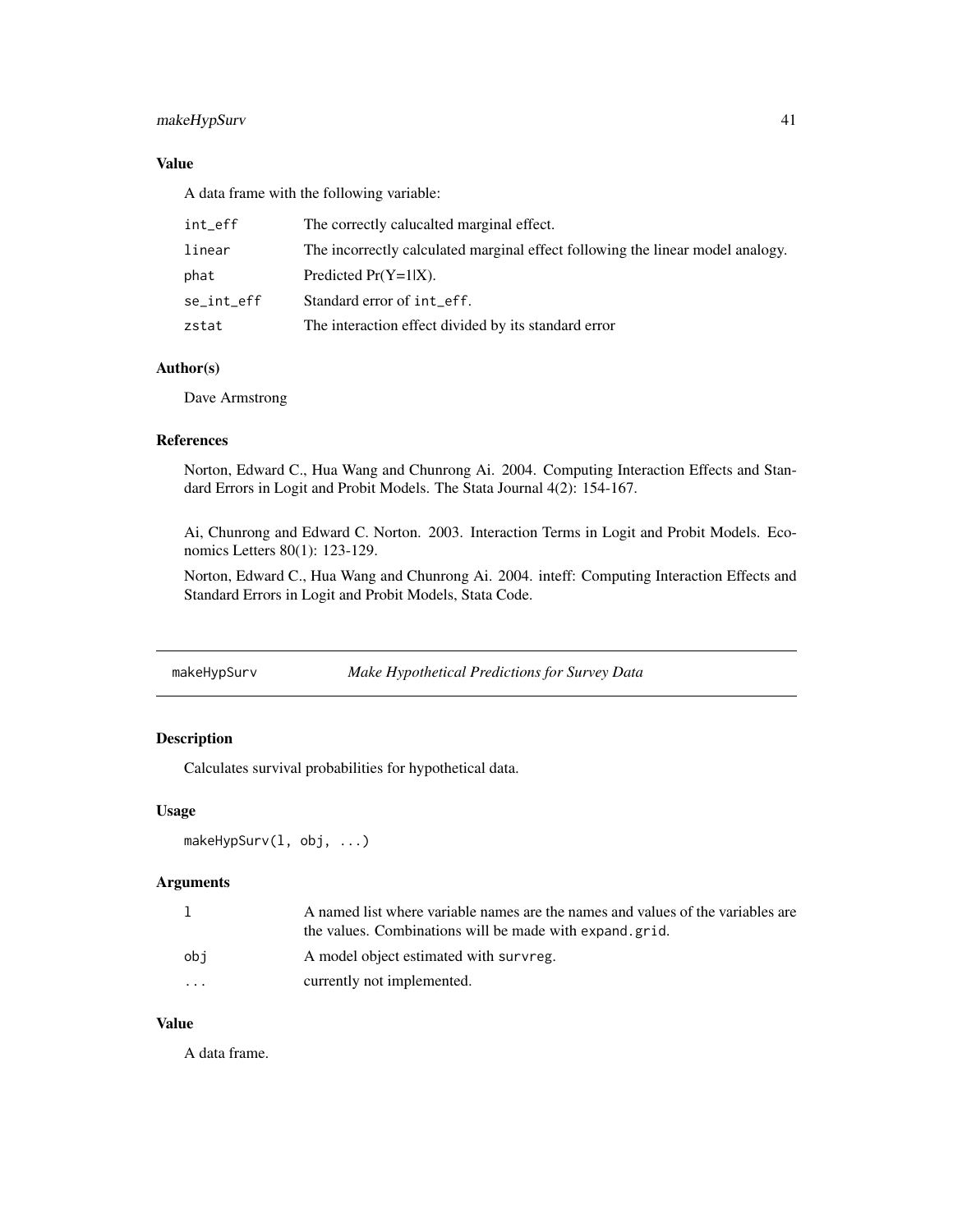### Value

A data frame with the following variable:

| | |
|---|---|
| `int_eff` | The correctly calucalted marginal effect. |
| `linear` | The incorrectly calculated marginal effect following the linear model analogy. |
| `phat` | Predicted Pr(Y=1\|X). |
| `se_int_eff` | Standard error of `int_eff`. |
| `zstat` | The interaction effect divided by its standard error |

### Author(s)

Dave Armstrong

### References

Norton, Edward C., Hua Wang and Chunrong Ai. 2004. Computing Interaction Effects and Standard Errors in Logit and Probit Models. The Stata Journal 4(2): 154-167.

Ai, Chunrong and Edward C. Norton. 2003. Interaction Terms in Logit and Probit Models. Economics Letters 80(1): 123-129.

Norton, Edward C., Hua Wang and Chunrong Ai. 2004. inteff: Computing Interaction Effects and Standard Errors in Logit and Probit Models, Stata Code.

---

## makeHypSurv — *Make Hypothetical Predictions for Survey Data*

### Description

Calculates survival probabilities for hypothetical data.

### Usage

```
makeHypSurv(l, obj, ...)
```

### Arguments

| | |
|---|---|
| `l` | A named list where variable names are the names and values of the variables are the values. Combinations will be made with `expand.grid`. |
| `obj` | A model object estimated with `survreg`. |
| `...` | currently not implemented. |

### Value

A data frame.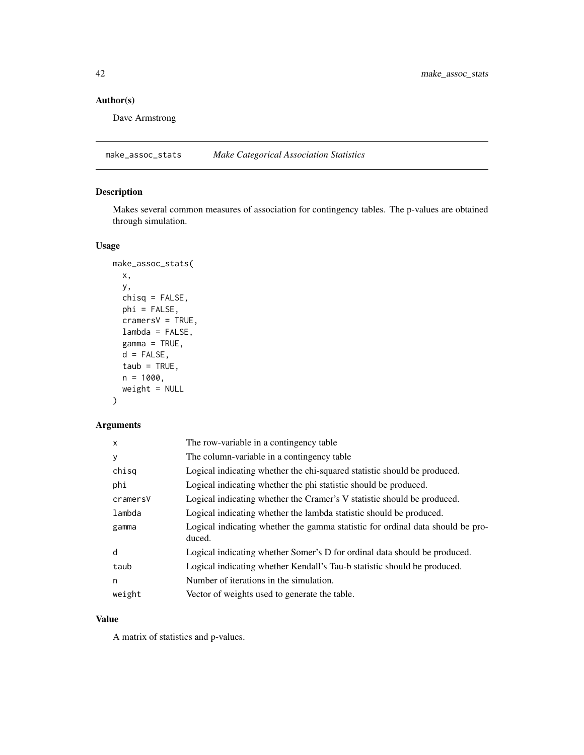## Author(s)

Dave Armstrong

---

## make_assoc_stats — *Make Categorical Association Statistics*

### Description

Makes several common measures of association for contingency tables. The p-values are obtained through simulation.

### Usage

```
make_assoc_stats(
  x,
  y,
  chisq = FALSE,
  phi = FALSE,
  cramersV = TRUE,
  lambda = FALSE,
  gamma = TRUE,
  d = FALSE,
  taub = TRUE,
  n = 1000,
  weight = NULL
)
```

### Arguments

| | |
|---|---|
| `x` | The row-variable in a contingency table |
| `y` | The column-variable in a contingency table |
| `chisq` | Logical indicating whether the chi-squared statistic should be produced. |
| `phi` | Logical indicating whether the phi statistic should be produced. |
| `cramersV` | Logical indicating whether the Cramer's V statistic should be produced. |
| `lambda` | Logical indicating whether the lambda statistic should be produced. |
| `gamma` | Logical indicating whether the gamma statistic for ordinal data should be produced. |
| `d` | Logical indicating whether Somer's D for ordinal data should be produced. |
| `taub` | Logical indicating whether Kendall's Tau-b statistic should be produced. |
| `n` | Number of iterations in the simulation. |
| `weight` | Vector of weights used to generate the table. |

### Value

A matrix of statistics and p-values.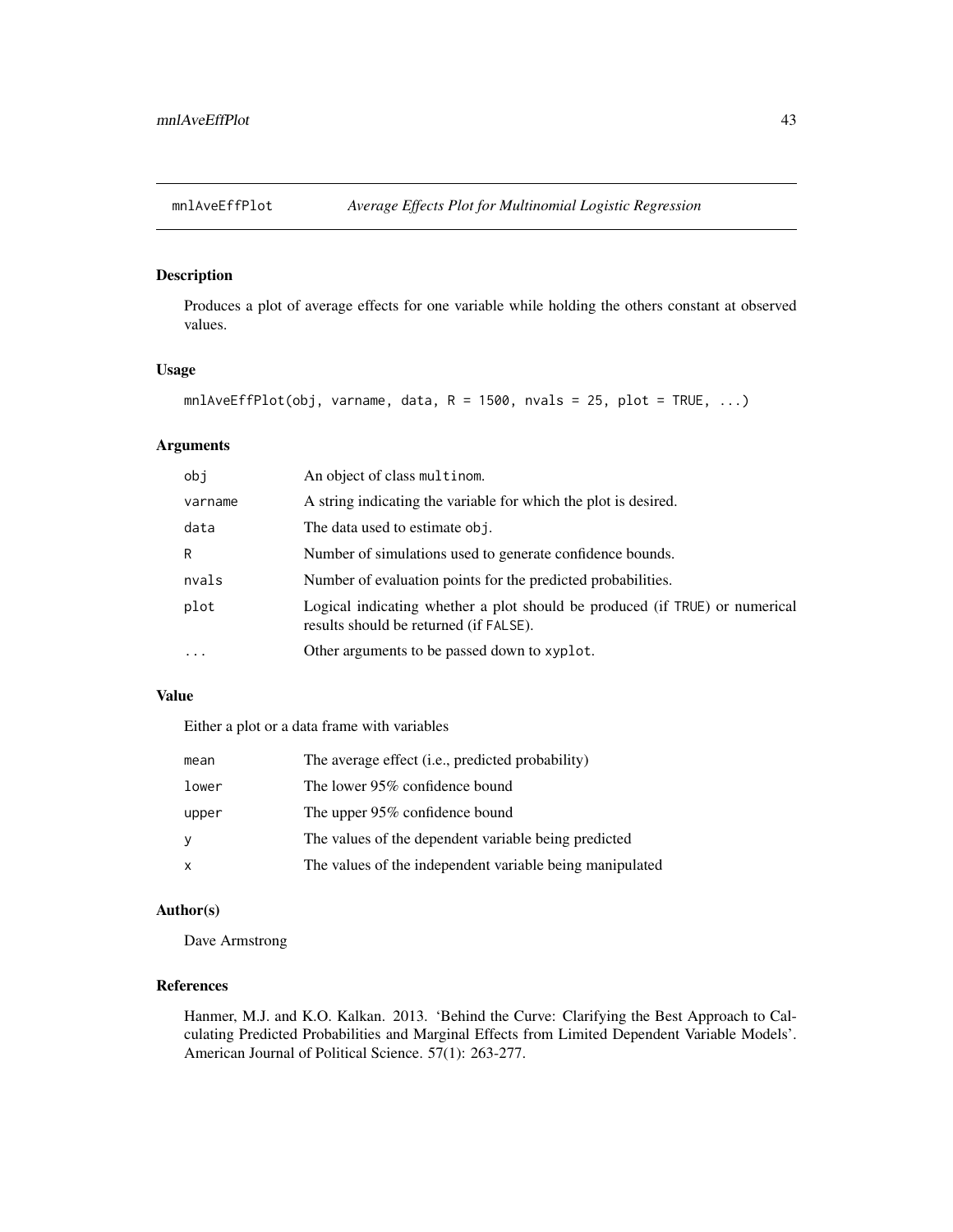## mnlAveEffPlot — *Average Effects Plot for Multinomial Logistic Regression*

### Description

Produces a plot of average effects for one variable while holding the others constant at observed values.

### Usage

```
mnlAveEffPlot(obj, varname, data, R = 1500, nvals = 25, plot = TRUE, ...)
```

### Arguments

| | |
|---|---|
| obj | An object of class multinom. |
| varname | A string indicating the variable for which the plot is desired. |
| data | The data used to estimate obj. |
| R | Number of simulations used to generate confidence bounds. |
| nvals | Number of evaluation points for the predicted probabilities. |
| plot | Logical indicating whether a plot should be produced (if TRUE) or numerical results should be returned (if FALSE). |
| ... | Other arguments to be passed down to xyplot. |

### Value

Either a plot or a data frame with variables

| | |
|---|---|
| mean | The average effect (i.e., predicted probability) |
| lower | The lower 95% confidence bound |
| upper | The upper 95% confidence bound |
| y | The values of the dependent variable being predicted |
| x | The values of the independent variable being manipulated |

### Author(s)

Dave Armstrong

### References

Hanmer, M.J. and K.O. Kalkan. 2013. 'Behind the Curve: Clarifying the Best Approach to Calculating Predicted Probabilities and Marginal Effects from Limited Dependent Variable Models'. American Journal of Political Science. 57(1): 263-277.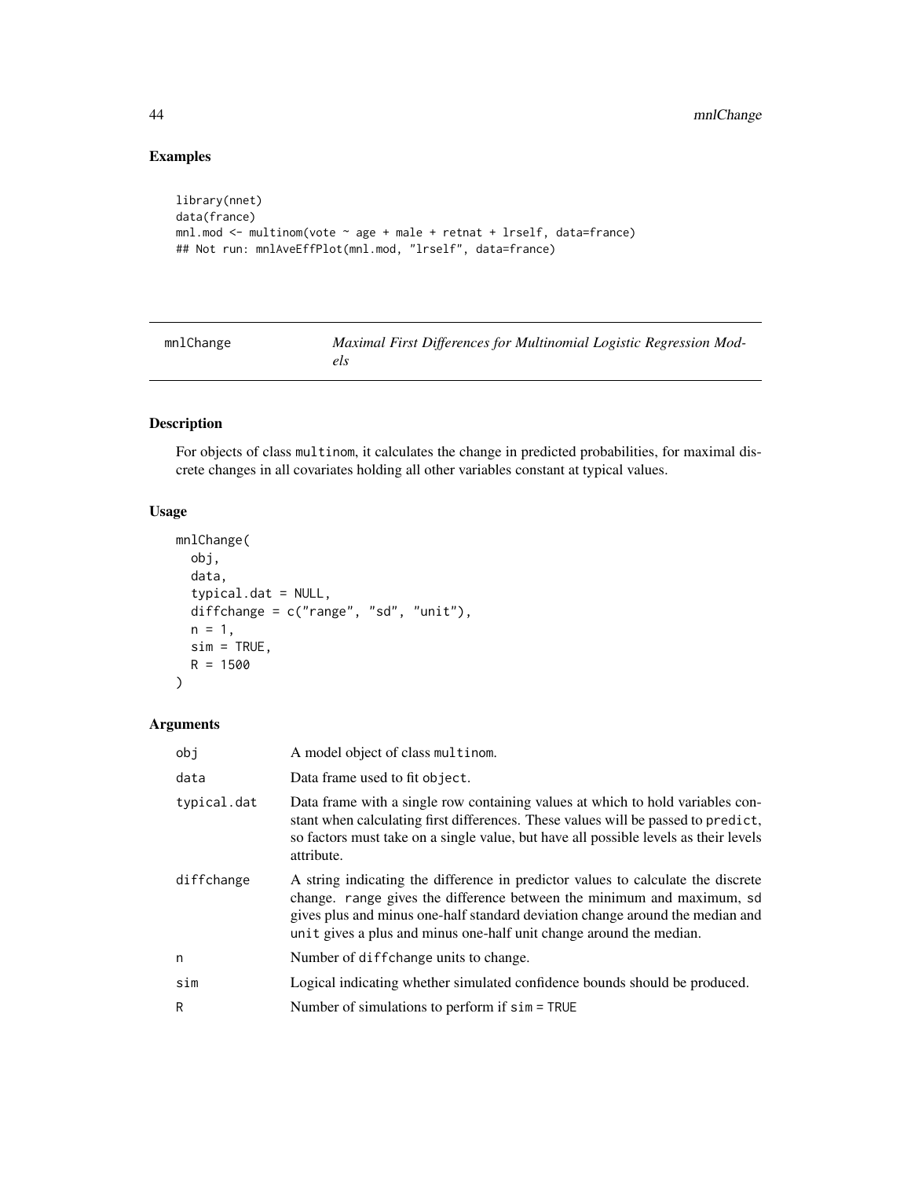## Examples

```
library(nnet)
data(france)
mnl.mod <- multinom(vote ~ age + male + retnat + lrself, data=france)
## Not run: mnlAveEffPlot(mnl.mod, "lrself", data=france)
```

---

# mnlChange *Maximal First Differences for Multinomial Logistic Regression Models*

## Description

For objects of class multinom, it calculates the change in predicted probabilities, for maximal discrete changes in all covariates holding all other variables constant at typical values.

## Usage

```
mnlChange(
  obj,
  data,
  typical.dat = NULL,
  diffchange = c("range", "sd", "unit"),
  n = 1,
  sim = TRUE,
  R = 1500
)
```

## Arguments

| | |
|---|---|
| obj | A model object of class multinom. |
| data | Data frame used to fit object. |
| typical.dat | Data frame with a single row containing values at which to hold variables constant when calculating first differences. These values will be passed to predict, so factors must take on a single value, but have all possible levels as their levels attribute. |
| diffchange | A string indicating the difference in predictor values to calculate the discrete change. range gives the difference between the minimum and maximum, sd gives plus and minus one-half standard deviation change around the median and unit gives a plus and minus one-half unit change around the median. |
| n | Number of diffchange units to change. |
| sim | Logical indicating whether simulated confidence bounds should be produced. |
| R | Number of simulations to perform if sim = TRUE |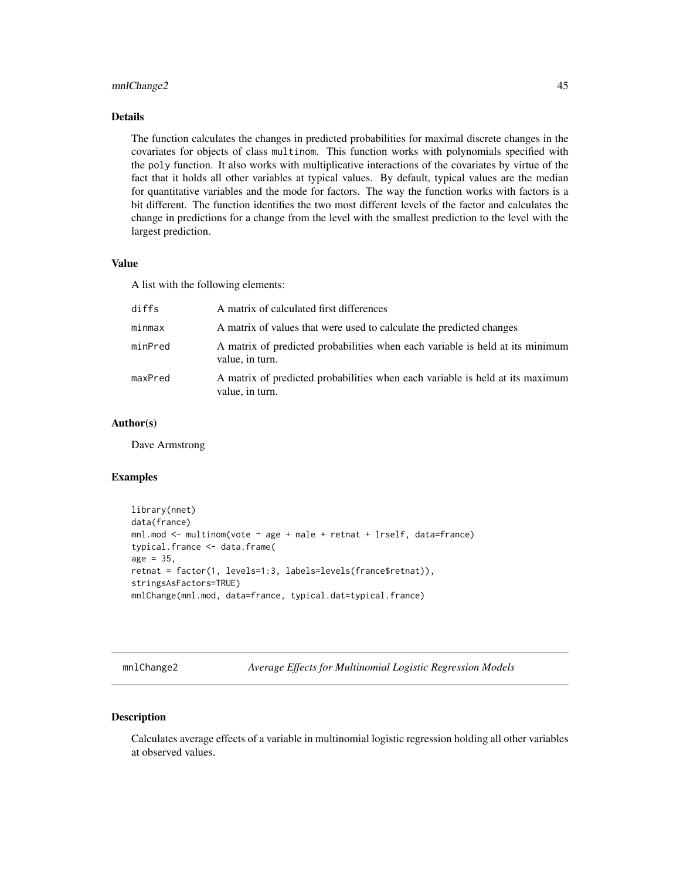### Details

The function calculates the changes in predicted probabilities for maximal discrete changes in the covariates for objects of class `multinom`. This function works with polynomials specified with the `poly` function. It also works with multiplicative interactions of the covariates by virtue of the fact that it holds all other variables at typical values. By default, typical values are the median for quantitative variables and the mode for factors. The way the function works with factors is a bit different. The function identifies the two most different levels of the factor and calculates the change in predictions for a change from the level with the smallest prediction to the level with the largest prediction.

### Value

A list with the following elements:

| | |
|---|---|
| `diffs` | A matrix of calculated first differences |
| `minmax` | A matrix of values that were used to calculate the predicted changes |
| `minPred` | A matrix of predicted probabilities when each variable is held at its minimum value, in turn. |
| `maxPred` | A matrix of predicted probabilities when each variable is held at its maximum value, in turn. |

### Author(s)

Dave Armstrong

### Examples

```
library(nnet)
data(france)
mnl.mod <- multinom(vote ~ age + male + retnat + lrself, data=france)
typical.france <- data.frame(
age = 35,
retnat = factor(1, levels=1:3, labels=levels(france$retnat)),
stringsAsFactors=TRUE)
mnlChange(mnl.mod, data=france, typical.dat=typical.france)
```

---

## mnlChange2 — *Average Effects for Multinomial Logistic Regression Models*

---

### Description

Calculates average effects of a variable in multinomial logistic regression holding all other variables at observed values.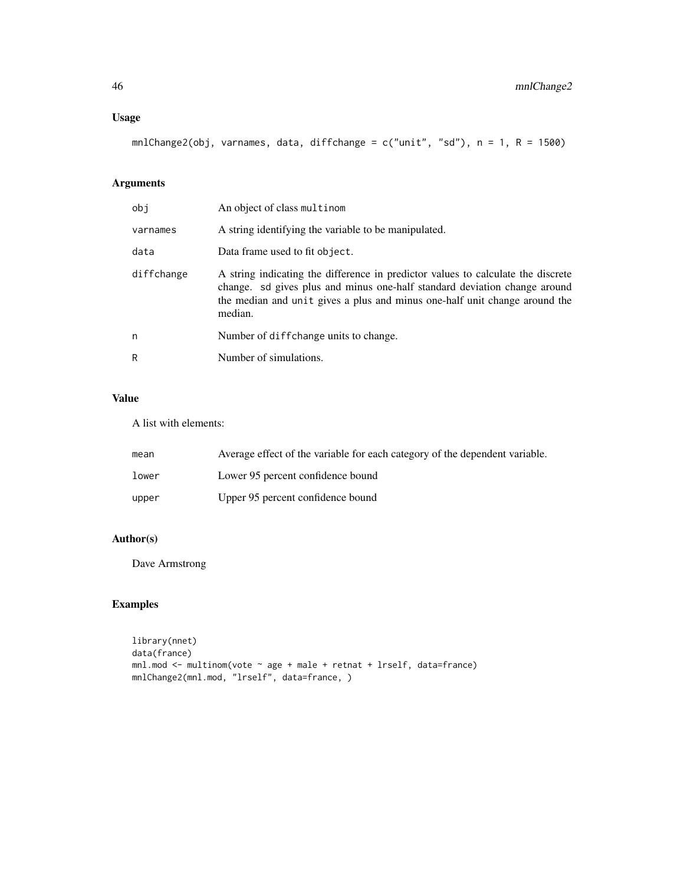## Usage

```
mnlChange2(obj, varnames, data, diffchange = c("unit", "sd"), n = 1, R = 1500)
```

## Arguments

| | |
|---|---|
| obj | An object of class multinom |
| varnames | A string identifying the variable to be manipulated. |
| data | Data frame used to fit object. |
| diffchange | A string indicating the difference in predictor values to calculate the discrete change. sd gives plus and minus one-half standard deviation change around the median and unit gives a plus and minus one-half unit change around the median. |
| n | Number of diffchange units to change. |
| R | Number of simulations. |

## Value

A list with elements:

| | |
|---|---|
| mean | Average effect of the variable for each category of the dependent variable. |
| lower | Lower 95 percent confidence bound |
| upper | Upper 95 percent confidence bound |

## Author(s)

Dave Armstrong

## Examples

```
library(nnet)
data(france)
mnl.mod <- multinom(vote ~ age + male + retnat + lrself, data=france)
mnlChange2(mnl.mod, "lrself", data=france, )
```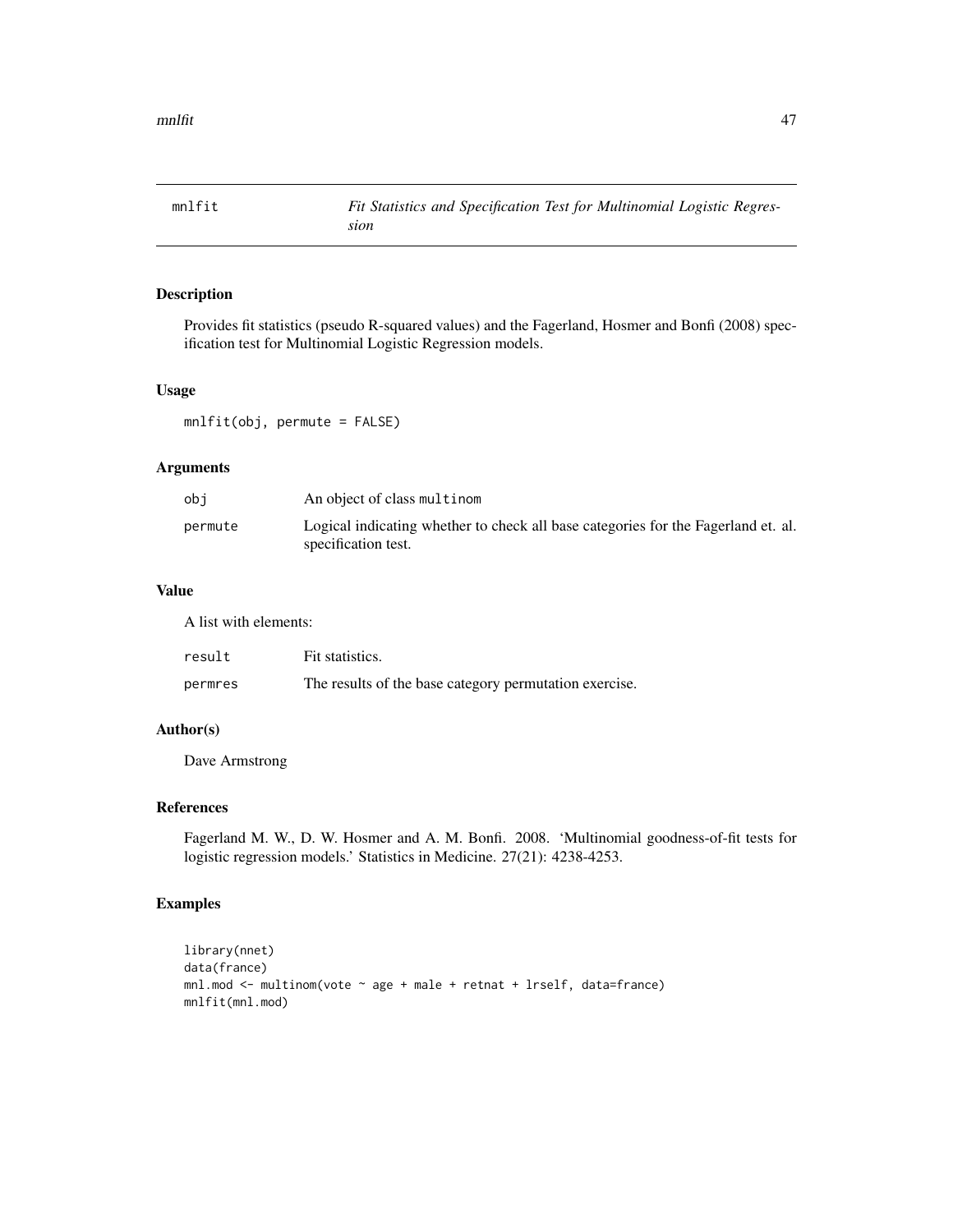# mnlfit — *Fit Statistics and Specification Test for Multinomial Logistic Regression*

## Description

Provides fit statistics (pseudo R-squared values) and the Fagerland, Hosmer and Bonfi (2008) specification test for Multinomial Logistic Regression models.

## Usage

```
mnlfit(obj, permute = FALSE)
```

## Arguments

| | |
|---|---|
| `obj` | An object of class `multinom` |
| `permute` | Logical indicating whether to check all base categories for the Fagerland et. al. specification test. |

## Value

A list with elements:

| | |
|---|---|
| `result` | Fit statistics. |
| `permres` | The results of the base category permutation exercise. |

## Author(s)

Dave Armstrong

## References

Fagerland M. W., D. W. Hosmer and A. M. Bonfi. 2008. 'Multinomial goodness-of-fit tests for logistic regression models.' Statistics in Medicine. 27(21): 4238-4253.

## Examples

```
library(nnet)
data(france)
mnl.mod <- multinom(vote ~ age + male + retnat + lrself, data=france)
mnlfit(mnl.mod)
```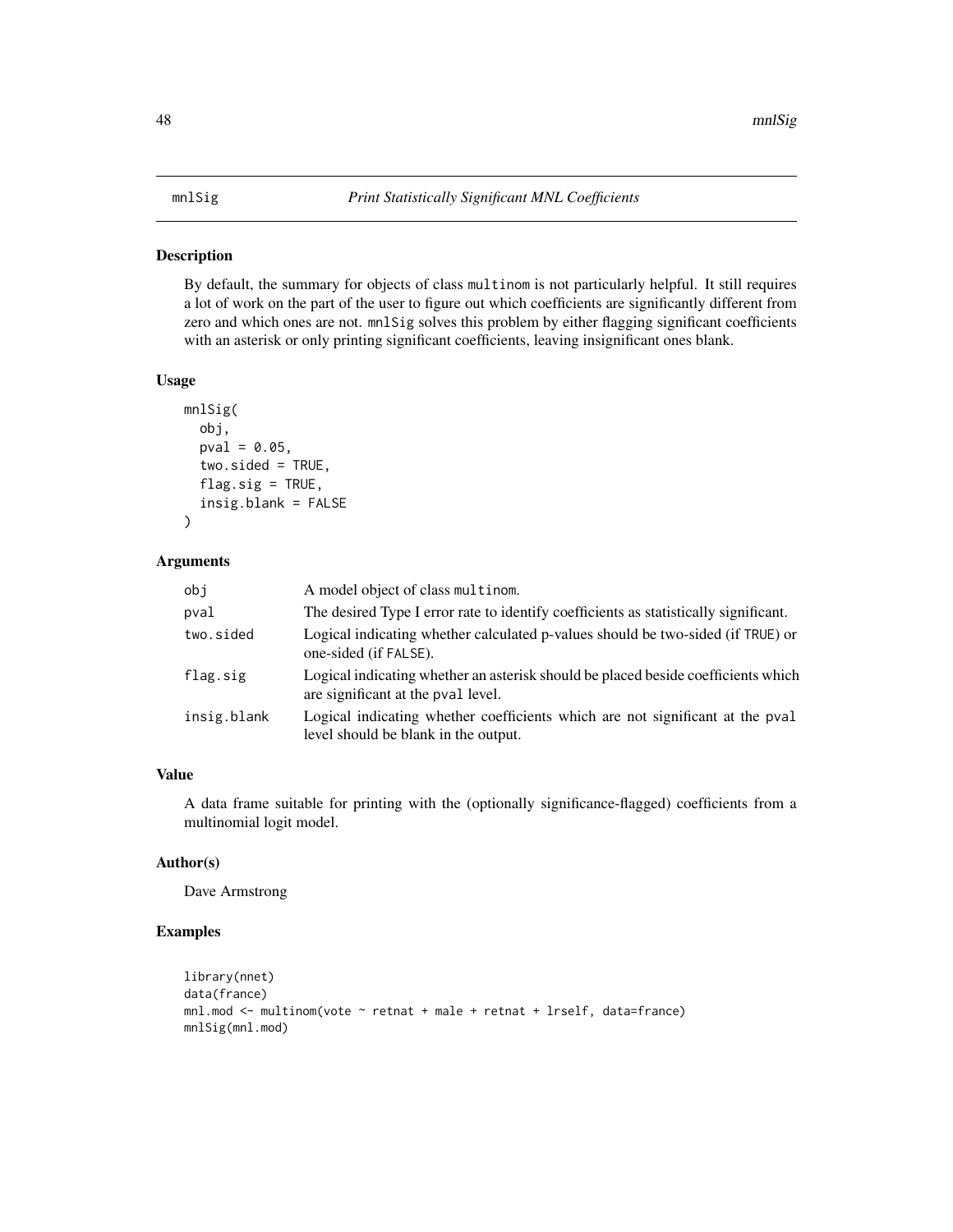## mnlSig — *Print Statistically Significant MNL Coefficients*

### Description

By default, the summary for objects of class `multinom` is not particularly helpful. It still requires a lot of work on the part of the user to figure out which coefficients are significantly different from zero and which ones are not. `mnlSig` solves this problem by either flagging significant coefficients with an asterisk or only printing significant coefficients, leaving insignificant ones blank.

### Usage

```
mnlSig(
  obj,
  pval = 0.05,
  two.sided = TRUE,
  flag.sig = TRUE,
  insig.blank = FALSE
)
```

### Arguments

| | |
|---|---|
| `obj` | A model object of class `multinom`. |
| `pval` | The desired Type I error rate to identify coefficients as statistically significant. |
| `two.sided` | Logical indicating whether calculated p-values should be two-sided (if `TRUE`) or one-sided (if `FALSE`). |
| `flag.sig` | Logical indicating whether an asterisk should be placed beside coefficients which are significant at the `pval` level. |
| `insig.blank` | Logical indicating whether coefficients which are not significant at the `pval` level should be blank in the output. |

### Value

A data frame suitable for printing with the (optionally significance-flagged) coefficients from a multinomial logit model.

### Author(s)

Dave Armstrong

### Examples

```
library(nnet)
data(france)
mnl.mod <- multinom(vote ~ retnat + male + retnat + lrself, data=france)
mnlSig(mnl.mod)
```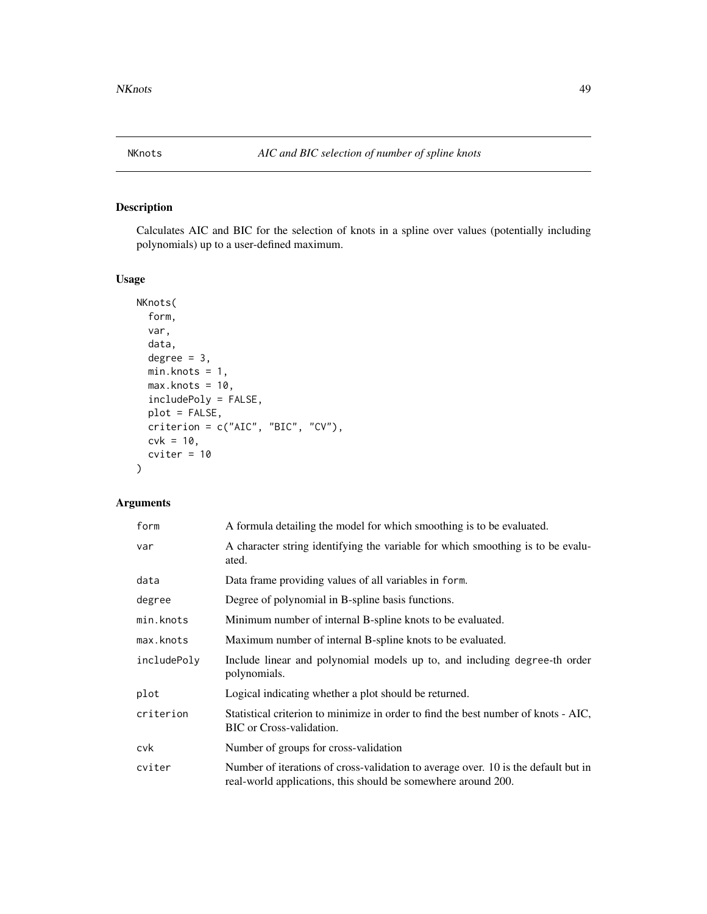NKnots *AIC and BIC selection of number of spline knots*

## Description

Calculates AIC and BIC for the selection of knots in a spline over values (potentially including polynomials) up to a user-defined maximum.

## Usage

```
NKnots(
  form,
  var,
  data,
  degree = 3,
  min.knots = 1,
  max.knots = 10,
  includePoly = FALSE,
  plot = FALSE,
  criterion = c("AIC", "BIC", "CV"),
  cvk = 10,
  cviter = 10
)
```

## Arguments

| | |
|---|---|
| form | A formula detailing the model for which smoothing is to be evaluated. |
| var | A character string identifying the variable for which smoothing is to be evaluated. |
| data | Data frame providing values of all variables in form. |
| degree | Degree of polynomial in B-spline basis functions. |
| min.knots | Minimum number of internal B-spline knots to be evaluated. |
| max.knots | Maximum number of internal B-spline knots to be evaluated. |
| includePoly | Include linear and polynomial models up to, and including degree-th order polynomials. |
| plot | Logical indicating whether a plot should be returned. |
| criterion | Statistical criterion to minimize in order to find the best number of knots - AIC, BIC or Cross-validation. |
| cvk | Number of groups for cross-validation |
| cviter | Number of iterations of cross-validation to average over. 10 is the default but in real-world applications, this should be somewhere around 200. |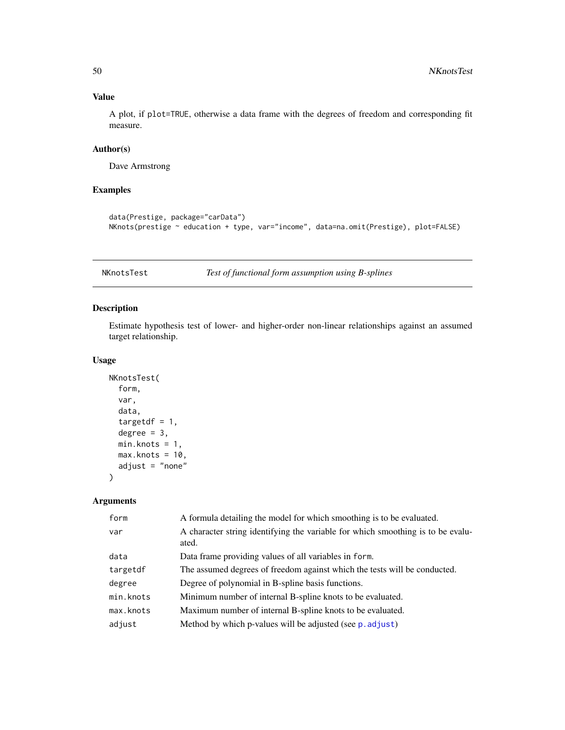### Value

A plot, if `plot=TRUE`, otherwise a data frame with the degrees of freedom and corresponding fit measure.

### Author(s)

Dave Armstrong

### Examples

```
data(Prestige, package="carData")
NKnots(prestige ~ education + type, var="income", data=na.omit(Prestige), plot=FALSE)
```

---

## NKnotsTest — *Test of functional form assumption using B-splines*

---

### Description

Estimate hypothesis test of lower- and higher-order non-linear relationships against an assumed target relationship.

### Usage

```
NKnotsTest(
  form,
  var,
  data,
  targetdf = 1,
  degree = 3,
  min.knots = 1,
  max.knots = 10,
  adjust = "none"
)
```

### Arguments

| | |
|---|---|
| `form` | A formula detailing the model for which smoothing is to be evaluated. |
| `var` | A character string identifying the variable for which smoothing is to be evaluated. |
| `data` | Data frame providing values of all variables in `form`. |
| `targetdf` | The assumed degrees of freedom against which the tests will be conducted. |
| `degree` | Degree of polynomial in B-spline basis functions. |
| `min.knots` | Minimum number of internal B-spline knots to be evaluated. |
| `max.knots` | Maximum number of internal B-spline knots to be evaluated. |
| `adjust` | Method by which p-values will be adjusted (see `p.adjust`) |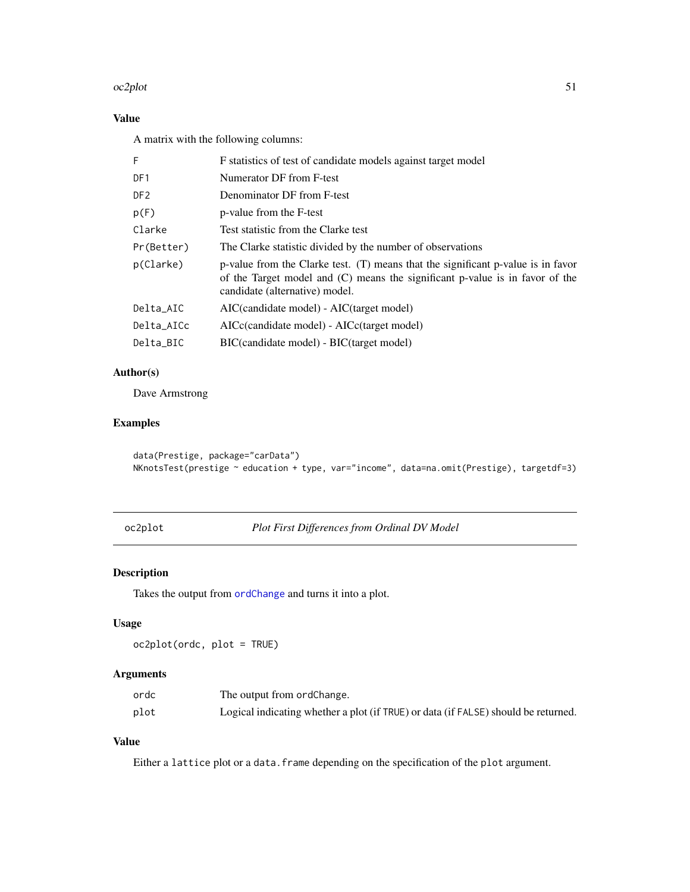### Value

A matrix with the following columns:

| | |
|---|---|
| `F` | F statistics of test of candidate models against target model |
| `DF1` | Numerator DF from F-test |
| `DF2` | Denominator DF from F-test |
| `p(F)` | p-value from the F-test |
| `Clarke` | Test statistic from the Clarke test |
| `Pr(Better)` | The Clarke statistic divided by the number of observations |
| `p(Clarke)` | p-value from the Clarke test. (T) means that the significant p-value is in favor of the Target model and (C) means the significant p-value is in favor of the candidate (alternative) model. |
| `Delta_AIC` | AIC(candidate model) - AIC(target model) |
| `Delta_AICc` | AICc(candidate model) - AICc(target model) |
| `Delta_BIC` | BIC(candidate model) - BIC(target model) |

### Author(s)

Dave Armstrong

### Examples

```
data(Prestige, package="carData")
NKnotsTest(prestige ~ education + type, var="income", data=na.omit(Prestige), targetdf=3)
```

---

## oc2plot *Plot First Differences from Ordinal DV Model*

### Description

Takes the output from `ordChange` and turns it into a plot.

### Usage

```
oc2plot(ordc, plot = TRUE)
```

### Arguments

| | |
|---|---|
| `ordc` | The output from `ordChange`. |
| `plot` | Logical indicating whether a plot (if `TRUE`) or data (if `FALSE`) should be returned. |

### Value

Either a `lattice` plot or a `data.frame` depending on the specification of the `plot` argument.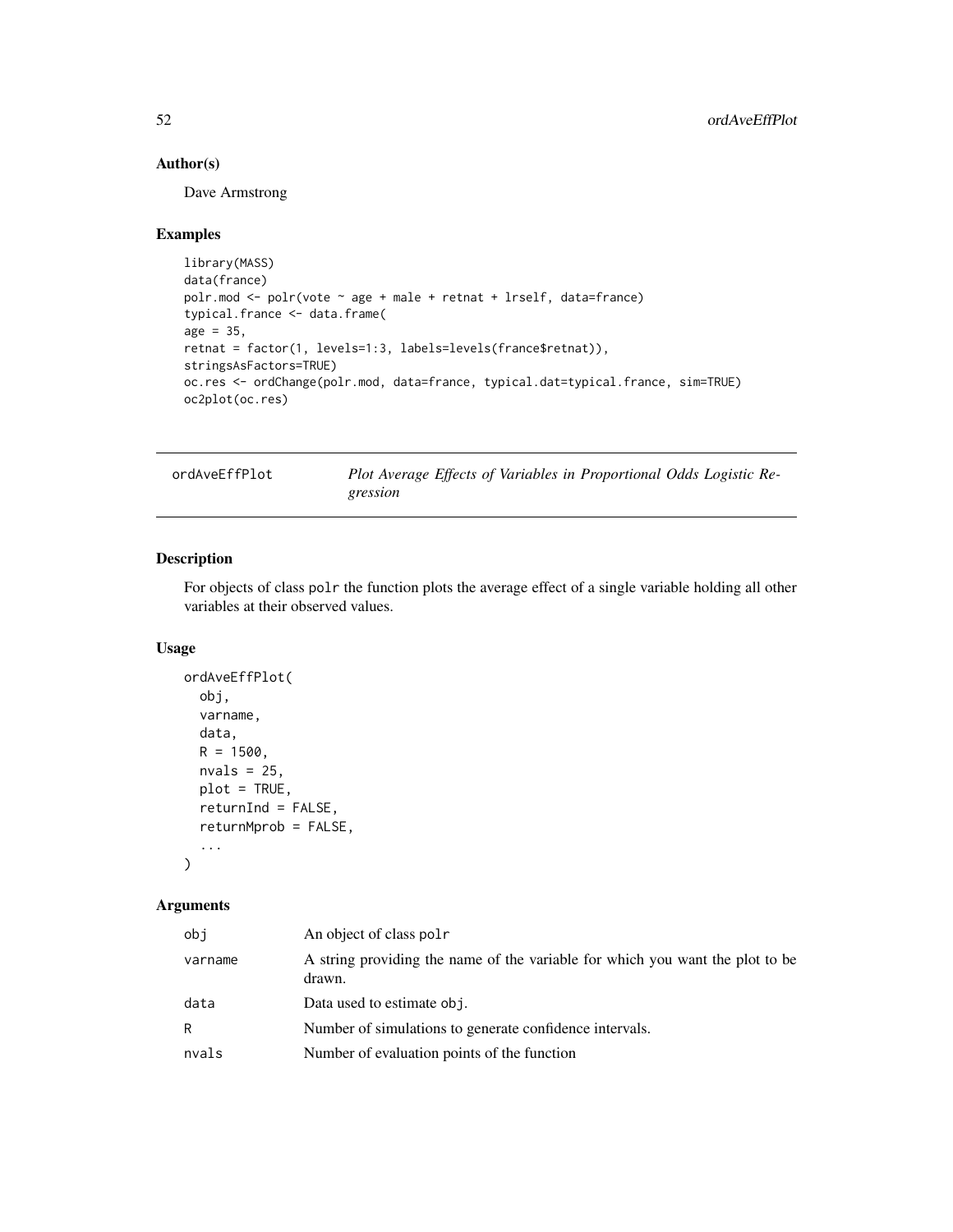## Author(s)

Dave Armstrong

## Examples

```
library(MASS)
data(france)
polr.mod <- polr(vote ~ age + male + retnat + lrself, data=france)
typical.france <- data.frame(
age = 35,
retnat = factor(1, levels=1:3, labels=levels(france$retnat)),
stringsAsFactors=TRUE)
oc.res <- ordChange(polr.mod, data=france, typical.dat=typical.france, sim=TRUE)
oc2plot(oc.res)
```

---

# ordAveEffPlot — *Plot Average Effects of Variables in Proportional Odds Logistic Regression*

---

## Description

For objects of class `polr` the function plots the average effect of a single variable holding all other variables at their observed values.

## Usage

```
ordAveEffPlot(
  obj,
  varname,
  data,
  R = 1500,
  nvals = 25,
  plot = TRUE,
  returnInd = FALSE,
  returnMprob = FALSE,
  ...
)
```

## Arguments

| | |
|---|---|
| `obj` | An object of class `polr` |
| `varname` | A string providing the name of the variable for which you want the plot to be drawn. |
| `data` | Data used to estimate `obj`. |
| `R` | Number of simulations to generate confidence intervals. |
| `nvals` | Number of evaluation points of the function |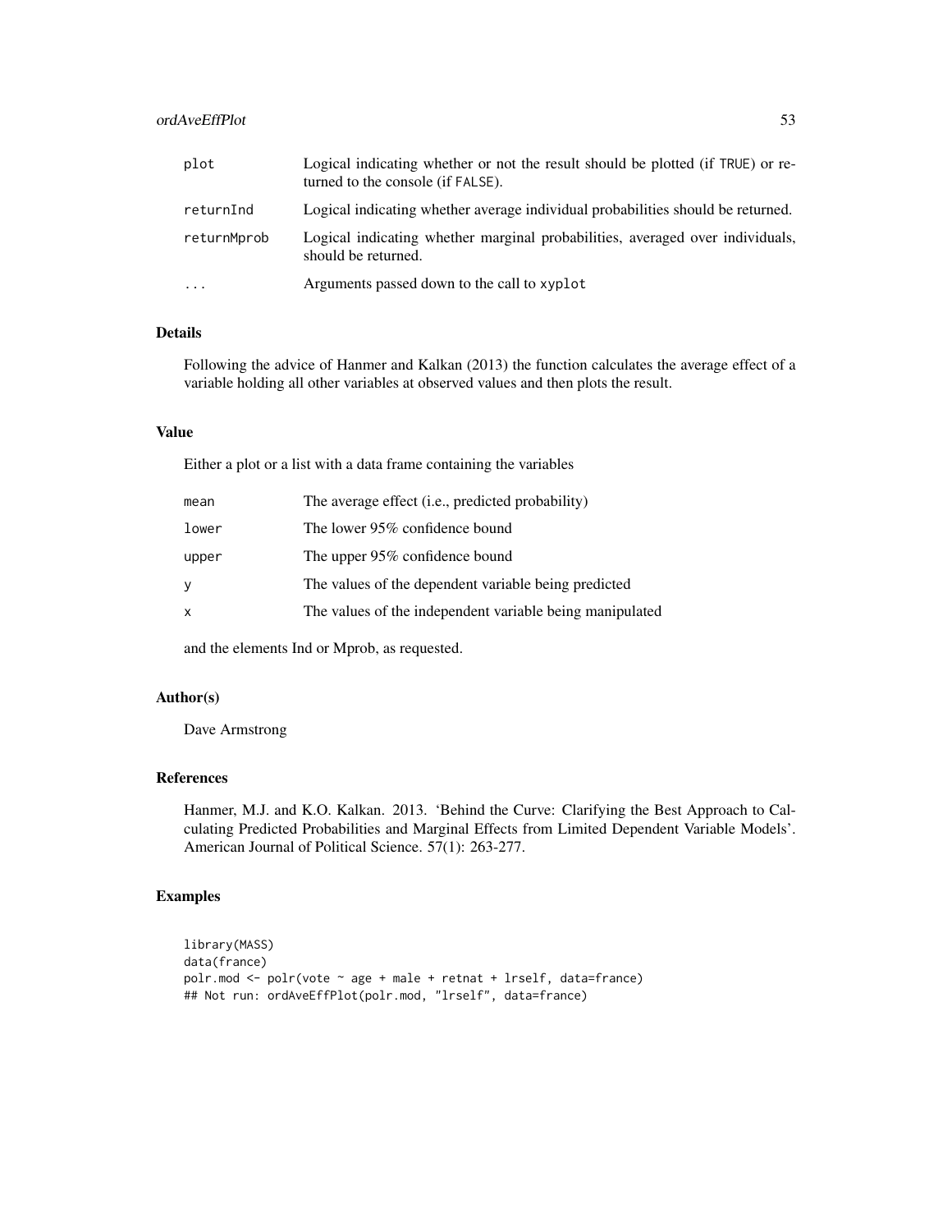| | |
|---|---|
| plot | Logical indicating whether or not the result should be plotted (if TRUE) or returned to the console (if FALSE). |
| returnInd | Logical indicating whether average individual probabilities should be returned. |
| returnMprob | Logical indicating whether marginal probabilities, averaged over individuals, should be returned. |
| ... | Arguments passed down to the call to xyplot |

## Details

Following the advice of Hanmer and Kalkan (2013) the function calculates the average effect of a variable holding all other variables at observed values and then plots the result.

## Value

Either a plot or a list with a data frame containing the variables

| | |
|---|---|
| mean | The average effect (i.e., predicted probability) |
| lower | The lower 95% confidence bound |
| upper | The upper 95% confidence bound |
| y | The values of the dependent variable being predicted |
| x | The values of the independent variable being manipulated |

and the elements Ind or Mprob, as requested.

## Author(s)

Dave Armstrong

## References

Hanmer, M.J. and K.O. Kalkan. 2013. 'Behind the Curve: Clarifying the Best Approach to Calculating Predicted Probabilities and Marginal Effects from Limited Dependent Variable Models'. American Journal of Political Science. 57(1): 263-277.

## Examples

```
library(MASS)
data(france)
polr.mod <- polr(vote ~ age + male + retnat + lrself, data=france)
## Not run: ordAveEffPlot(polr.mod, "lrself", data=france)
```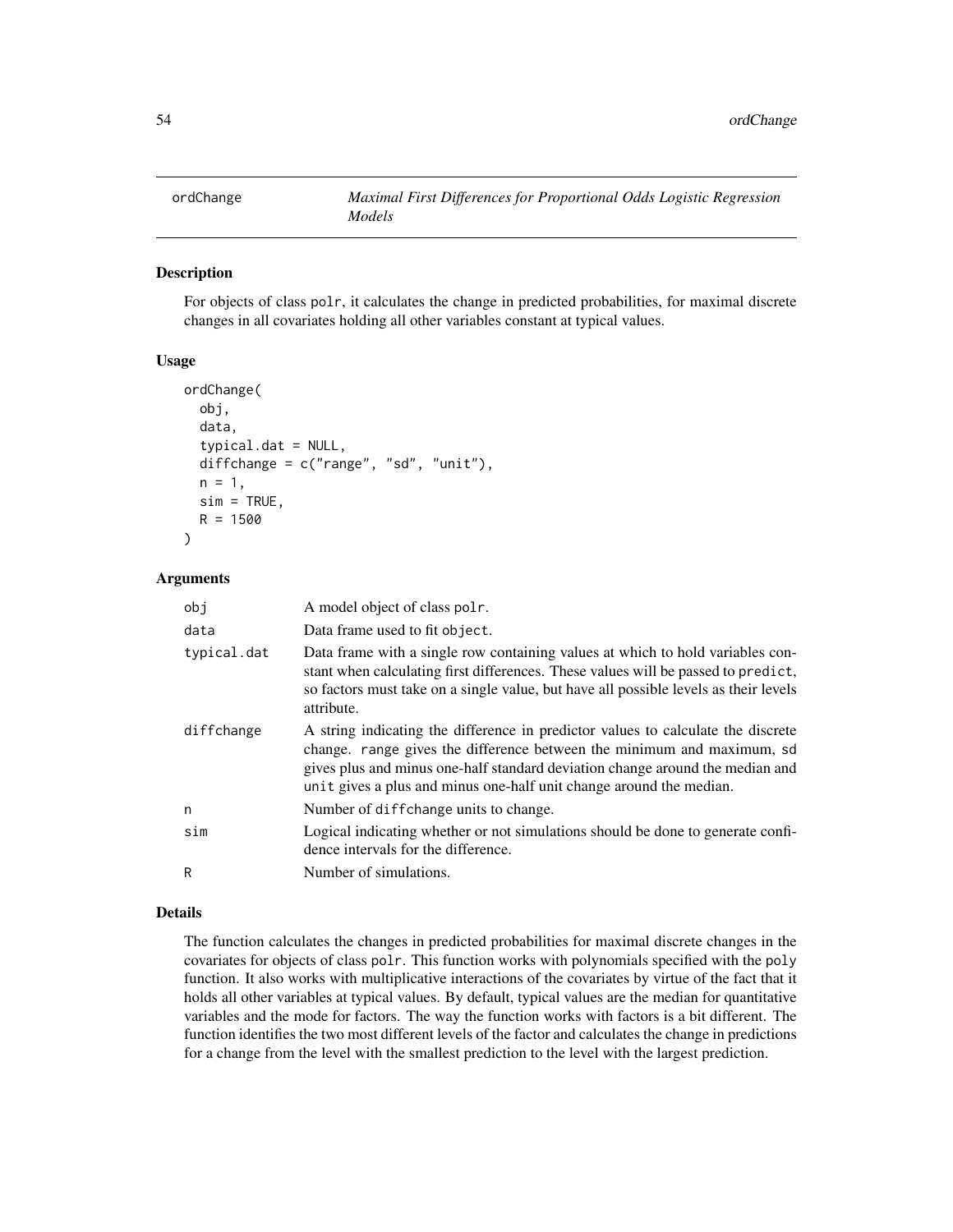# ordChange — *Maximal First Differences for Proportional Odds Logistic Regression Models*

## Description

For objects of class polr, it calculates the change in predicted probabilities, for maximal discrete changes in all covariates holding all other variables constant at typical values.

## Usage

```
ordChange(
  obj,
  data,
  typical.dat = NULL,
  diffchange = c("range", "sd", "unit"),
  n = 1,
  sim = TRUE,
  R = 1500
)
```

## Arguments

| | |
|---|---|
| obj | A model object of class polr. |
| data | Data frame used to fit object. |
| typical.dat | Data frame with a single row containing values at which to hold variables constant when calculating first differences. These values will be passed to predict, so factors must take on a single value, but have all possible levels as their levels attribute. |
| diffchange | A string indicating the difference in predictor values to calculate the discrete change. range gives the difference between the minimum and maximum, sd gives plus and minus one-half standard deviation change around the median and unit gives a plus and minus one-half unit change around the median. |
| n | Number of diffchange units to change. |
| sim | Logical indicating whether or not simulations should be done to generate confidence intervals for the difference. |
| R | Number of simulations. |

## Details

The function calculates the changes in predicted probabilities for maximal discrete changes in the covariates for objects of class polr. This function works with polynomials specified with the poly function. It also works with multiplicative interactions of the covariates by virtue of the fact that it holds all other variables at typical values. By default, typical values are the median for quantitative variables and the mode for factors. The way the function works with factors is a bit different. The function identifies the two most different levels of the factor and calculates the change in predictions for a change from the level with the smallest prediction to the level with the largest prediction.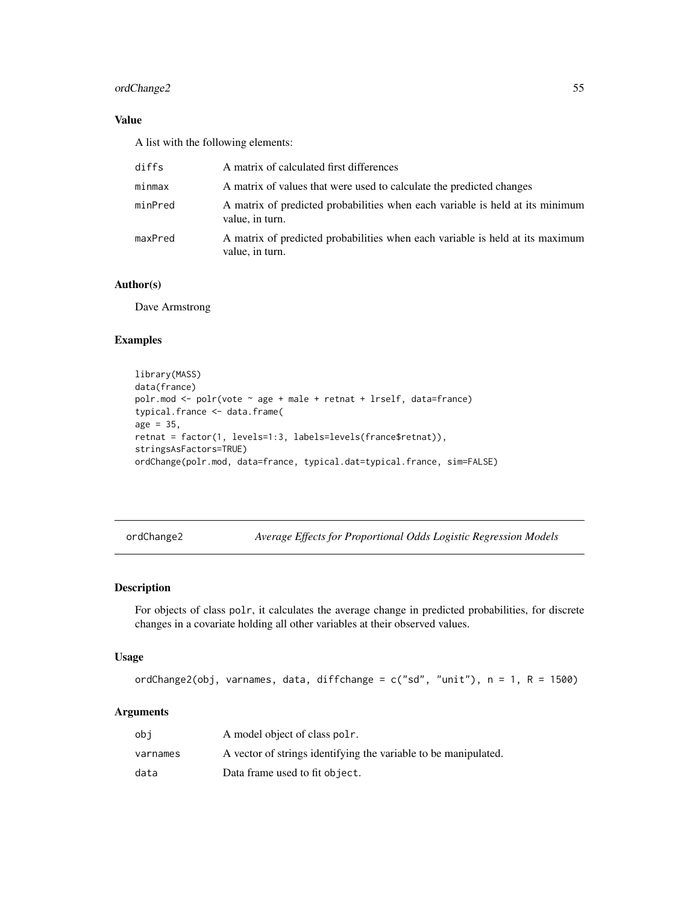### Value

A list with the following elements:

| | |
|---|---|
| diffs | A matrix of calculated first differences |
| minmax | A matrix of values that were used to calculate the predicted changes |
| minPred | A matrix of predicted probabilities when each variable is held at its minimum value, in turn. |
| maxPred | A matrix of predicted probabilities when each variable is held at its maximum value, in turn. |

### Author(s)

Dave Armstrong

### Examples

```
library(MASS)
data(france)
polr.mod <- polr(vote ~ age + male + retnat + lrself, data=france)
typical.france <- data.frame(
age = 35,
retnat = factor(1, levels=1:3, labels=levels(france$retnat)),
stringsAsFactors=TRUE)
ordChange(polr.mod, data=france, typical.dat=typical.france, sim=FALSE)
```

---

## ordChange2 — *Average Effects for Proportional Odds Logistic Regression Models*

### Description

For objects of class polr, it calculates the average change in predicted probabilities, for discrete changes in a covariate holding all other variables at their observed values.

### Usage

```
ordChange2(obj, varnames, data, diffchange = c("sd", "unit"), n = 1, R = 1500)
```

### Arguments

| | |
|---|---|
| obj | A model object of class polr. |
| varnames | A vector of strings identifying the variable to be manipulated. |
| data | Data frame used to fit object. |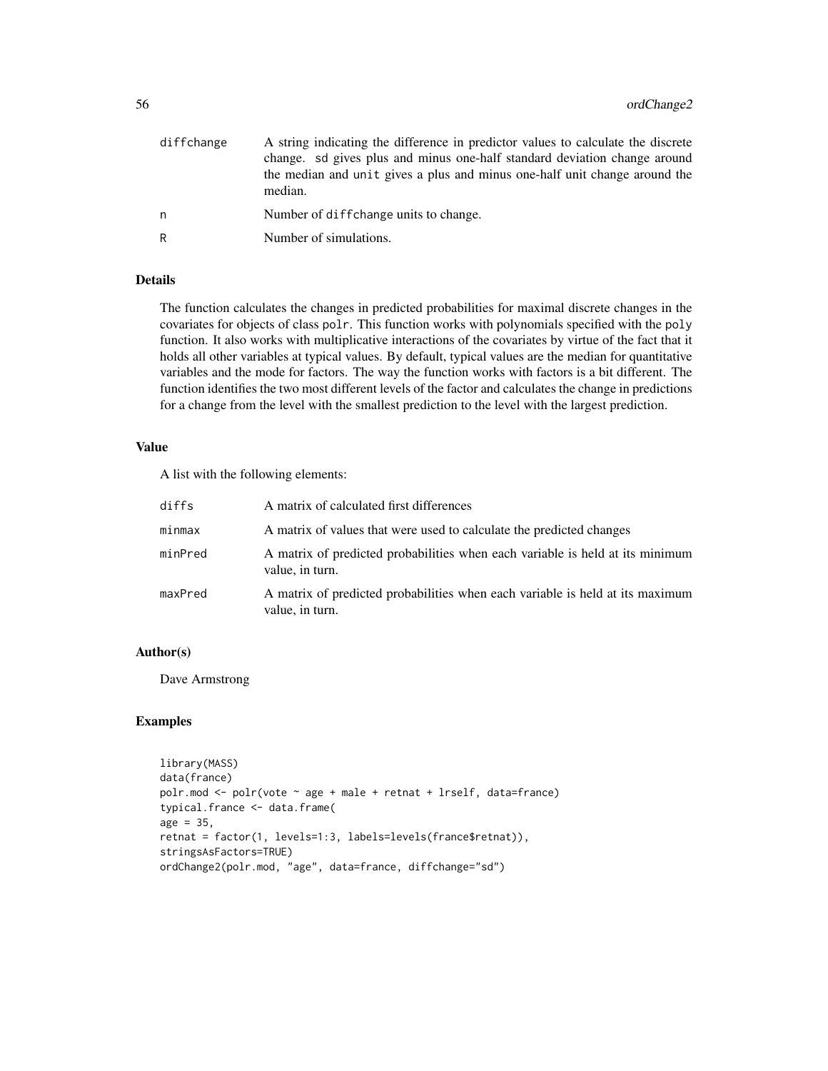| | |
|---|---|
| diffchange | A string indicating the difference in predictor values to calculate the discrete change. sd gives plus and minus one-half standard deviation change around the median and unit gives a plus and minus one-half unit change around the median. |
| n | Number of diffchange units to change. |
| R | Number of simulations. |

## Details

The function calculates the changes in predicted probabilities for maximal discrete changes in the covariates for objects of class polr. This function works with polynomials specified with the poly function. It also works with multiplicative interactions of the covariates by virtue of the fact that it holds all other variables at typical values. By default, typical values are the median for quantitative variables and the mode for factors. The way the function works with factors is a bit different. The function identifies the two most different levels of the factor and calculates the change in predictions for a change from the level with the smallest prediction to the level with the largest prediction.

## Value

A list with the following elements:

| | |
|---|---|
| diffs | A matrix of calculated first differences |
| minmax | A matrix of values that were used to calculate the predicted changes |
| minPred | A matrix of predicted probabilities when each variable is held at its minimum value, in turn. |
| maxPred | A matrix of predicted probabilities when each variable is held at its maximum value, in turn. |

## Author(s)

Dave Armstrong

## Examples

```
library(MASS)
data(france)
polr.mod <- polr(vote ~ age + male + retnat + lrself, data=france)
typical.france <- data.frame(
age = 35,
retnat = factor(1, levels=1:3, labels=levels(france$retnat)),
stringsAsFactors=TRUE)
ordChange2(polr.mod, "age", data=france, diffchange="sd")
```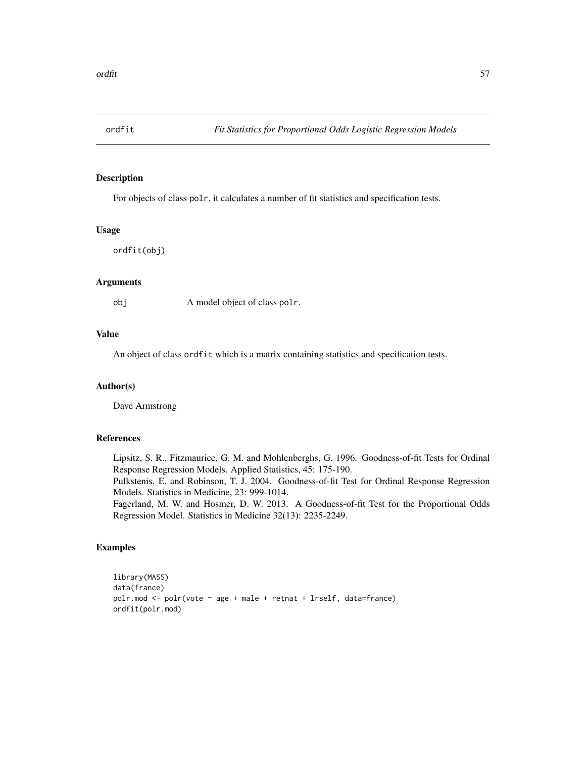## ordfit — *Fit Statistics for Proportional Odds Logistic Regression Models*

### Description

For objects of class polr, it calculates a number of fit statistics and specification tests.

### Usage

```
ordfit(obj)
```

### Arguments

obj    A model object of class polr.

### Value

An object of class ordfit which is a matrix containing statistics and specification tests.

### Author(s)

Dave Armstrong

### References

Lipsitz, S. R., Fitzmaurice, G. M. and Mohlenberghs, G. 1996. Goodness-of-fit Tests for Ordinal Response Regression Models. Applied Statistics, 45: 175-190.

Pulkstenis, E. and Robinson, T. J. 2004. Goodness-of-fit Test for Ordinal Response Regression Models. Statistics in Medicine, 23: 999-1014.

Fagerland, M. W. and Hosmer, D. W. 2013. A Goodness-of-fit Test for the Proportional Odds Regression Model. Statistics in Medicine 32(13): 2235-2249.

### Examples

```
library(MASS)
data(france)
polr.mod <- polr(vote ~ age + male + retnat + lrself, data=france)
ordfit(polr.mod)
```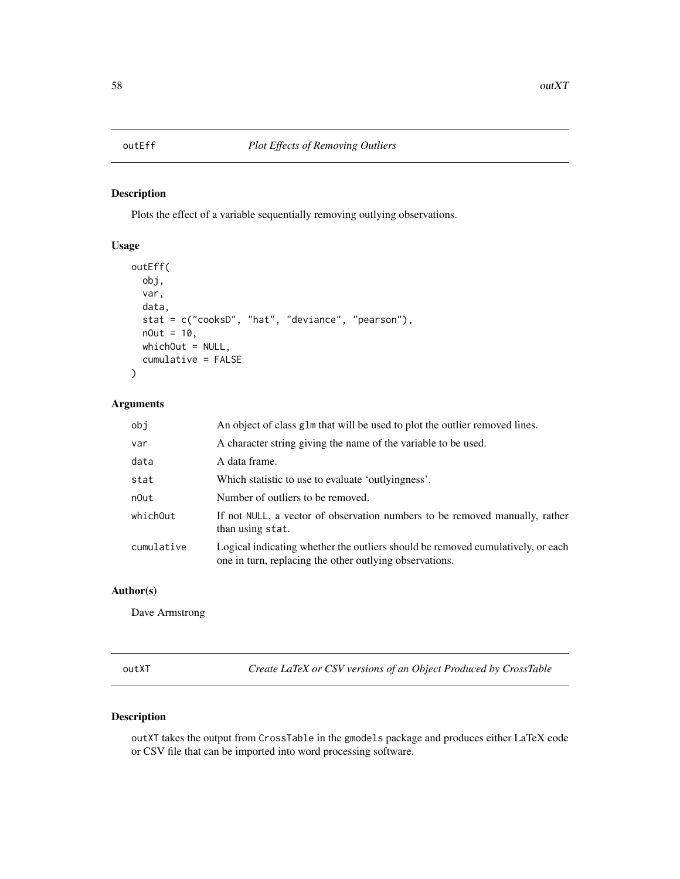## outEff — *Plot Effects of Removing Outliers*

### Description

Plots the effect of a variable sequentially removing outlying observations.

### Usage

```
outEff(
  obj,
  var,
  data,
  stat = c("cooksD", "hat", "deviance", "pearson"),
  nOut = 10,
  whichOut = NULL,
  cumulative = FALSE
)
```

### Arguments

| | |
|---|---|
| obj | An object of class glm that will be used to plot the outlier removed lines. |
| var | A character string giving the name of the variable to be used. |
| data | A data frame. |
| stat | Which statistic to use to evaluate 'outlyingness'. |
| nOut | Number of outliers to be removed. |
| whichOut | If not NULL, a vector of observation numbers to be removed manually, rather than using stat. |
| cumulative | Logical indicating whether the outliers should be removed cumulatively, or each one in turn, replacing the other outlying observations. |

### Author(s)

Dave Armstrong

## outXT — *Create LaTeX or CSV versions of an Object Produced by CrossTable*

### Description

outXT takes the output from CrossTable in the gmodels package and produces either LaTeX code or CSV file that can be imported into word processing software.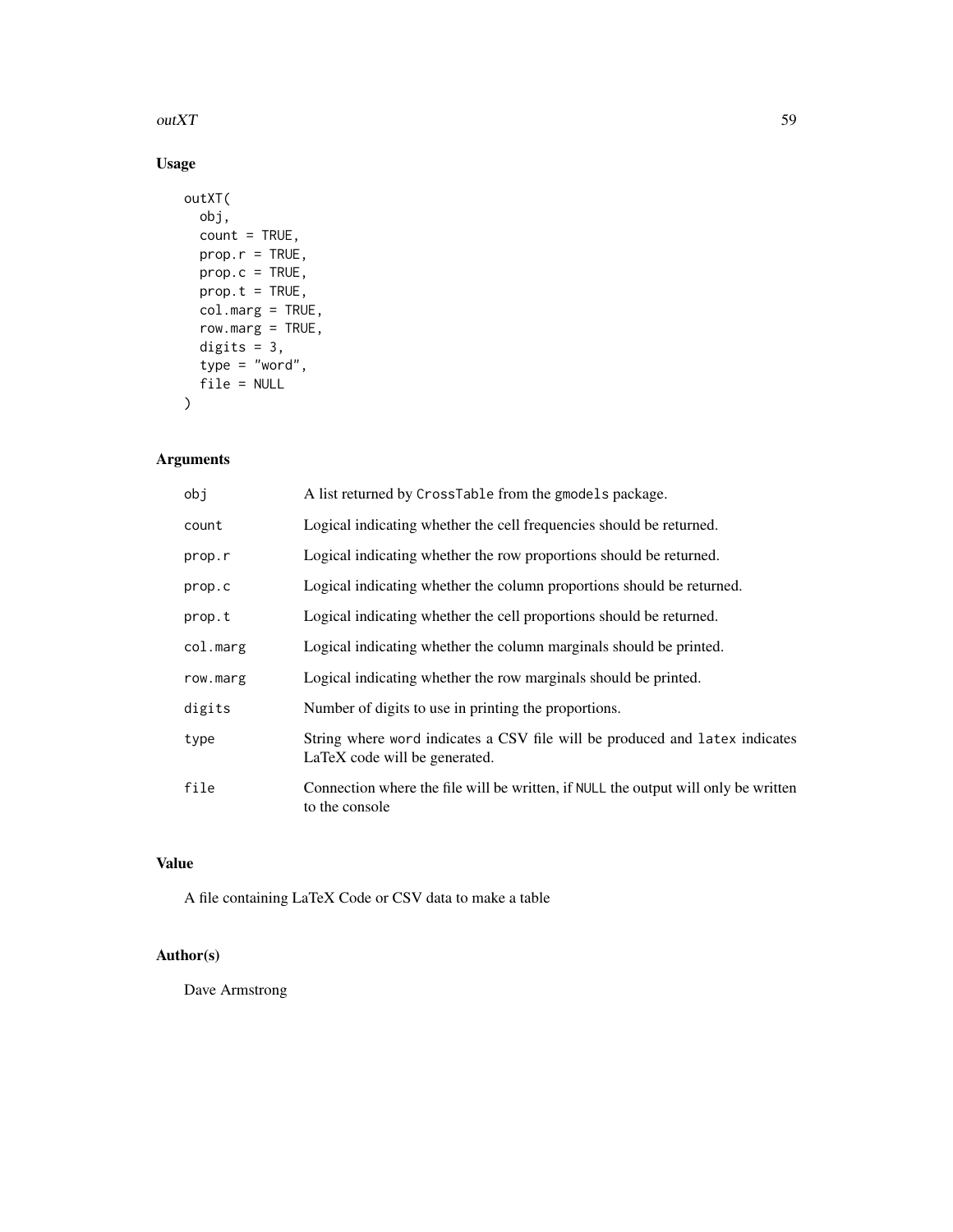## Usage

```
outXT(
  obj,
  count = TRUE,
  prop.r = TRUE,
  prop.c = TRUE,
  prop.t = TRUE,
  col.marg = TRUE,
  row.marg = TRUE,
  digits = 3,
  type = "word",
  file = NULL
)
```

## Arguments

| | |
|---|---|
| `obj` | A list returned by `CrossTable` from the `gmodels` package. |
| `count` | Logical indicating whether the cell frequencies should be returned. |
| `prop.r` | Logical indicating whether the row proportions should be returned. |
| `prop.c` | Logical indicating whether the column proportions should be returned. |
| `prop.t` | Logical indicating whether the cell proportions should be returned. |
| `col.marg` | Logical indicating whether the column marginals should be printed. |
| `row.marg` | Logical indicating whether the row marginals should be printed. |
| `digits` | Number of digits to use in printing the proportions. |
| `type` | String where `word` indicates a CSV file will be produced and `latex` indicates LaTeX code will be generated. |
| `file` | Connection where the file will be written, if `NULL` the output will only be written to the console |

## Value

A file containing LaTeX Code or CSV data to make a table

## Author(s)

Dave Armstrong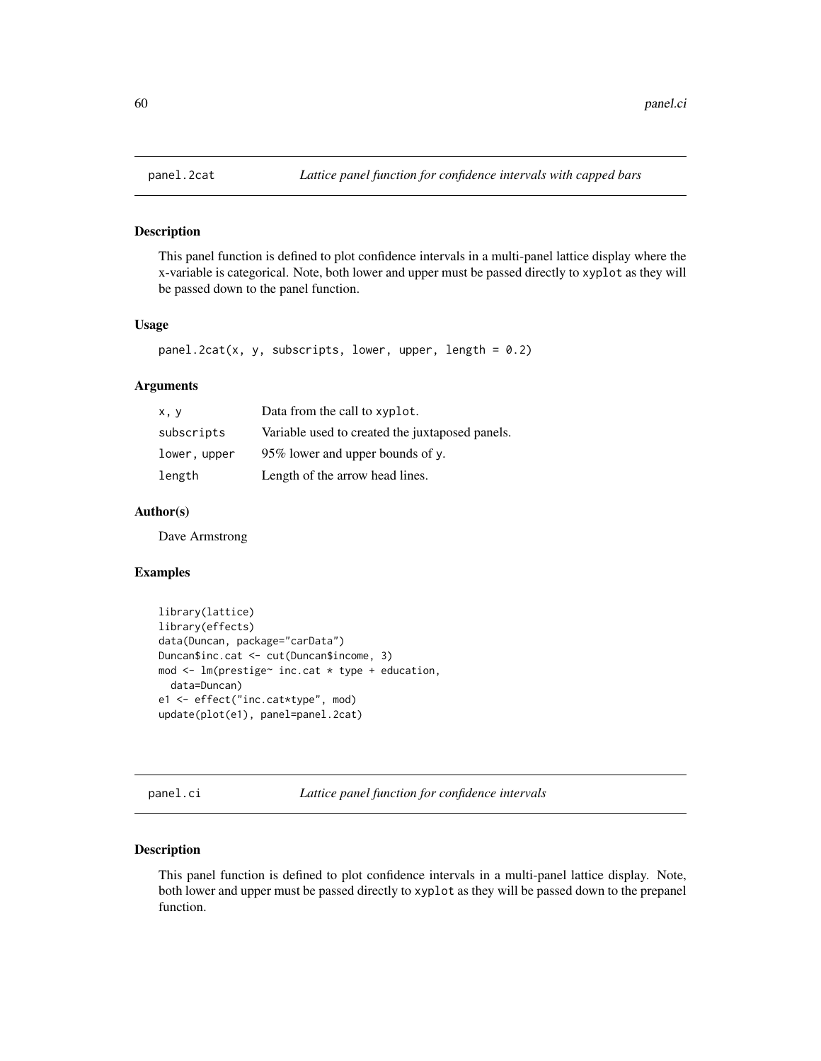## panel.2cat *Lattice panel function for confidence intervals with capped bars*

### Description

This panel function is defined to plot confidence intervals in a multi-panel lattice display where the x-variable is categorical. Note, both lower and upper must be passed directly to `xyplot` as they will be passed down to the panel function.

### Usage

```
panel.2cat(x, y, subscripts, lower, upper, length = 0.2)
```

### Arguments

| | |
|---|---|
| `x, y` | Data from the call to `xyplot`. |
| `subscripts` | Variable used to created the juxtaposed panels. |
| `lower, upper` | 95% lower and upper bounds of `y`. |
| `length` | Length of the arrow head lines. |

### Author(s)

Dave Armstrong

### Examples

```
library(lattice)
library(effects)
data(Duncan, package="carData")
Duncan$inc.cat <- cut(Duncan$income, 3)
mod <- lm(prestige~ inc.cat * type + education,
  data=Duncan)
e1 <- effect("inc.cat*type", mod)
update(plot(e1), panel=panel.2cat)
```

## panel.ci *Lattice panel function for confidence intervals*

### Description

This panel function is defined to plot confidence intervals in a multi-panel lattice display. Note, both lower and upper must be passed directly to `xyplot` as they will be passed down to the prepanel function.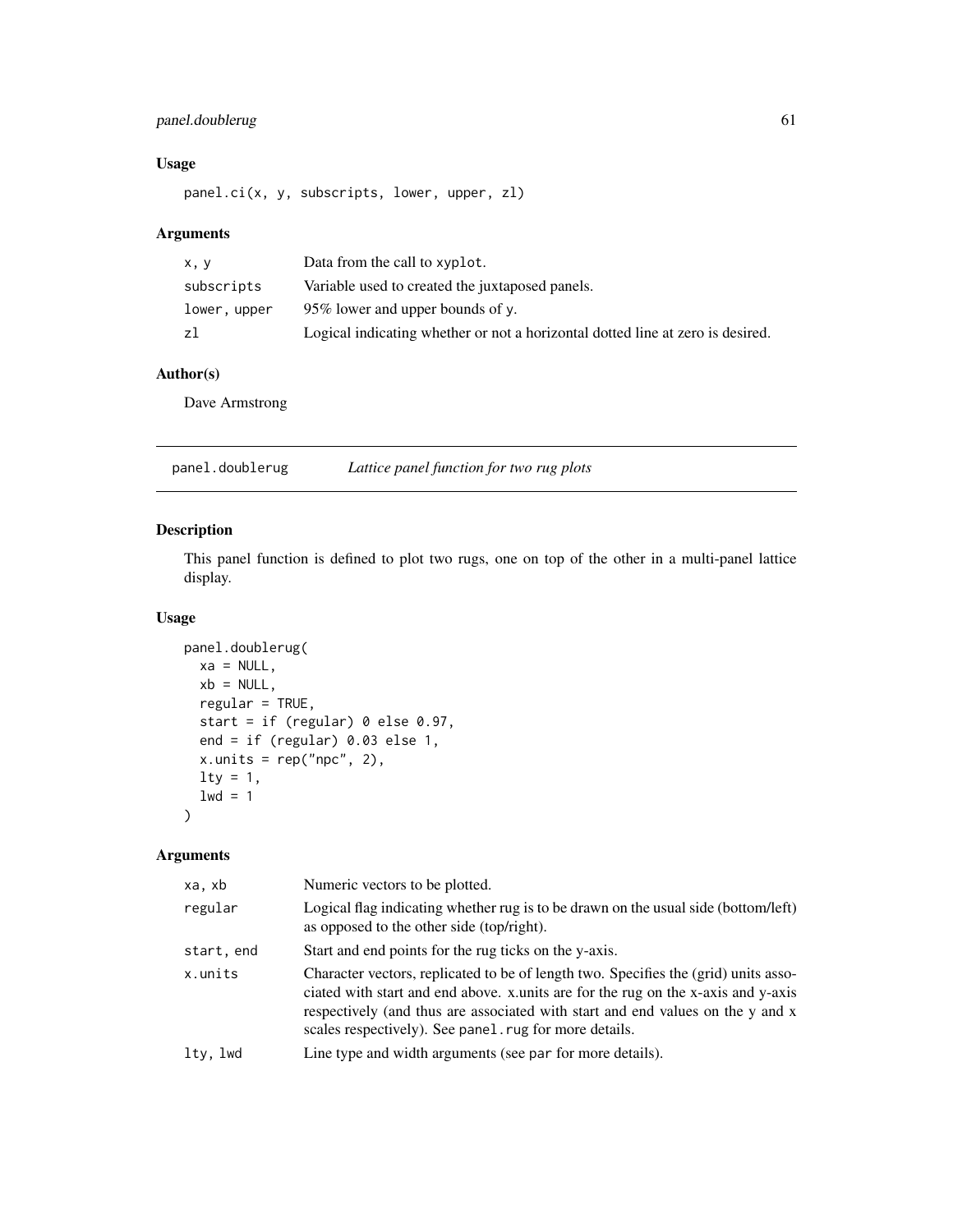### Usage

```
panel.ci(x, y, subscripts, lower, upper, zl)
```

### Arguments

| | |
|---|---|
| x, y | Data from the call to xyplot. |
| subscripts | Variable used to created the juxtaposed panels. |
| lower, upper | 95% lower and upper bounds of y. |
| zl | Logical indicating whether or not a horizontal dotted line at zero is desired. |

### Author(s)

Dave Armstrong

---

## panel.doublerug — *Lattice panel function for two rug plots*

### Description

This panel function is defined to plot two rugs, one on top of the other in a multi-panel lattice display.

### Usage

```
panel.doublerug(
  xa = NULL,
  xb = NULL,
  regular = TRUE,
  start = if (regular) 0 else 0.97,
  end = if (regular) 0.03 else 1,
  x.units = rep("npc", 2),
  lty = 1,
  lwd = 1
)
```

### Arguments

| | |
|---|---|
| xa, xb | Numeric vectors to be plotted. |
| regular | Logical flag indicating whether rug is to be drawn on the usual side (bottom/left) as opposed to the other side (top/right). |
| start, end | Start and end points for the rug ticks on the y-axis. |
| x.units | Character vectors, replicated to be of length two. Specifies the (grid) units associated with start and end above. x.units are for the rug on the x-axis and y-axis respectively (and thus are associated with start and end values on the y and x scales respectively). See panel.rug for more details. |
| lty, lwd | Line type and width arguments (see par for more details). |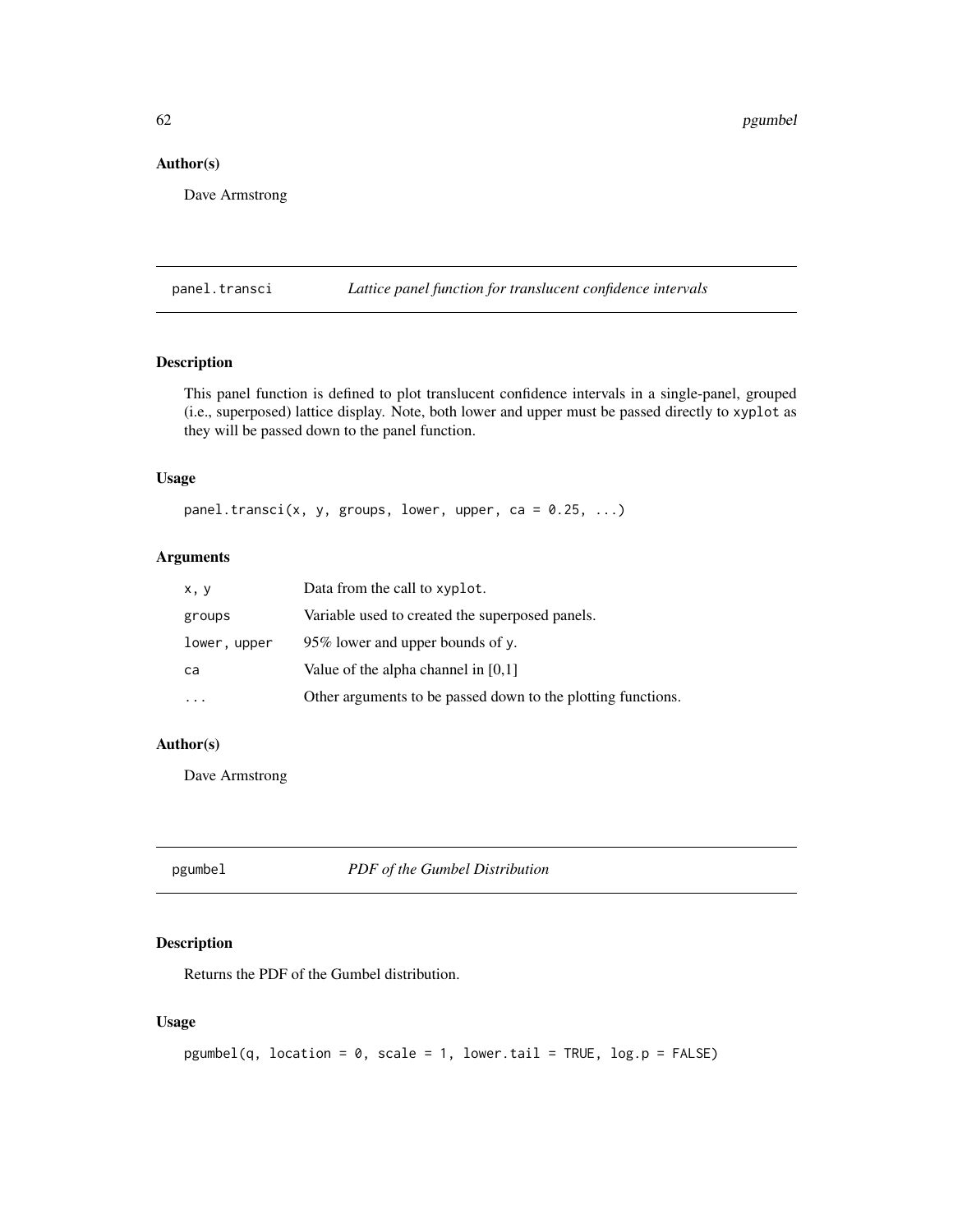### Author(s)

Dave Armstrong

## panel.transci — *Lattice panel function for translucent confidence intervals*

### Description

This panel function is defined to plot translucent confidence intervals in a single-panel, grouped (i.e., superposed) lattice display. Note, both lower and upper must be passed directly to `xyplot` as they will be passed down to the panel function.

### Usage

```
panel.transci(x, y, groups, lower, upper, ca = 0.25, ...)
```

### Arguments

| | |
|---|---|
| `x, y` | Data from the call to `xyplot`. |
| `groups` | Variable used to created the superposed panels. |
| `lower, upper` | 95% lower and upper bounds of `y`. |
| `ca` | Value of the alpha channel in [0,1] |
| `...` | Other arguments to be passed down to the plotting functions. |

### Author(s)

Dave Armstrong

## pgumbel — *PDF of the Gumbel Distribution*

### Description

Returns the PDF of the Gumbel distribution.

### Usage

```
pgumbel(q, location = 0, scale = 1, lower.tail = TRUE, log.p = FALSE)
```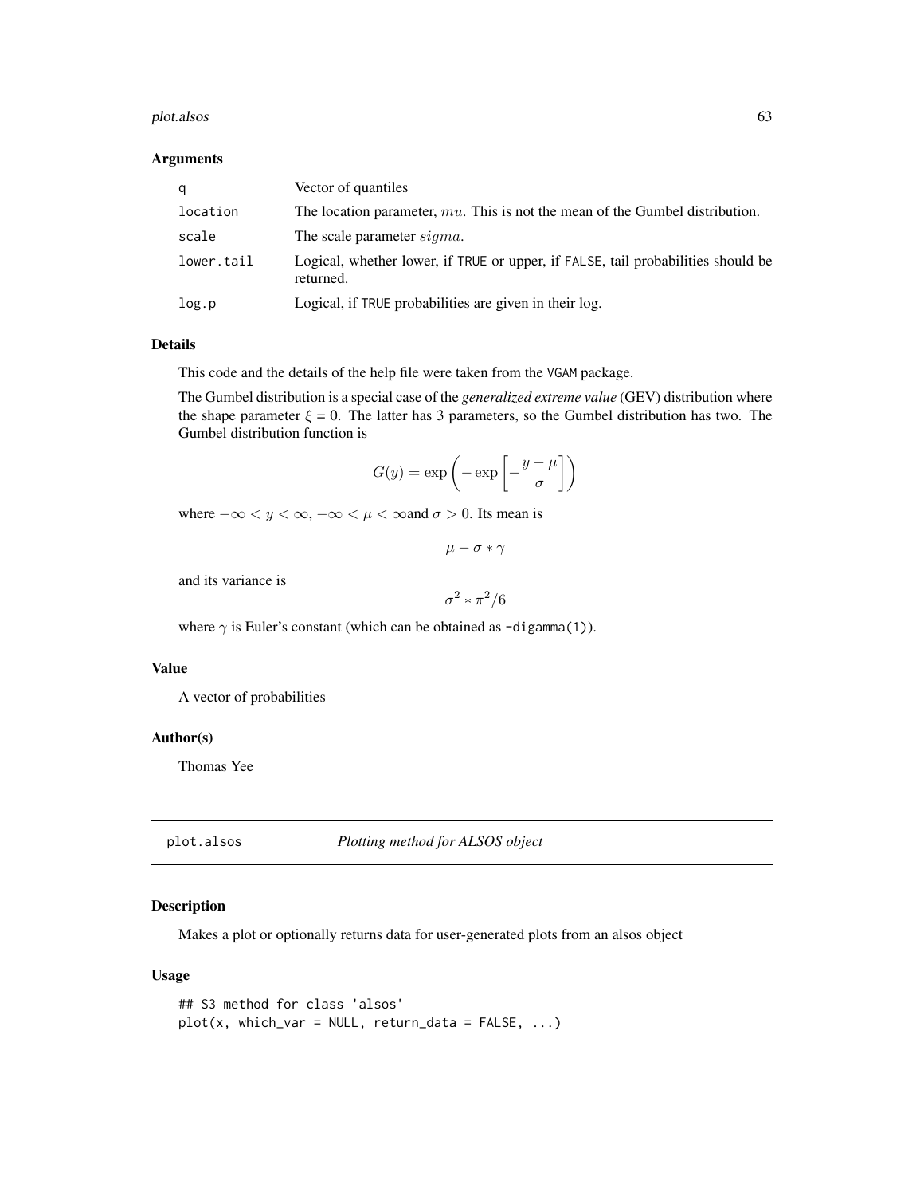### Arguments

| | |
|---|---|
| q | Vector of quantiles |
| location | The location parameter, $mu$. This is not the mean of the Gumbel distribution. |
| scale | The scale parameter $sigma$. |
| lower.tail | Logical, whether lower, if TRUE or upper, if FALSE, tail probabilities should be returned. |
| log.p | Logical, if TRUE probabilities are given in their log. |

### Details

This code and the details of the help file were taken from the VGAM package.

The Gumbel distribution is a special case of the *generalized extreme value* (GEV) distribution where the shape parameter $\xi$ = 0. The latter has 3 parameters, so the Gumbel distribution has two. The Gumbel distribution function is

$$G(y) = \exp\left(-\exp\left[-\frac{y-\mu}{\sigma}\right]\right)$$

where $-\infty < y < \infty$, $-\infty < \mu < \infty$and $\sigma > 0$. Its mean is

$$\mu - \sigma * \gamma$$

and its variance is

$$\sigma^2 * \pi^2/6$$

where $\gamma$ is Euler's constant (which can be obtained as -digamma(1)).

### Value

A vector of probabilities

### Author(s)

Thomas Yee

---

## plot.alsos *Plotting method for ALSOS object*

### Description

Makes a plot or optionally returns data for user-generated plots from an alsos object

### Usage

```
## S3 method for class 'alsos'
plot(x, which_var = NULL, return_data = FALSE, ...)
```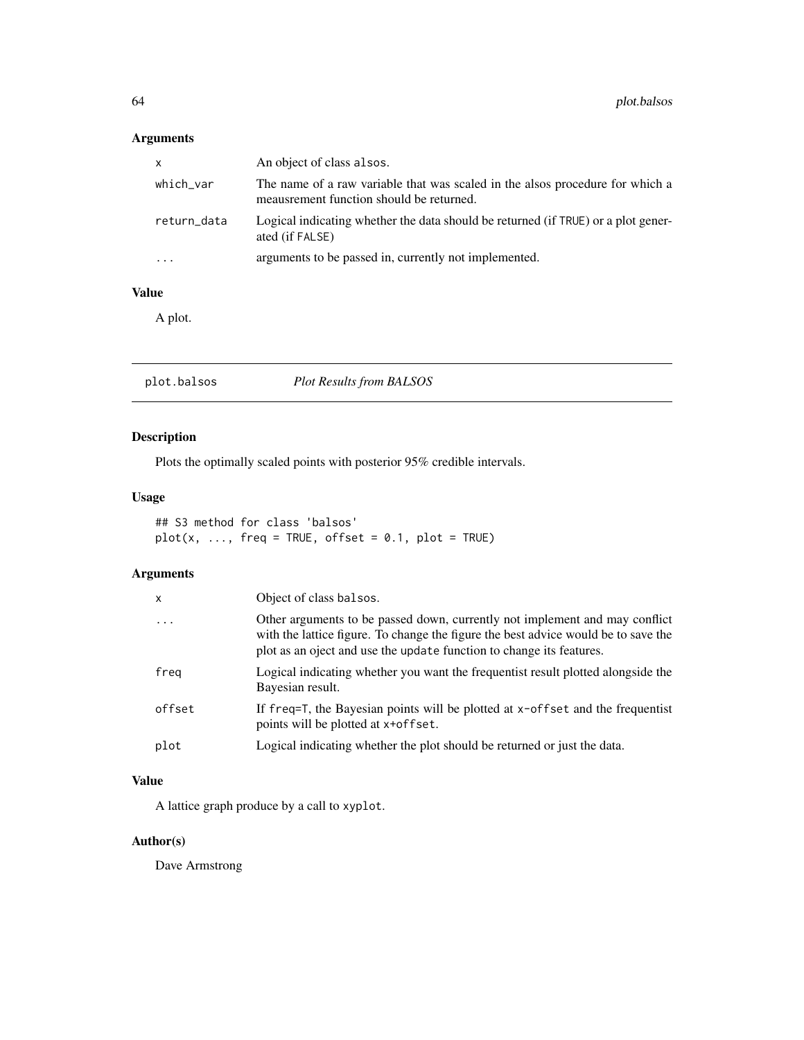### Arguments

| | |
|---|---|
| x | An object of class alsos. |
| which_var | The name of a raw variable that was scaled in the alsos procedure for which a meausrement function should be returned. |
| return_data | Logical indicating whether the data should be returned (if TRUE) or a plot generated (if FALSE) |
| ... | arguments to be passed in, currently not implemented. |

### Value

A plot.

---

## plot.balsos *Plot Results from BALSOS*

### Description

Plots the optimally scaled points with posterior 95% credible intervals.

### Usage

```
## S3 method for class 'balsos'
plot(x, ..., freq = TRUE, offset = 0.1, plot = TRUE)
```

### Arguments

| | |
|---|---|
| x | Object of class balsos. |
| ... | Other arguments to be passed down, currently not implement and may conflict with the lattice figure. To change the figure the best advice would be to save the plot as an oject and use the update function to change its features. |
| freq | Logical indicating whether you want the frequentist result plotted alongside the Bayesian result. |
| offset | If freq=T, the Bayesian points will be plotted at x-offset and the frequentist points will be plotted at x+offset. |
| plot | Logical indicating whether the plot should be returned or just the data. |

### Value

A lattice graph produce by a call to xyplot.

### Author(s)

Dave Armstrong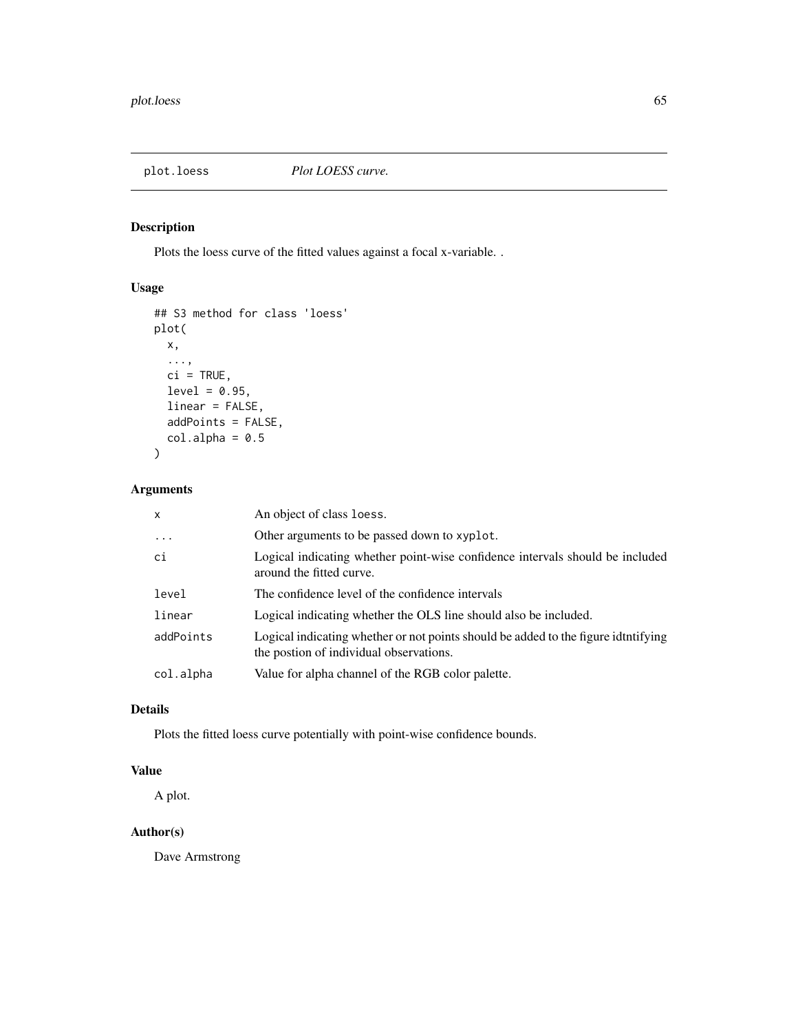# plot.loess *Plot LOESS curve.*

## Description

Plots the loess curve of the fitted values against a focal x-variable. .

## Usage

```
## S3 method for class 'loess'
plot(
  x,
  ...,
  ci = TRUE,
  level = 0.95,
  linear = FALSE,
  addPoints = FALSE,
  col.alpha = 0.5
)
```

## Arguments

| | |
|---|---|
| `x` | An object of class `loess`. |
| `...` | Other arguments to be passed down to `xyplot`. |
| `ci` | Logical indicating whether point-wise confidence intervals should be included around the fitted curve. |
| `level` | The confidence level of the confidence intervals |
| `linear` | Logical indicating whether the OLS line should also be included. |
| `addPoints` | Logical indicating whether or not points should be added to the figure idtntifying the postion of individual observations. |
| `col.alpha` | Value for alpha channel of the RGB color palette. |

## Details

Plots the fitted loess curve potentially with point-wise confidence bounds.

## Value

A plot.

## Author(s)

Dave Armstrong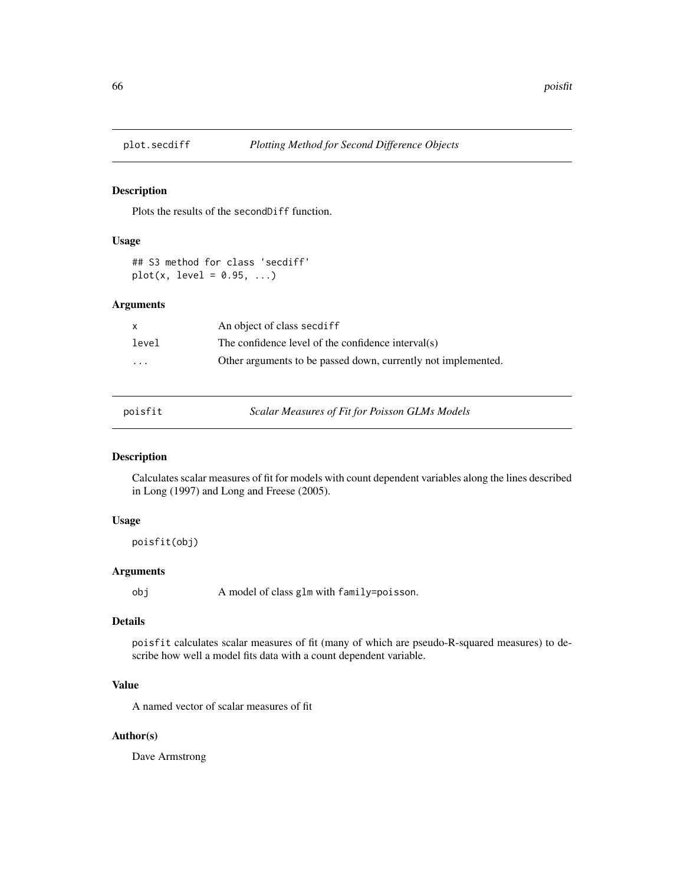## plot.secdiff — *Plotting Method for Second Difference Objects*

### Description

Plots the results of the `secondDiff` function.

### Usage

```
## S3 method for class 'secdiff'
plot(x, level = 0.95, ...)
```

### Arguments

| | |
|---|---|
| `x` | An object of class `secdiff` |
| `level` | The confidence level of the confidence interval(s) |
| `...` | Other arguments to be passed down, currently not implemented. |

## poisfit — *Scalar Measures of Fit for Poisson GLMs Models*

### Description

Calculates scalar measures of fit for models with count dependent variables along the lines described in Long (1997) and Long and Freese (2005).

### Usage

```
poisfit(obj)
```

### Arguments

| | |
|---|---|
| `obj` | A model of class `glm` with `family=poisson`. |

### Details

`poisfit` calculates scalar measures of fit (many of which are pseudo-R-squared measures) to describe how well a model fits data with a count dependent variable.

### Value

A named vector of scalar measures of fit

### Author(s)

Dave Armstrong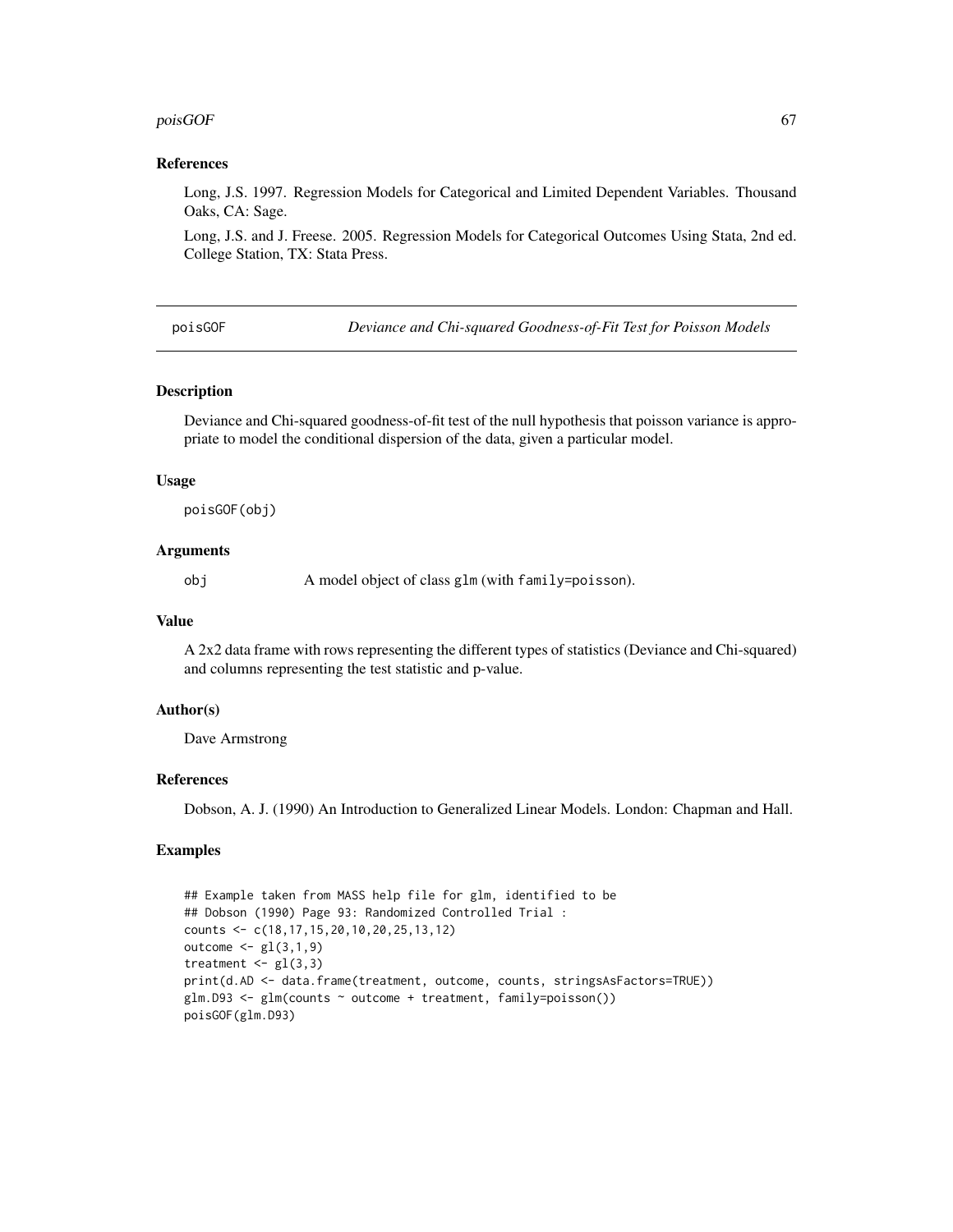### References

Long, J.S. 1997. Regression Models for Categorical and Limited Dependent Variables. Thousand Oaks, CA: Sage.

Long, J.S. and J. Freese. 2005. Regression Models for Categorical Outcomes Using Stata, 2nd ed. College Station, TX: Stata Press.

## poisGOF — *Deviance and Chi-squared Goodness-of-Fit Test for Poisson Models*

### Description

Deviance and Chi-squared goodness-of-fit test of the null hypothesis that poisson variance is appropriate to model the conditional dispersion of the data, given a particular model.

### Usage

```
poisGOF(obj)
```

### Arguments

obj — A model object of class `glm` (with `family=poisson`).

### Value

A 2x2 data frame with rows representing the different types of statistics (Deviance and Chi-squared) and columns representing the test statistic and p-value.

### Author(s)

Dave Armstrong

### References

Dobson, A. J. (1990) An Introduction to Generalized Linear Models. London: Chapman and Hall.

### Examples

```
## Example taken from MASS help file for glm, identified to be
## Dobson (1990) Page 93: Randomized Controlled Trial :
counts <- c(18,17,15,20,10,20,25,13,12)
outcome <- gl(3,1,9)
treatment <- gl(3,3)
print(d.AD <- data.frame(treatment, outcome, counts, stringsAsFactors=TRUE))
glm.D93 <- glm(counts ~ outcome + treatment, family=poisson())
poisGOF(glm.D93)
```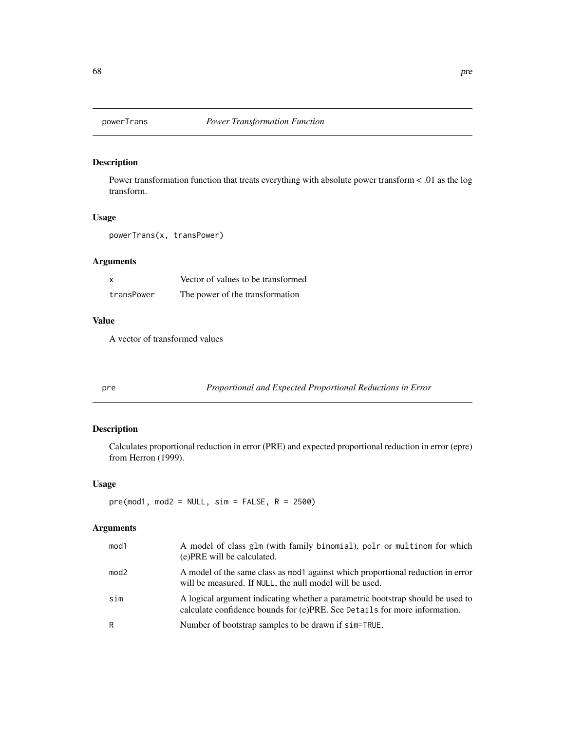## powerTrans *Power Transformation Function*

### Description

Power transformation function that treats everything with absolute power transform < .01 as the log transform.

### Usage

```
powerTrans(x, transPower)
```

### Arguments

| | |
|---|---|
| `x` | Vector of values to be transformed |
| `transPower` | The power of the transformation |

### Value

A vector of transformed values

## pre *Proportional and Expected Proportional Reductions in Error*

### Description

Calculates proportional reduction in error (PRE) and expected proportional reduction in error (epre) from Herron (1999).

### Usage

```
pre(mod1, mod2 = NULL, sim = FALSE, R = 2500)
```

### Arguments

| | |
|---|---|
| `mod1` | A model of class `glm` (with family `binomial`), `polr` or `multinom` for which (e)PRE will be calculated. |
| `mod2` | A model of the same class as `mod1` against which proportional reduction in error will be measured. If `NULL`, the null model will be used. |
| `sim` | A logical argument indicating whether a parametric bootstrap should be used to calculate confidence bounds for (e)PRE. See `Details` for more information. |
| `R` | Number of bootstrap samples to be drawn if `sim=TRUE`. |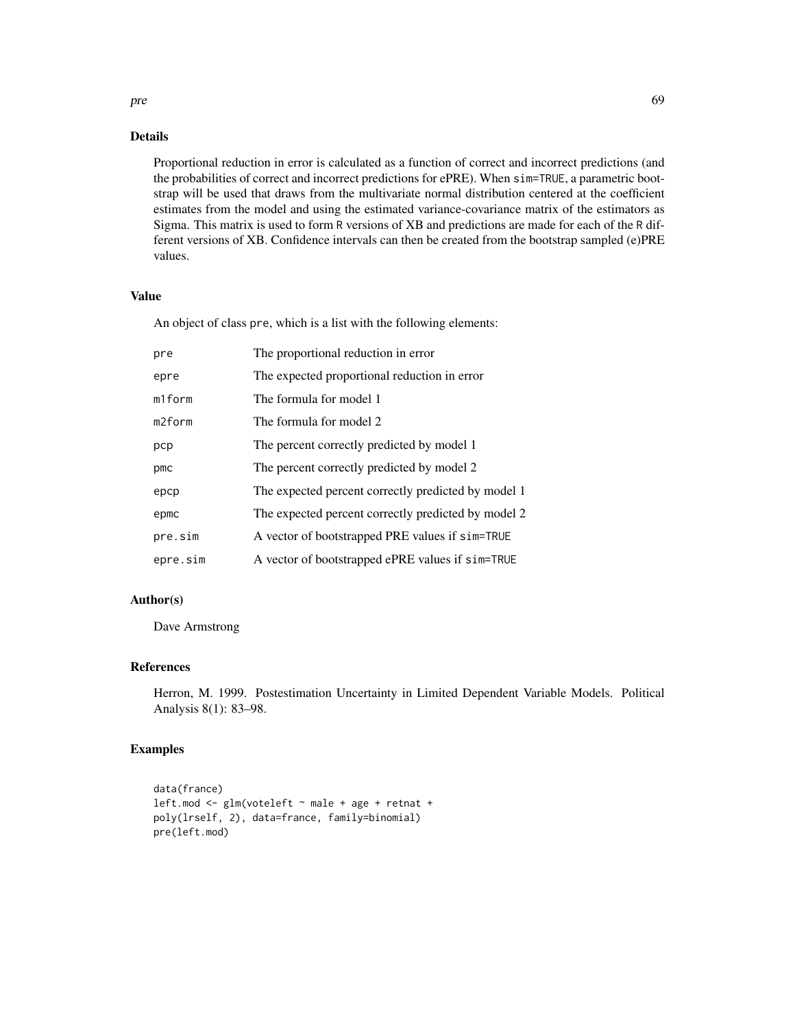## Details

Proportional reduction in error is calculated as a function of correct and incorrect predictions (and the probabilities of correct and incorrect predictions for ePRE). When `sim=TRUE`, a parametric bootstrap will be used that draws from the multivariate normal distribution centered at the coefficient estimates from the model and using the estimated variance-covariance matrix of the estimators as Sigma. This matrix is used to form `R` versions of XB and predictions are made for each of the `R` different versions of XB. Confidence intervals can then be created from the bootstrap sampled (e)PRE values.

## Value

An object of class `pre`, which is a list with the following elements:

| | |
|---|---|
| `pre` | The proportional reduction in error |
| `epre` | The expected proportional reduction in error |
| `m1form` | The formula for model 1 |
| `m2form` | The formula for model 2 |
| `pcp` | The percent correctly predicted by model 1 |
| `pmc` | The percent correctly predicted by model 2 |
| `epcp` | The expected percent correctly predicted by model 1 |
| `epmc` | The expected percent correctly predicted by model 2 |
| `pre.sim` | A vector of bootstrapped PRE values if `sim=TRUE` |
| `epre.sim` | A vector of bootstrapped ePRE values if `sim=TRUE` |

## Author(s)

Dave Armstrong

## References

Herron, M. 1999. Postestimation Uncertainty in Limited Dependent Variable Models. Political Analysis 8(1): 83–98.

## Examples

```
data(france)
left.mod <- glm(voteleft ~ male + age + retnat +
poly(lrself, 2), data=france, family=binomial)
pre(left.mod)
```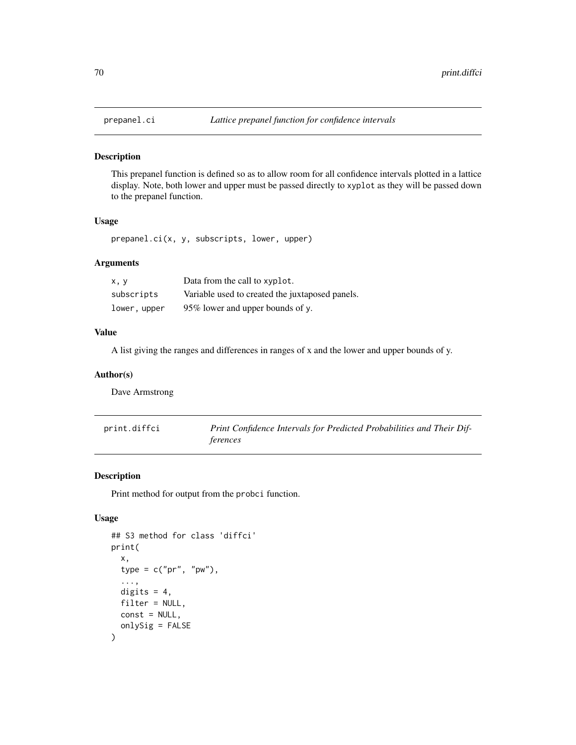## prepanel.ci — *Lattice prepanel function for confidence intervals*

### Description

This prepanel function is defined so as to allow room for all confidence intervals plotted in a lattice display. Note, both lower and upper must be passed directly to `xyplot` as they will be passed down to the prepanel function.

### Usage

```
prepanel.ci(x, y, subscripts, lower, upper)
```

### Arguments

| | |
|---|---|
| `x, y` | Data from the call to `xyplot`. |
| `subscripts` | Variable used to created the juxtaposed panels. |
| `lower, upper` | 95% lower and upper bounds of `y`. |

### Value

A list giving the ranges and differences in ranges of x and the lower and upper bounds of y.

### Author(s)

Dave Armstrong

## print.diffci — *Print Confidence Intervals for Predicted Probabilities and Their Differences*

### Description

Print method for output from the `probci` function.

### Usage

```
## S3 method for class 'diffci'
print(
  x,
  type = c("pr", "pw"),
  ...,
  digits = 4,
  filter = NULL,
  const = NULL,
  onlySig = FALSE
)
```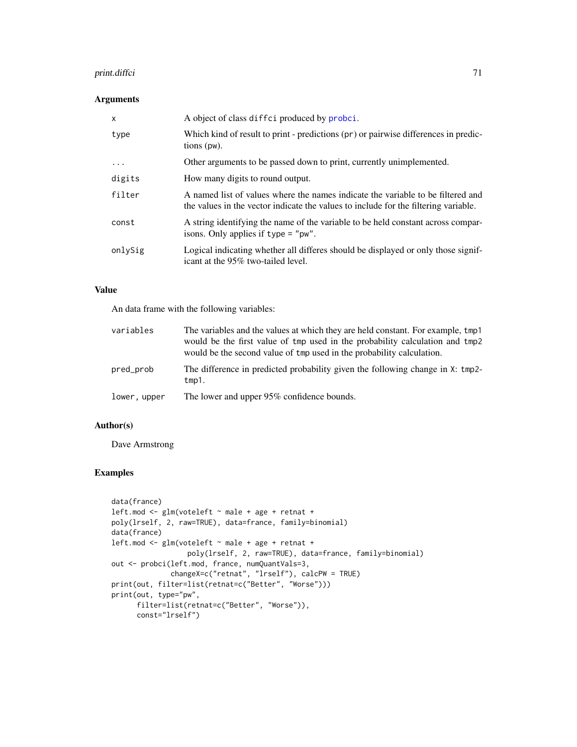## Arguments

| | |
|---|---|
| `x` | A object of class `diffci` produced by `probci`. |
| `type` | Which kind of result to print - predictions (`pr`) or pairwise differences in predictions (`pw`). |
| `...` | Other arguments to be passed down to print, currently unimplemented. |
| `digits` | How many digits to round output. |
| `filter` | A named list of values where the names indicate the variable to be filtered and the values in the vector indicate the values to include for the filtering variable. |
| `const` | A string identifying the name of the variable to be held constant across comparisons. Only applies if `type = "pw"`. |
| `onlySig` | Logical indicating whether all differes should be displayed or only those significant at the 95% two-tailed level. |

## Value

An data frame with the following variables:

| | |
|---|---|
| `variables` | The variables and the values at which they are held constant. For example, `tmp1` would be the first value of `tmp` used in the probability calculation and `tmp2` would be the second value of `tmp` used in the probability calculation. |
| `pred_prob` | The difference in predicted probability given the following change in `X`: `tmp2-tmp1`. |
| `lower, upper` | The lower and upper 95% confidence bounds. |

## Author(s)

Dave Armstrong

## Examples

```
data(france)
left.mod <- glm(voteleft ~ male + age + retnat +
poly(lrself, 2, raw=TRUE), data=france, family=binomial)
data(france)
left.mod <- glm(voteleft ~ male + age + retnat +
                 poly(lrself, 2, raw=TRUE), data=france, family=binomial)
out <- probci(left.mod, france, numQuantVals=3,
             changeX=c("retnat", "lrself"), calcPW = TRUE)
print(out, filter=list(retnat=c("Better", "Worse")))
print(out, type="pw",
      filter=list(retnat=c("Better", "Worse")),
      const="lrself")
```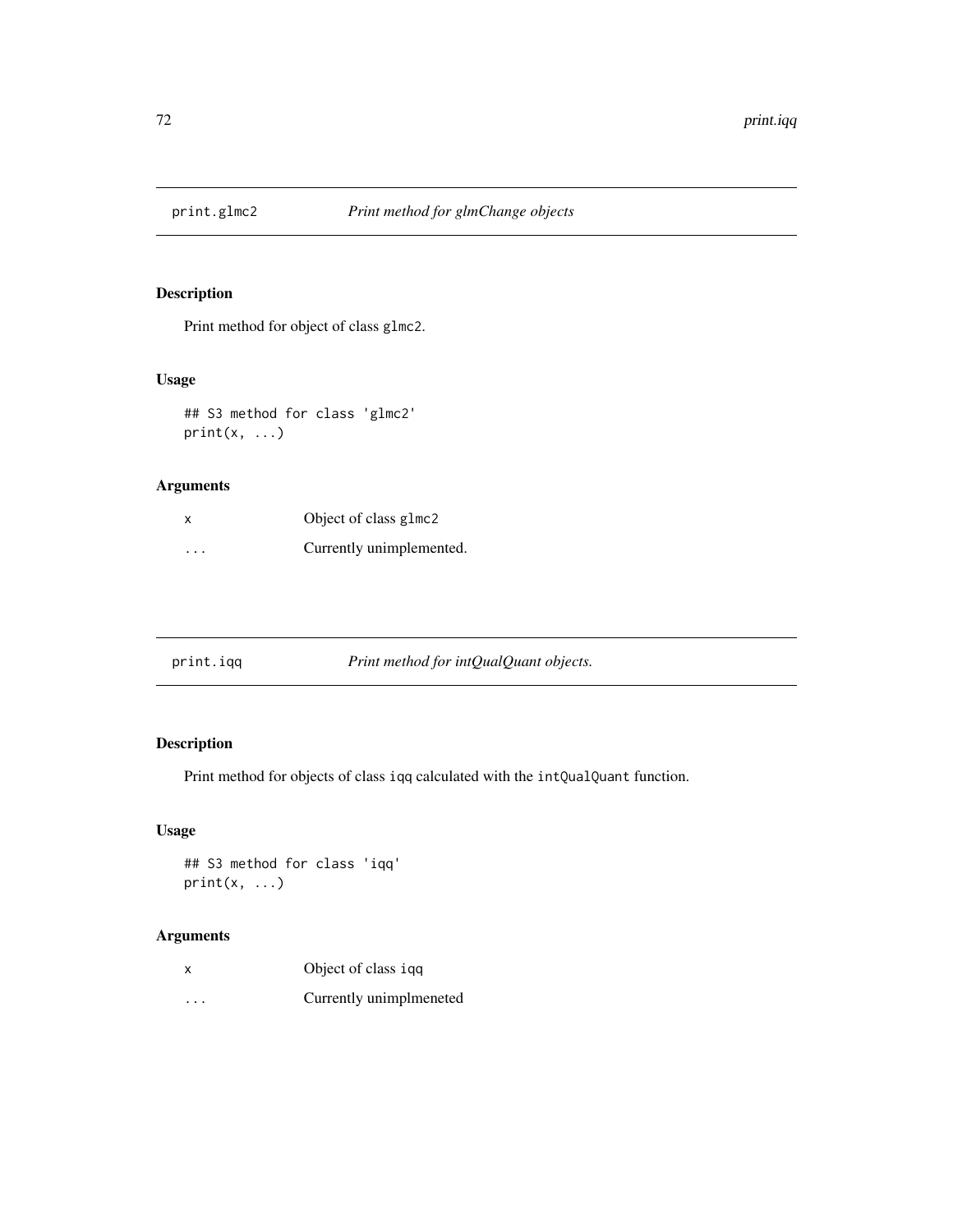## print.glmc2 — *Print method for glmChange objects*

### Description

Print method for object of class `glmc2`.

### Usage

```
## S3 method for class 'glmc2'
print(x, ...)
```

### Arguments

| | |
|---|---|
| x | Object of class `glmc2` |
| ... | Currently unimplemented. |

## print.iqq — *Print method for intQualQuant objects.*

### Description

Print method for objects of class `iqq` calculated with the `intQualQuant` function.

### Usage

```
## S3 method for class 'iqq'
print(x, ...)
```

### Arguments

| | |
|---|---|
| x | Object of class `iqq` |
| ... | Currently unimplmeneted |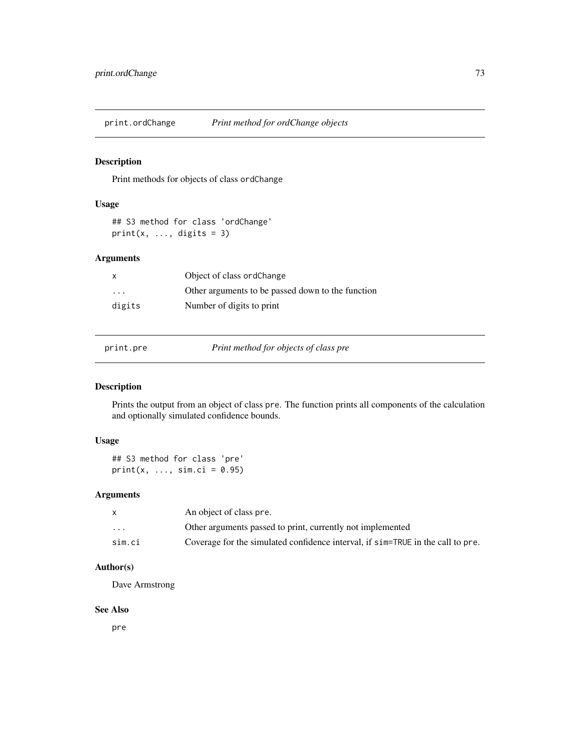## print.ordChange — *Print method for ordChange objects*

### Description

Print methods for objects of class ordChange

### Usage

```
## S3 method for class 'ordChange'
print(x, ..., digits = 3)
```

### Arguments

| | |
|---|---|
| x | Object of class ordChange |
| ... | Other arguments to be passed down to the function |
| digits | Number of digits to print |

## print.pre — *Print method for objects of class pre*

### Description

Prints the output from an object of class pre. The function prints all components of the calculation and optionally simulated confidence bounds.

### Usage

```
## S3 method for class 'pre'
print(x, ..., sim.ci = 0.95)
```

### Arguments

| | |
|---|---|
| x | An object of class pre. |
| ... | Other arguments passed to print, currently not implemented |
| sim.ci | Coverage for the simulated confidence interval, if sim=TRUE in the call to pre. |

### Author(s)

Dave Armstrong

### See Also

pre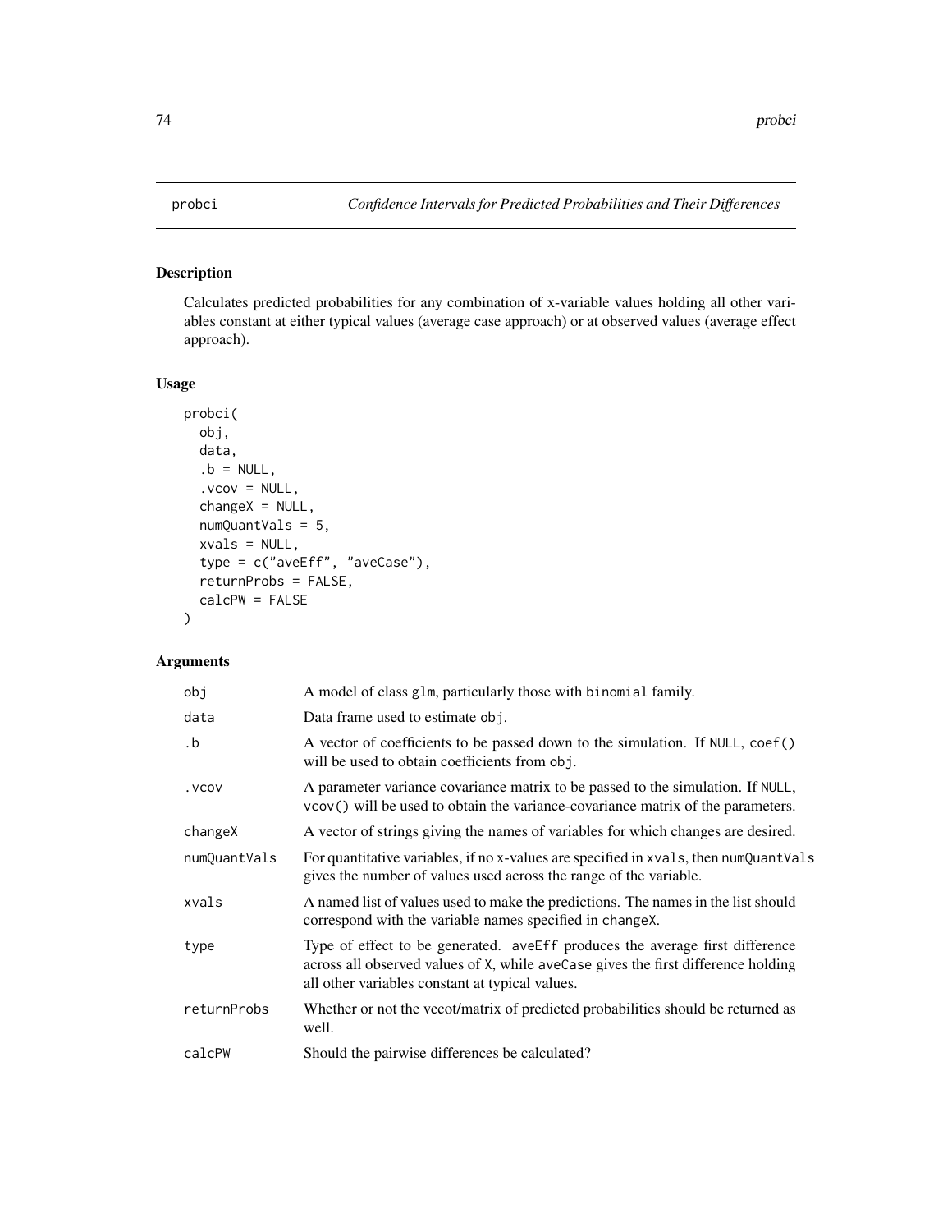probci *Confidence Intervals for Predicted Probabilities and Their Differences*

## Description

Calculates predicted probabilities for any combination of x-variable values holding all other variables constant at either typical values (average case approach) or at observed values (average effect approach).

## Usage

```
probci(
  obj,
  data,
  .b = NULL,
  .vcov = NULL,
  changeX = NULL,
  numQuantVals = 5,
  xvals = NULL,
  type = c("aveEff", "aveCase"),
  returnProbs = FALSE,
  calcPW = FALSE
)
```

## Arguments

| | |
|---|---|
| obj | A model of class `glm`, particularly those with `binomial` family. |
| data | Data frame used to estimate `obj`. |
| .b | A vector of coefficients to be passed down to the simulation. If `NULL`, `coef()` will be used to obtain coefficients from `obj`. |
| .vcov | A parameter variance covariance matrix to be passed to the simulation. If `NULL`, `vcov()` will be used to obtain the variance-covariance matrix of the parameters. |
| changeX | A vector of strings giving the names of variables for which changes are desired. |
| numQuantVals | For quantitative variables, if no x-values are specified in `xvals`, then `numQuantVals` gives the number of values used across the range of the variable. |
| xvals | A named list of values used to make the predictions. The names in the list should correspond with the variable names specified in `changeX`. |
| type | Type of effect to be generated. `aveEff` produces the average first difference across all observed values of `X`, while `aveCase` gives the first difference holding all other variables constant at typical values. |
| returnProbs | Whether or not the vecot/matrix of predicted probabilities should be returned as well. |
| calcPW | Should the pairwise differences be calculated? |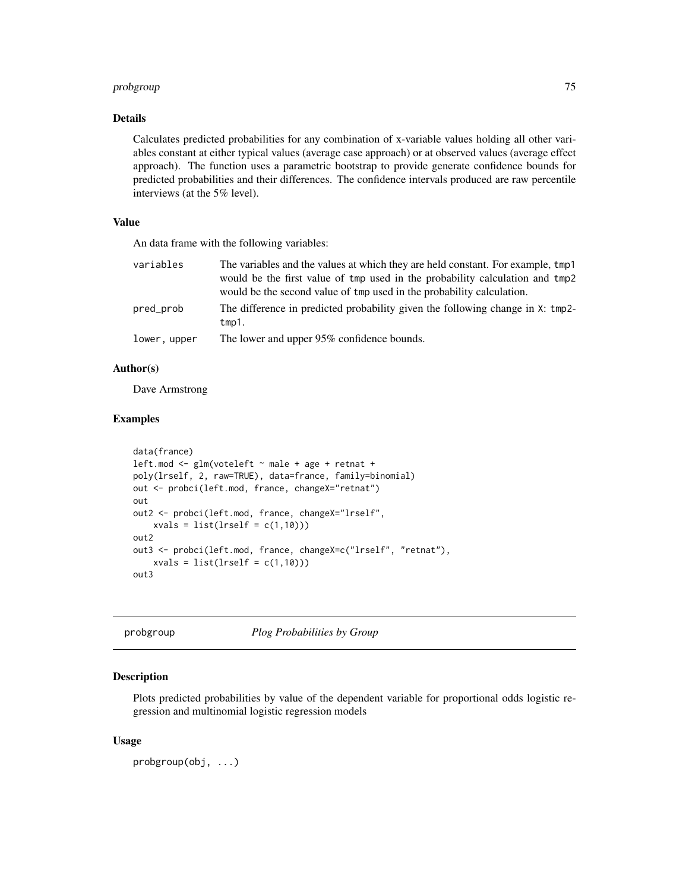## Details

Calculates predicted probabilities for any combination of x-variable values holding all other variables constant at either typical values (average case approach) or at observed values (average effect approach). The function uses a parametric bootstrap to provide generate confidence bounds for predicted probabilities and their differences. The confidence intervals produced are raw percentile interviews (at the 5% level).

## Value

An data frame with the following variables:

| | |
|---|---|
| `variables` | The variables and the values at which they are held constant. For example, `tmp1` would be the first value of `tmp` used in the probability calculation and `tmp2` would be the second value of `tmp` used in the probability calculation. |
| `pred_prob` | The difference in predicted probability given the following change in `X`: `tmp2-tmp1`. |
| `lower, upper` | The lower and upper 95% confidence bounds. |

## Author(s)

Dave Armstrong

## Examples

```
data(france)
left.mod <- glm(voteleft ~ male + age + retnat +
poly(lrself, 2, raw=TRUE), data=france, family=binomial)
out <- probci(left.mod, france, changeX="retnat")
out
out2 <- probci(left.mod, france, changeX="lrself",
    xvals = list(lrself = c(1,10)))
out2
out3 <- probci(left.mod, france, changeX=c("lrself", "retnat"),
    xvals = list(lrself = c(1,10)))
out3
```

---

# probgroup — *Plog Probabilities by Group*

## Description

Plots predicted probabilities by value of the dependent variable for proportional odds logistic regression and multinomial logistic regression models

## Usage

```
probgroup(obj, ...)
```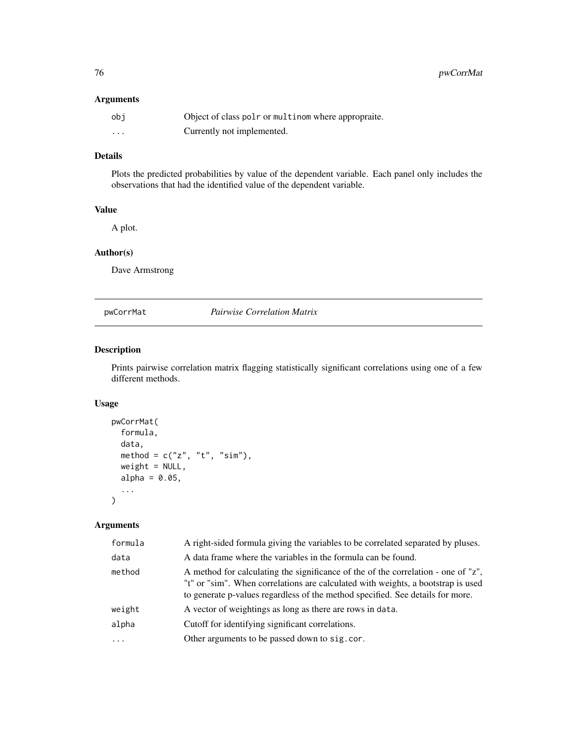## Arguments

| | |
|---|---|
| `obj` | Object of class `polr` or `multinom` where appropraite. |
| `...` | Currently not implemented. |

## Details

Plots the predicted probabilities by value of the dependent variable. Each panel only includes the observations that had the identified value of the dependent variable.

## Value

A plot.

## Author(s)

Dave Armstrong

---

# pwCorrMat — *Pairwise Correlation Matrix*

## Description

Prints pairwise correlation matrix flagging statistically significant correlations using one of a few different methods.

## Usage

```
pwCorrMat(
  formula,
  data,
  method = c("z", "t", "sim"),
  weight = NULL,
  alpha = 0.05,
  ...
)
```

## Arguments

| | |
|---|---|
| `formula` | A right-sided formula giving the variables to be correlated separated by pluses. |
| `data` | A data frame where the variables in the formula can be found. |
| `method` | A method for calculating the significance of the of the correlation - one of "z", "t" or "sim". When correlations are calculated with weights, a bootstrap is used to generate p-values regardless of the method specified. See details for more. |
| `weight` | A vector of weightings as long as there are rows in `data`. |
| `alpha` | Cutoff for identifying significant correlations. |
| `...` | Other arguments to be passed down to `sig.cor`. |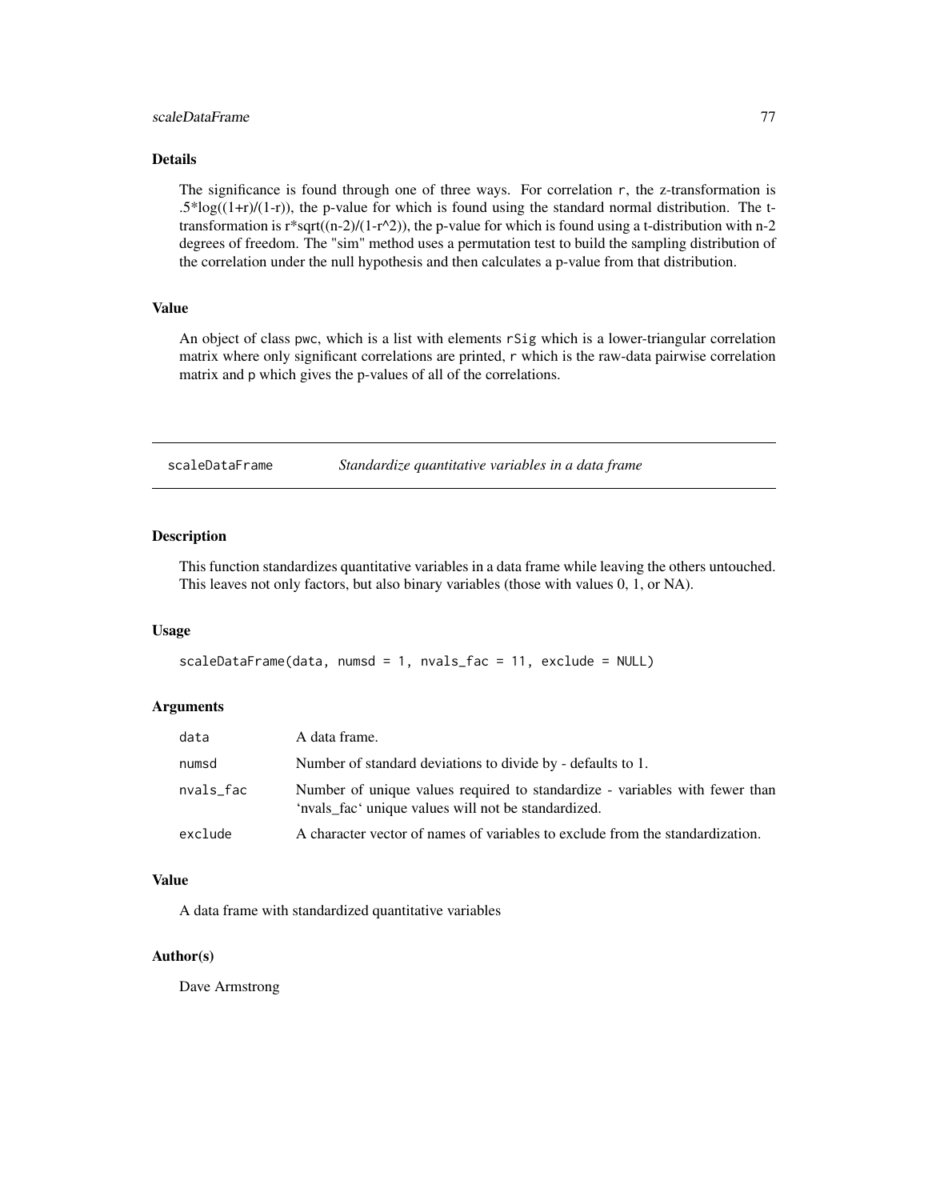### Details

The significance is found through one of three ways. For correlation `r`, the z-transformation is .5*log((1+r)/(1-r)), the p-value for which is found using the standard normal distribution. The t-transformation is r*sqrt((n-2)/(1-r^2)), the p-value for which is found using a t-distribution with n-2 degrees of freedom. The "sim" method uses a permutation test to build the sampling distribution of the correlation under the null hypothesis and then calculates a p-value from that distribution.

### Value

An object of class `pwc`, which is a list with elements `rSig` which is a lower-triangular correlation matrix where only significant correlations are printed, `r` which is the raw-data pairwise correlation matrix and `p` which gives the p-values of all of the correlations.

---

## scaleDataFrame — *Standardize quantitative variables in a data frame*

---

### Description

This function standardizes quantitative variables in a data frame while leaving the others untouched. This leaves not only factors, but also binary variables (those with values 0, 1, or NA).

### Usage

```
scaleDataFrame(data, numsd = 1, nvals_fac = 11, exclude = NULL)
```

### Arguments

| | |
|---|---|
| `data` | A data frame. |
| `numsd` | Number of standard deviations to divide by - defaults to 1. |
| `nvals_fac` | Number of unique values required to standardize - variables with fewer than 'nvals_fac' unique values will not be standardized. |
| `exclude` | A character vector of names of variables to exclude from the standardization. |

### Value

A data frame with standardized quantitative variables

### Author(s)

Dave Armstrong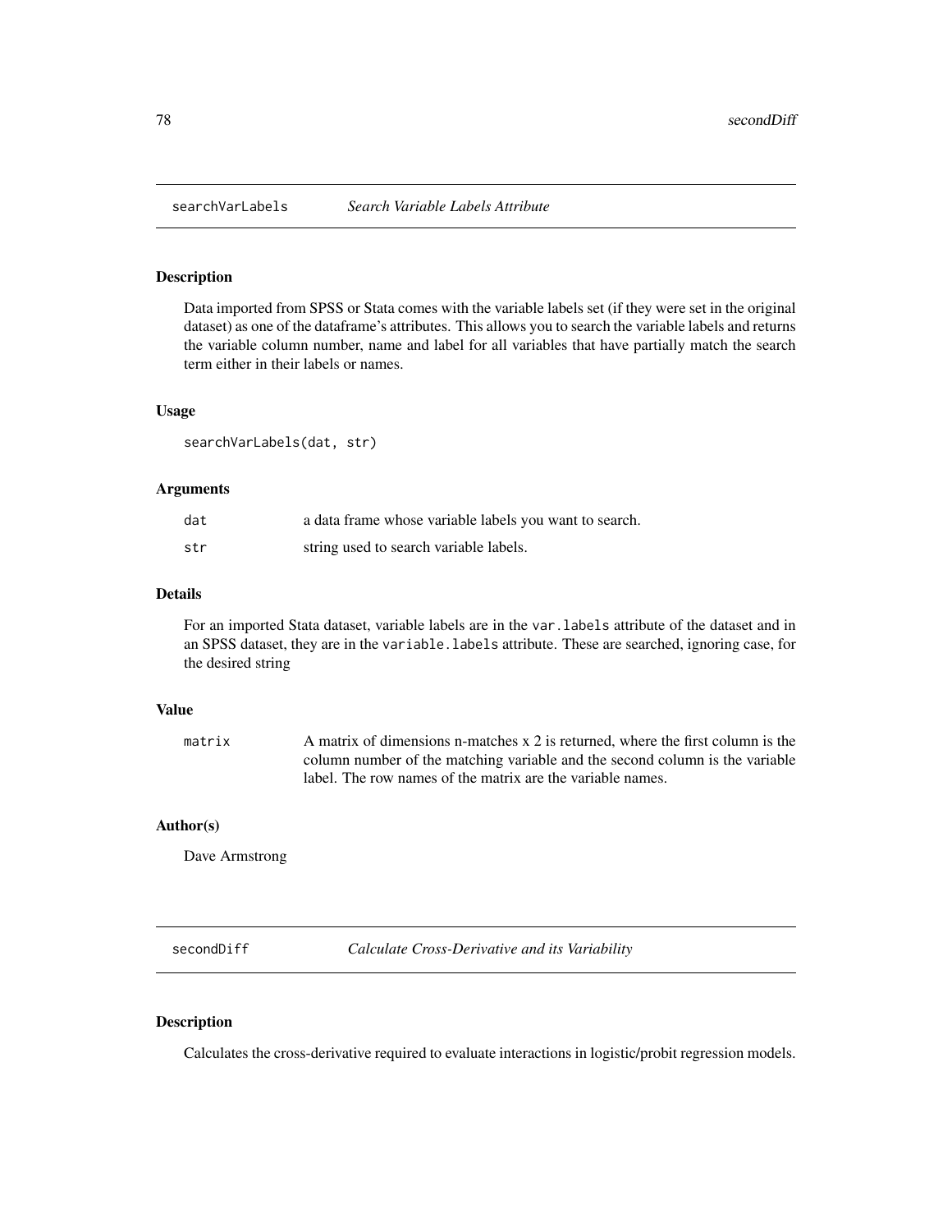## searchVarLabels *Search Variable Labels Attribute*

### Description

Data imported from SPSS or Stata comes with the variable labels set (if they were set in the original dataset) as one of the dataframe's attributes. This allows you to search the variable labels and returns the variable column number, name and label for all variables that have partially match the search term either in their labels or names.

### Usage

```
searchVarLabels(dat, str)
```

### Arguments

| | |
|---|---|
| `dat` | a data frame whose variable labels you want to search. |
| `str` | string used to search variable labels. |

### Details

For an imported Stata dataset, variable labels are in the `var.labels` attribute of the dataset and in an SPSS dataset, they are in the `variable.labels` attribute. These are searched, ignoring case, for the desired string

### Value

| | |
|---|---|
| `matrix` | A matrix of dimensions n-matches x 2 is returned, where the first column is the column number of the matching variable and the second column is the variable label. The row names of the matrix are the variable names. |

### Author(s)

Dave Armstrong

## secondDiff *Calculate Cross-Derivative and its Variability*

### Description

Calculates the cross-derivative required to evaluate interactions in logistic/probit regression models.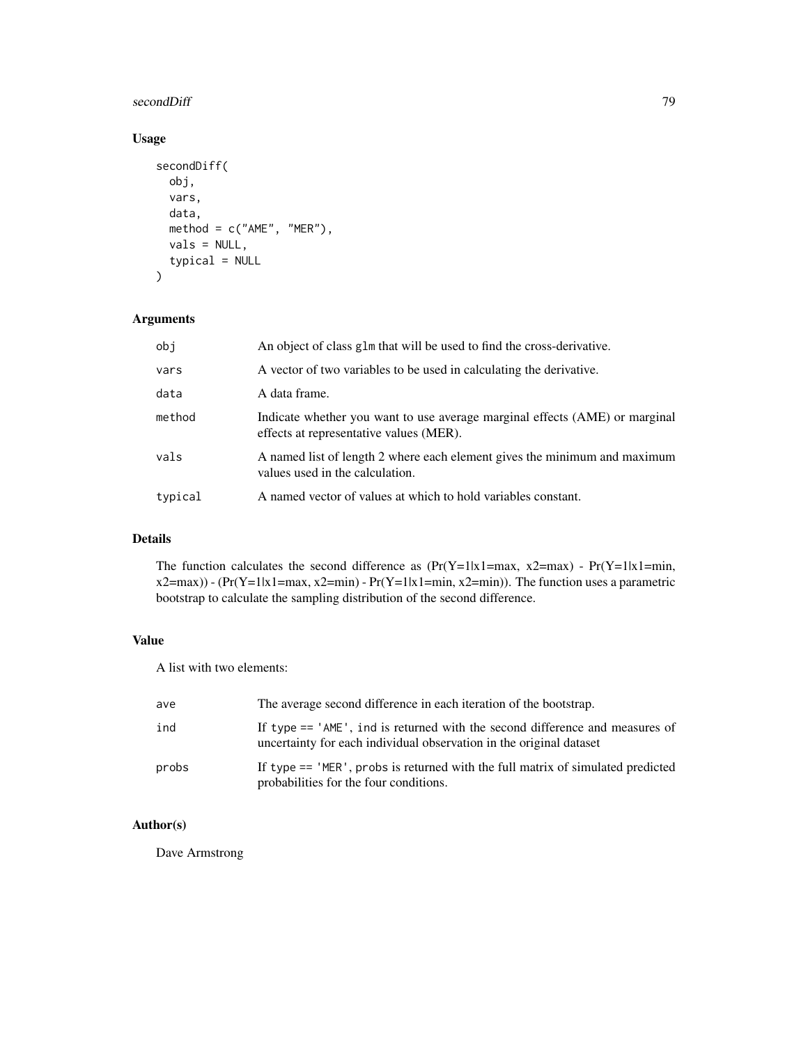## Usage

```
secondDiff(
  obj,
  vars,
  data,
  method = c("AME", "MER"),
  vals = NULL,
  typical = NULL
)
```

## Arguments

| | |
|---|---|
| obj | An object of class glm that will be used to find the cross-derivative. |
| vars | A vector of two variables to be used in calculating the derivative. |
| data | A data frame. |
| method | Indicate whether you want to use average marginal effects (AME) or marginal effects at representative values (MER). |
| vals | A named list of length 2 where each element gives the minimum and maximum values used in the calculation. |
| typical | A named vector of values at which to hold variables constant. |

## Details

The function calculates the second difference as (Pr(Y=1|x1=max, x2=max) - Pr(Y=1|x1=min, x2=max)) - (Pr(Y=1|x1=max, x2=min) - Pr(Y=1|x1=min, x2=min)). The function uses a parametric bootstrap to calculate the sampling distribution of the second difference.

## Value

A list with two elements:

| | |
|---|---|
| ave | The average second difference in each iteration of the bootstrap. |
| ind | If `type == 'AME'`, ind is returned with the second difference and measures of uncertainty for each individual observation in the original dataset |
| probs | If `type == 'MER'`, probs is returned with the full matrix of simulated predicted probabilities for the four conditions. |

## Author(s)

Dave Armstrong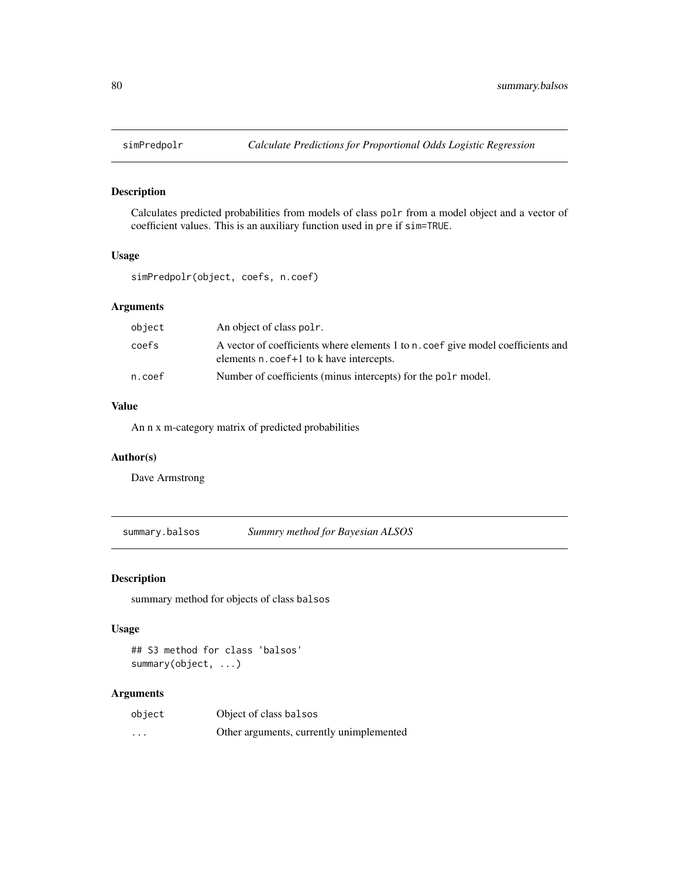## simPredpolr — *Calculate Predictions for Proportional Odds Logistic Regression*

### Description

Calculates predicted probabilities from models of class `polr` from a model object and a vector of coefficient values. This is an auxiliary function used in `pre` if `sim=TRUE`.

### Usage

```
simPredpolr(object, coefs, n.coef)
```

### Arguments

| | |
|---|---|
| `object` | An object of class `polr`. |
| `coefs` | A vector of coefficients where elements 1 to `n.coef` give model coefficients and elements `n.coef`+1 to k have intercepts. |
| `n.coef` | Number of coefficients (minus intercepts) for the `polr` model. |

### Value

An n x m-category matrix of predicted probabilities

### Author(s)

Dave Armstrong

## summary.balsos — *Summry method for Bayesian ALSOS*

### Description

summary method for objects of class `balsos`

### Usage

```
## S3 method for class 'balsos'
summary(object, ...)
```

### Arguments

| | |
|---|---|
| `object` | Object of class `balsos` |
| `...` | Other arguments, currently unimplemented |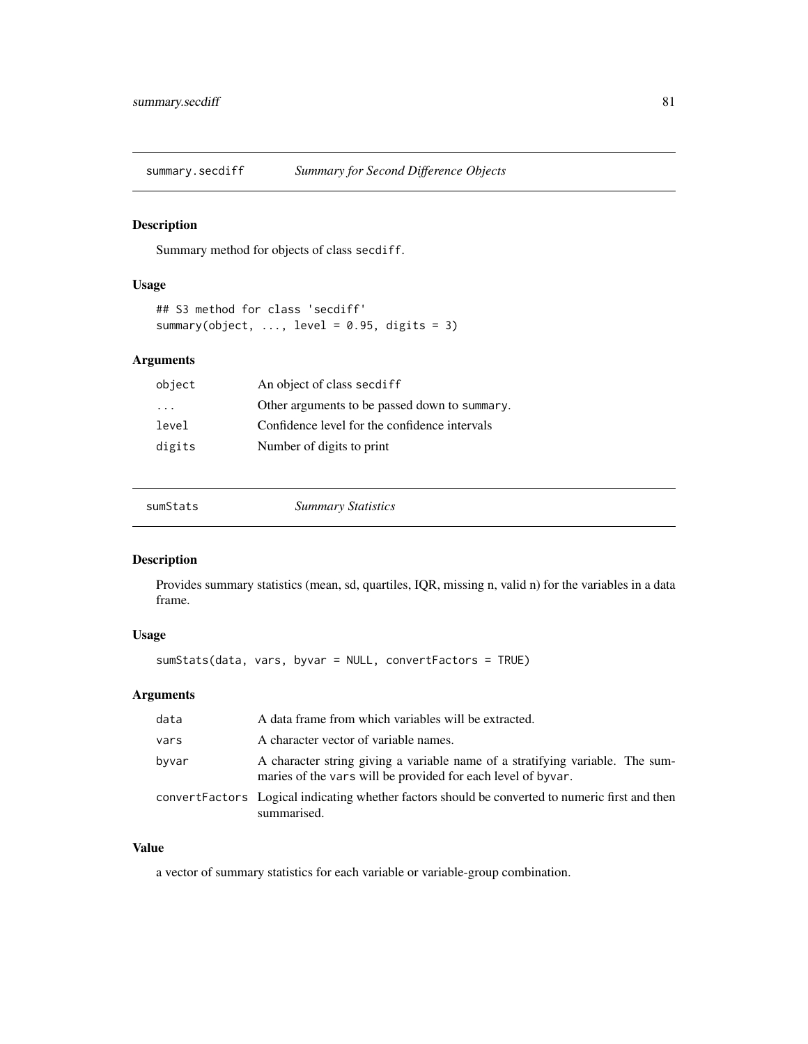## summary.secdiff — *Summary for Second Difference Objects*

### Description

Summary method for objects of class `secdiff`.

### Usage

```
## S3 method for class 'secdiff'
summary(object, ..., level = 0.95, digits = 3)
```

### Arguments

| | |
|---|---|
| `object` | An object of class `secdiff` |
| `...` | Other arguments to be passed down to `summary`. |
| `level` | Confidence level for the confidence intervals |
| `digits` | Number of digits to print |

## sumStats — *Summary Statistics*

### Description

Provides summary statistics (mean, sd, quartiles, IQR, missing n, valid n) for the variables in a data frame.

### Usage

```
sumStats(data, vars, byvar = NULL, convertFactors = TRUE)
```

### Arguments

| | |
|---|---|
| `data` | A data frame from which variables will be extracted. |
| `vars` | A character vector of variable names. |
| `byvar` | A character string giving a variable name of a stratifying variable. The summaries of the `vars` will be provided for each level of `byvar`. |
| `convertFactors` | Logical indicating whether factors should be converted to numeric first and then summarised. |

### Value

a vector of summary statistics for each variable or variable-group combination.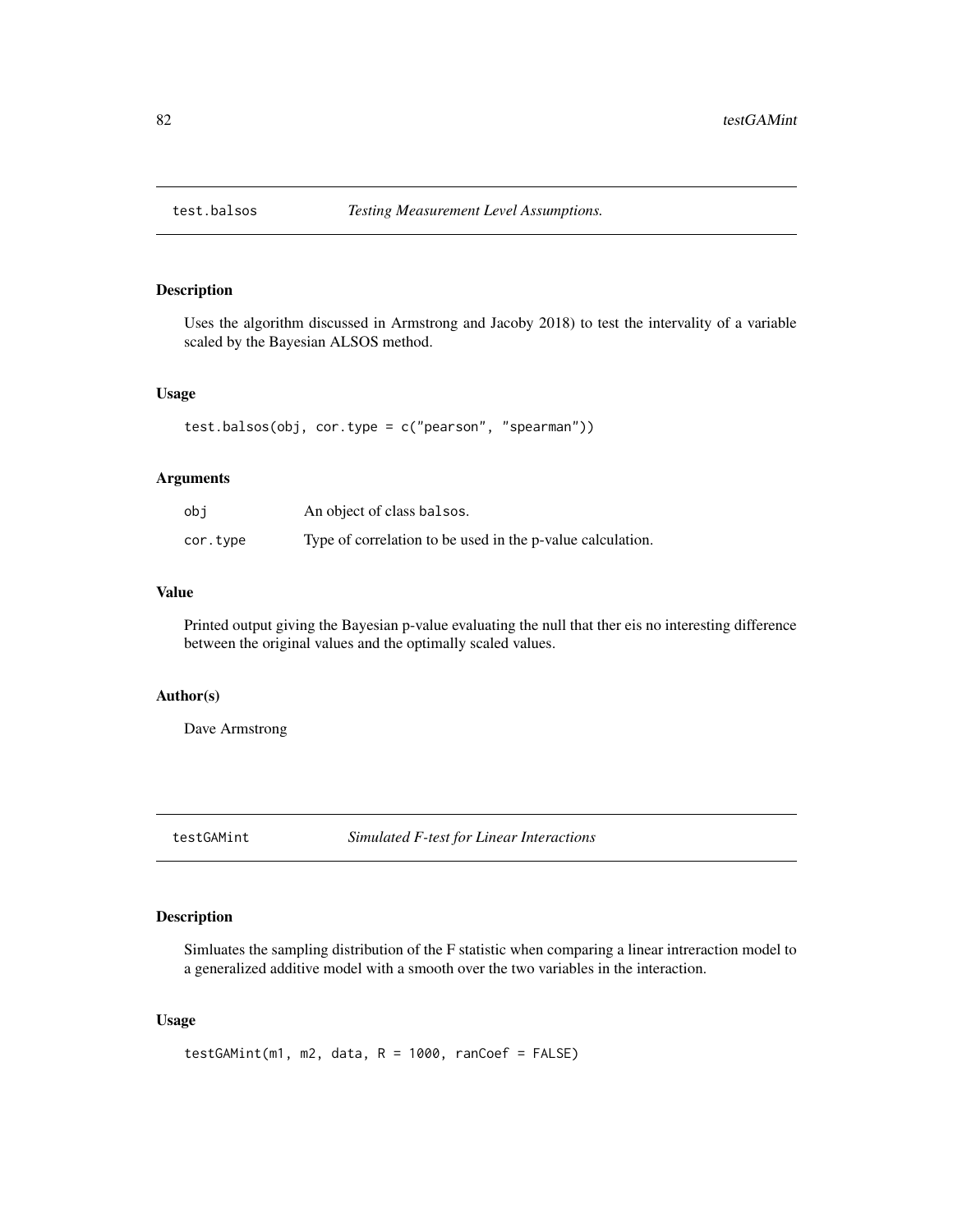## test.balsos — *Testing Measurement Level Assumptions.*

### Description

Uses the algorithm discussed in Armstrong and Jacoby 2018) to test the intervality of a variable scaled by the Bayesian ALSOS method.

### Usage

```
test.balsos(obj, cor.type = c("pearson", "spearman"))
```

### Arguments

| | |
|---|---|
| obj | An object of class balsos. |
| cor.type | Type of correlation to be used in the p-value calculation. |

### Value

Printed output giving the Bayesian p-value evaluating the null that ther eis no interesting difference between the original values and the optimally scaled values.

### Author(s)

Dave Armstrong

## testGAMint — *Simulated F-test for Linear Interactions*

### Description

Simluates the sampling distribution of the F statistic when comparing a linear intreraction model to a generalized additive model with a smooth over the two variables in the interaction.

### Usage

```
testGAMint(m1, m2, data, R = 1000, ranCoef = FALSE)
```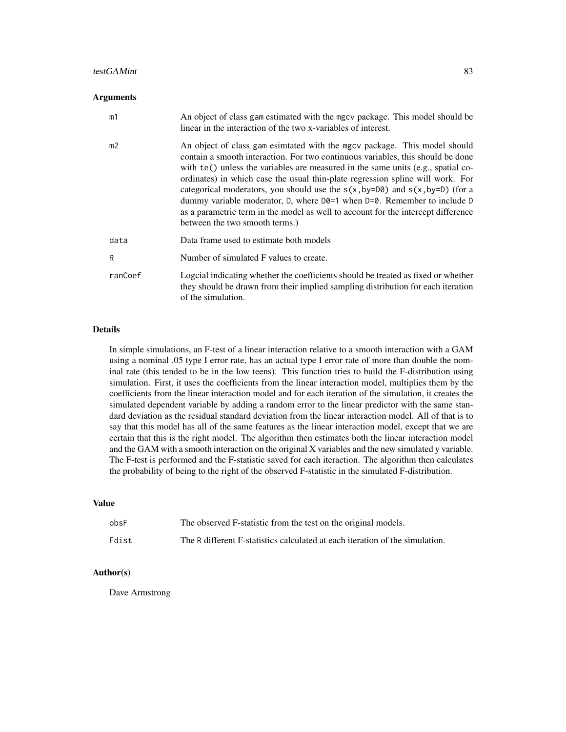### Arguments

| | |
|---|---|
| m1 | An object of class gam estimated with the mgcv package. This model should be linear in the interaction of the two x-variables of interest. |
| m2 | An object of class gam esimtated with the mgcv package. This model should contain a smooth interaction. For two continuous variables, this should be done with `te()` unless the variables are measured in the same units (e.g., spatial coordinates) in which case the usual thin-plate regression spline will work. For categorical moderators, you should use the `s(x,by=D0)` and `s(x,by=D)` (for a dummy variable moderator, D, where D0=1 when D=0. Remember to include D as a parametric term in the model as well to account for the intercept difference between the two smooth terms.) |
| data | Data frame used to estimate both models |
| R | Number of simulated F values to create. |
| ranCoef | Logcial indicating whether the coefficients should be treated as fixed or whether they should be drawn from their implied sampling distribution for each iteration of the simulation. |

### Details

In simple simulations, an F-test of a linear interaction relative to a smooth interaction with a GAM using a nominal .05 type I error rate, has an actual type I error rate of more than double the nominal rate (this tended to be in the low teens). This function tries to build the F-distribution using simulation. First, it uses the coefficients from the linear interaction model, multiplies them by the coefficients from the linear interaction model and for each iteration of the simulation, it creates the simulated dependent variable by adding a random error to the linear predictor with the same standard deviation as the residual standard deviation from the linear interaction model. All of that is to say that this model has all of the same features as the linear interaction model, except that we are certain that this is the right model. The algorithm then estimates both the linear interaction model and the GAM with a smooth interaction on the original X variables and the new simulated y variable. The F-test is performed and the F-statistic saved for each iteraction. The algorithm then calculates the probability of being to the right of the observed F-statistic in the simulated F-distribution.

### Value

| | |
|---|---|
| obsF | The observed F-statistic from the test on the original models. |
| Fdist | The R different F-statistics calculated at each iteration of the simulation. |

### Author(s)

Dave Armstrong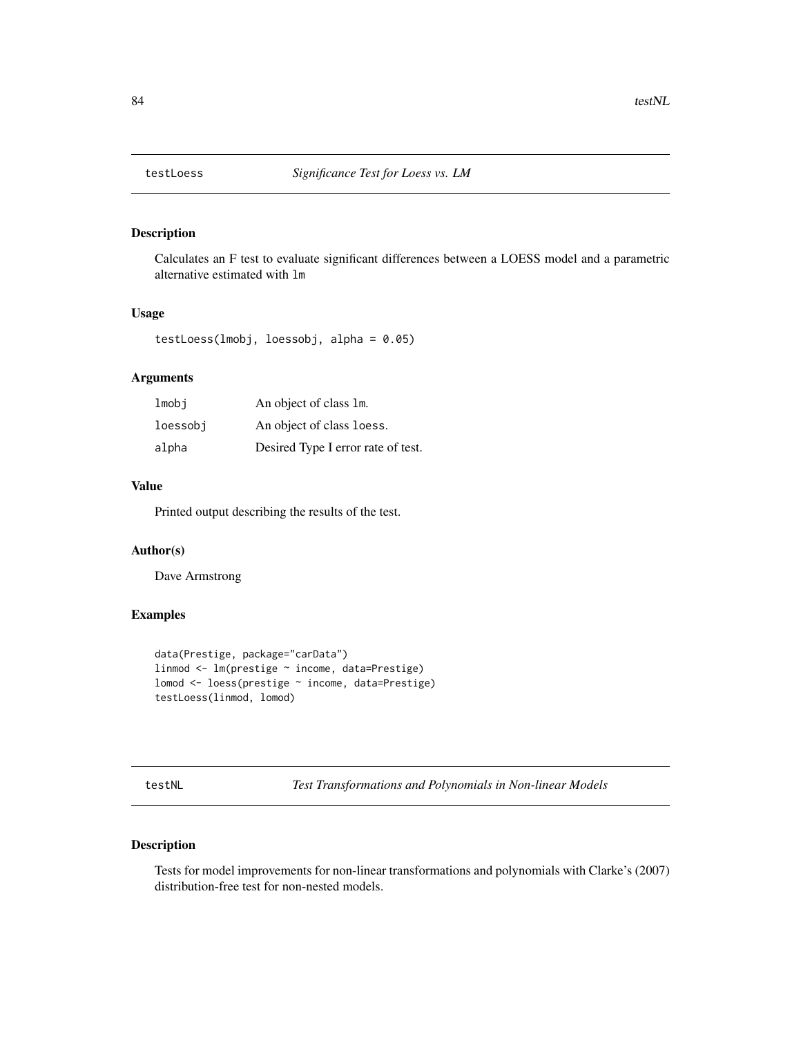## testLoess *Significance Test for Loess vs. LM*

### Description

Calculates an F test to evaluate significant differences between a LOESS model and a parametric alternative estimated with `lm`

### Usage

```
testLoess(lmobj, loessobj, alpha = 0.05)
```

### Arguments

| | |
|---|---|
| `lmobj` | An object of class `lm`. |
| `loessobj` | An object of class `loess`. |
| `alpha` | Desired Type I error rate of test. |

### Value

Printed output describing the results of the test.

### Author(s)

Dave Armstrong

### Examples

```
data(Prestige, package="carData")
linmod <- lm(prestige ~ income, data=Prestige)
lomod <- loess(prestige ~ income, data=Prestige)
testLoess(linmod, lomod)
```

## testNL *Test Transformations and Polynomials in Non-linear Models*

### Description

Tests for model improvements for non-linear transformations and polynomials with Clarke's (2007) distribution-free test for non-nested models.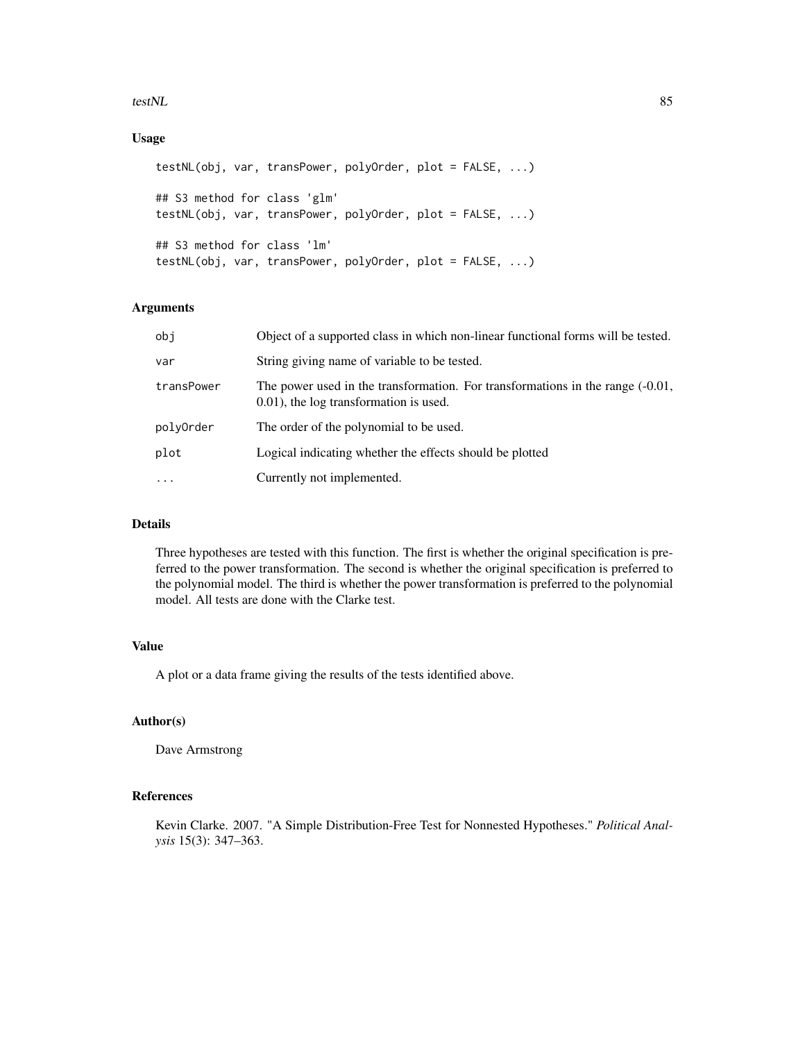## Usage

```
testNL(obj, var, transPower, polyOrder, plot = FALSE, ...)

## S3 method for class 'glm'
testNL(obj, var, transPower, polyOrder, plot = FALSE, ...)

## S3 method for class 'lm'
testNL(obj, var, transPower, polyOrder, plot = FALSE, ...)
```

## Arguments

| | |
|---|---|
| obj | Object of a supported class in which non-linear functional forms will be tested. |
| var | String giving name of variable to be tested. |
| transPower | The power used in the transformation. For transformations in the range (-0.01, 0.01), the log transformation is used. |
| polyOrder | The order of the polynomial to be used. |
| plot | Logical indicating whether the effects should be plotted |
| ... | Currently not implemented. |

## Details

Three hypotheses are tested with this function. The first is whether the original specification is preferred to the power transformation. The second is whether the original specification is preferred to the polynomial model. The third is whether the power transformation is preferred to the polynomial model. All tests are done with the Clarke test.

## Value

A plot or a data frame giving the results of the tests identified above.

## Author(s)

Dave Armstrong

## References

Kevin Clarke. 2007. "A Simple Distribution-Free Test for Nonnested Hypotheses." *Political Analysis* 15(3): 347–363.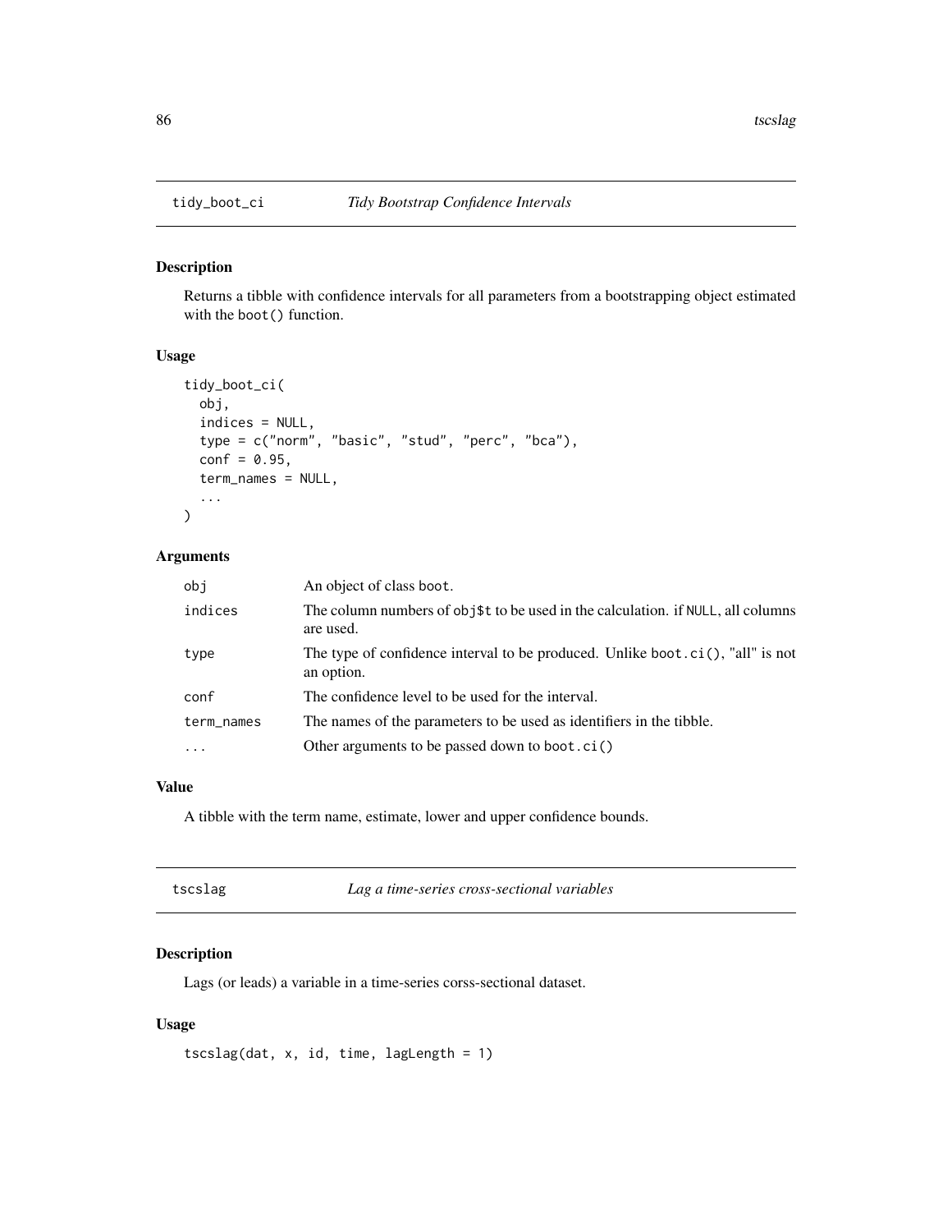## tidy_boot_ci — *Tidy Bootstrap Confidence Intervals*

### Description

Returns a tibble with confidence intervals for all parameters from a bootstrapping object estimated with the boot() function.

### Usage

```
tidy_boot_ci(
  obj,
  indices = NULL,
  type = c("norm", "basic", "stud", "perc", "bca"),
  conf = 0.95,
  term_names = NULL,
  ...
)
```

### Arguments

| | |
|---|---|
| obj | An object of class boot. |
| indices | The column numbers of obj$t to be used in the calculation. if NULL, all columns are used. |
| type | The type of confidence interval to be produced. Unlike boot.ci(), "all" is not an option. |
| conf | The confidence level to be used for the interval. |
| term_names | The names of the parameters to be used as identifiers in the tibble. |
| ... | Other arguments to be passed down to boot.ci() |

### Value

A tibble with the term name, estimate, lower and upper confidence bounds.

## tscslag — *Lag a time-series cross-sectional variables*

### Description

Lags (or leads) a variable in a time-series corss-sectional dataset.

### Usage

```
tscslag(dat, x, id, time, lagLength = 1)
```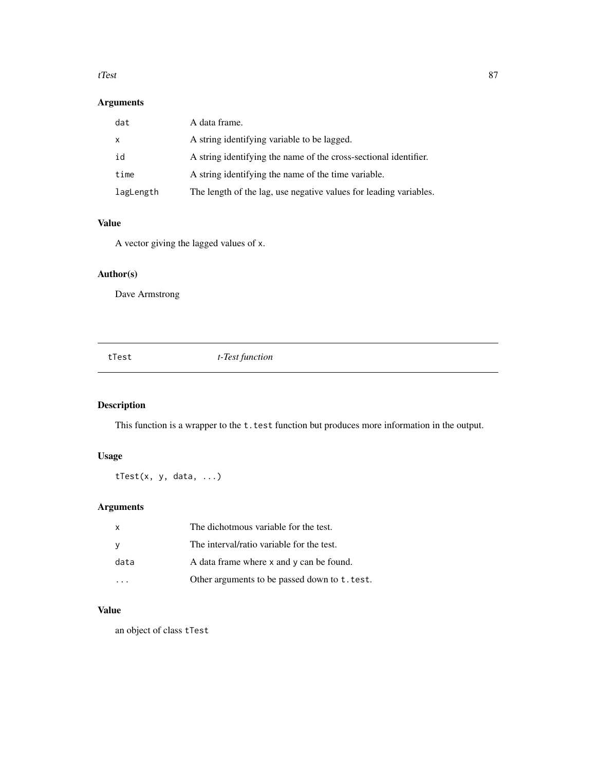## Arguments

| | |
|---|---|
| `dat` | A data frame. |
| `x` | A string identifying variable to be lagged. |
| `id` | A string identifying the name of the cross-sectional identifier. |
| `time` | A string identifying the name of the time variable. |
| `lagLength` | The length of the lag, use negative values for leading variables. |

## Value

A vector giving the lagged values of `x`.

## Author(s)

Dave Armstrong

---

# `tTest` *t-Test function*

---

## Description

This function is a wrapper to the `t.test` function but produces more information in the output.

## Usage

```
tTest(x, y, data, ...)
```

## Arguments

| | |
|---|---|
| `x` | The dichotmous variable for the test. |
| `y` | The interval/ratio variable for the test. |
| `data` | A data frame where `x` and `y` can be found. |
| `...` | Other arguments to be passed down to `t.test`. |

## Value

an object of class `tTest`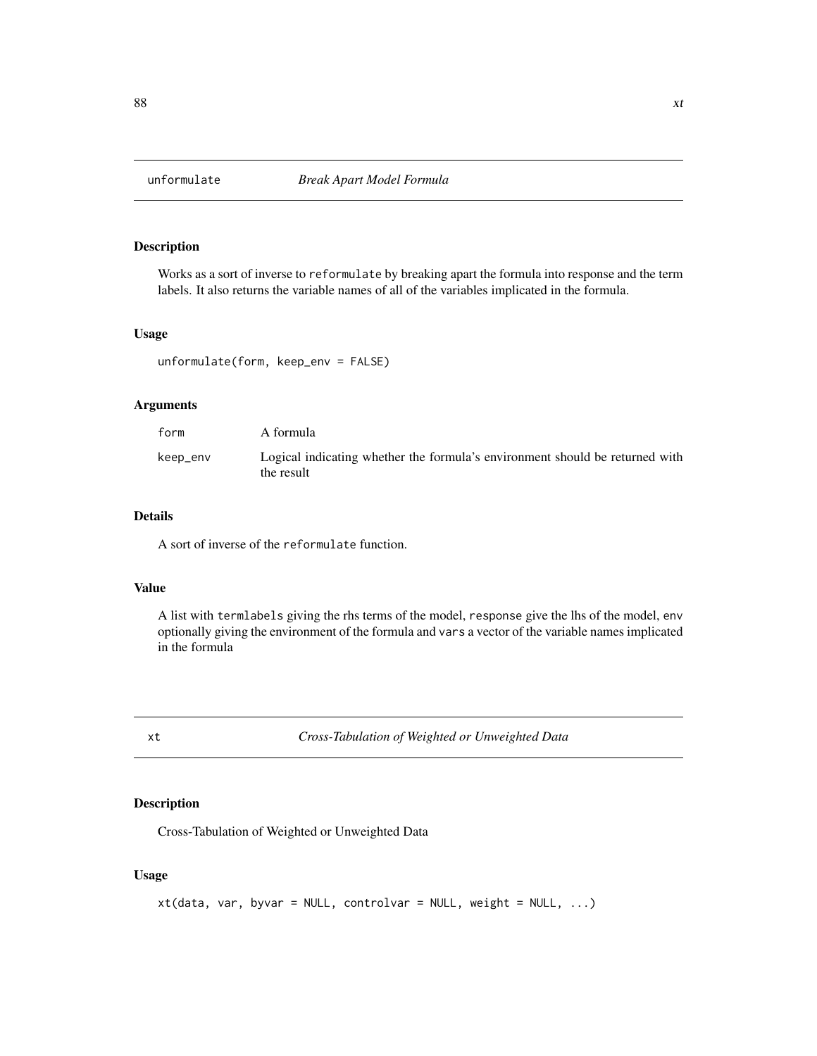## unformulate *Break Apart Model Formula*

### Description

Works as a sort of inverse to `reformulate` by breaking apart the formula into response and the term labels. It also returns the variable names of all of the variables implicated in the formula.

### Usage

```
unformulate(form, keep_env = FALSE)
```

### Arguments

| | |
|---|---|
| `form` | A formula |
| `keep_env` | Logical indicating whether the formula's environment should be returned with the result |

### Details

A sort of inverse of the `reformulate` function.

### Value

A list with `termlabels` giving the rhs terms of the model, `response` give the lhs of the model, `env` optionally giving the environment of the formula and `vars` a vector of the variable names implicated in the formula

## xt *Cross-Tabulation of Weighted or Unweighted Data*

### Description

Cross-Tabulation of Weighted or Unweighted Data

### Usage

```
xt(data, var, byvar = NULL, controlvar = NULL, weight = NULL, ...)
```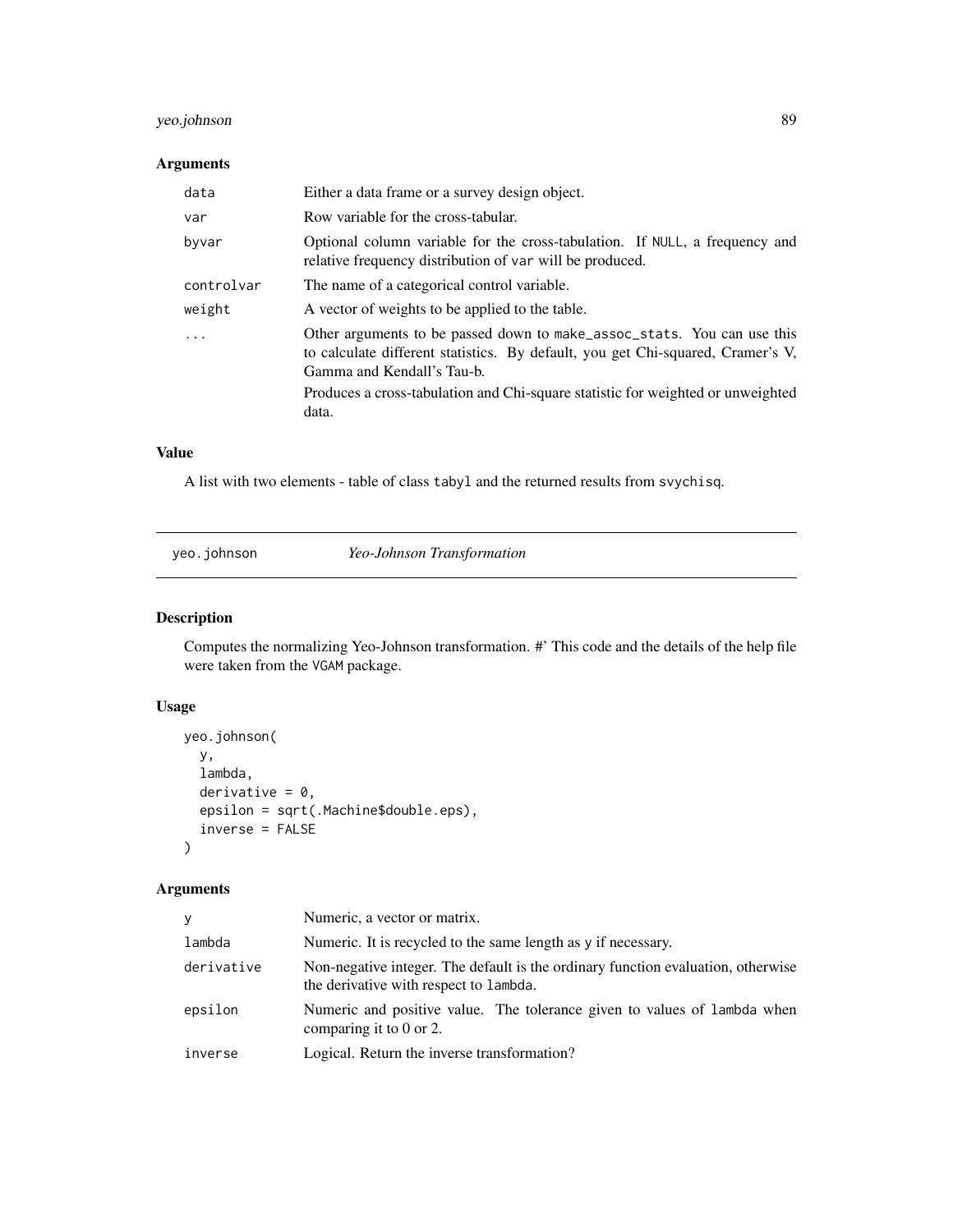## Arguments

| | |
|---|---|
| data | Either a data frame or a survey design object. |
| var | Row variable for the cross-tabular. |
| byvar | Optional column variable for the cross-tabulation. If NULL, a frequency and relative frequency distribution of var will be produced. |
| controlvar | The name of a categorical control variable. |
| weight | A vector of weights to be applied to the table. |
| ... | Other arguments to be passed down to make_assoc_stats. You can use this to calculate different statistics. By default, you get Chi-squared, Cramer's V, Gamma and Kendall's Tau-b. Produces a cross-tabulation and Chi-square statistic for weighted or unweighted data. |

## Value

A list with two elements - table of class tabyl and the returned results from svychisq.

---

# yeo.johnson *Yeo-Johnson Transformation*

## Description

Computes the normalizing Yeo-Johnson transformation. #' This code and the details of the help file were taken from the VGAM package.

## Usage

```
yeo.johnson(
  y,
  lambda,
  derivative = 0,
  epsilon = sqrt(.Machine$double.eps),
  inverse = FALSE
)
```

## Arguments

| | |
|---|---|
| y | Numeric, a vector or matrix. |
| lambda | Numeric. It is recycled to the same length as y if necessary. |
| derivative | Non-negative integer. The default is the ordinary function evaluation, otherwise the derivative with respect to lambda. |
| epsilon | Numeric and positive value. The tolerance given to values of lambda when comparing it to 0 or 2. |
| inverse | Logical. Return the inverse transformation? |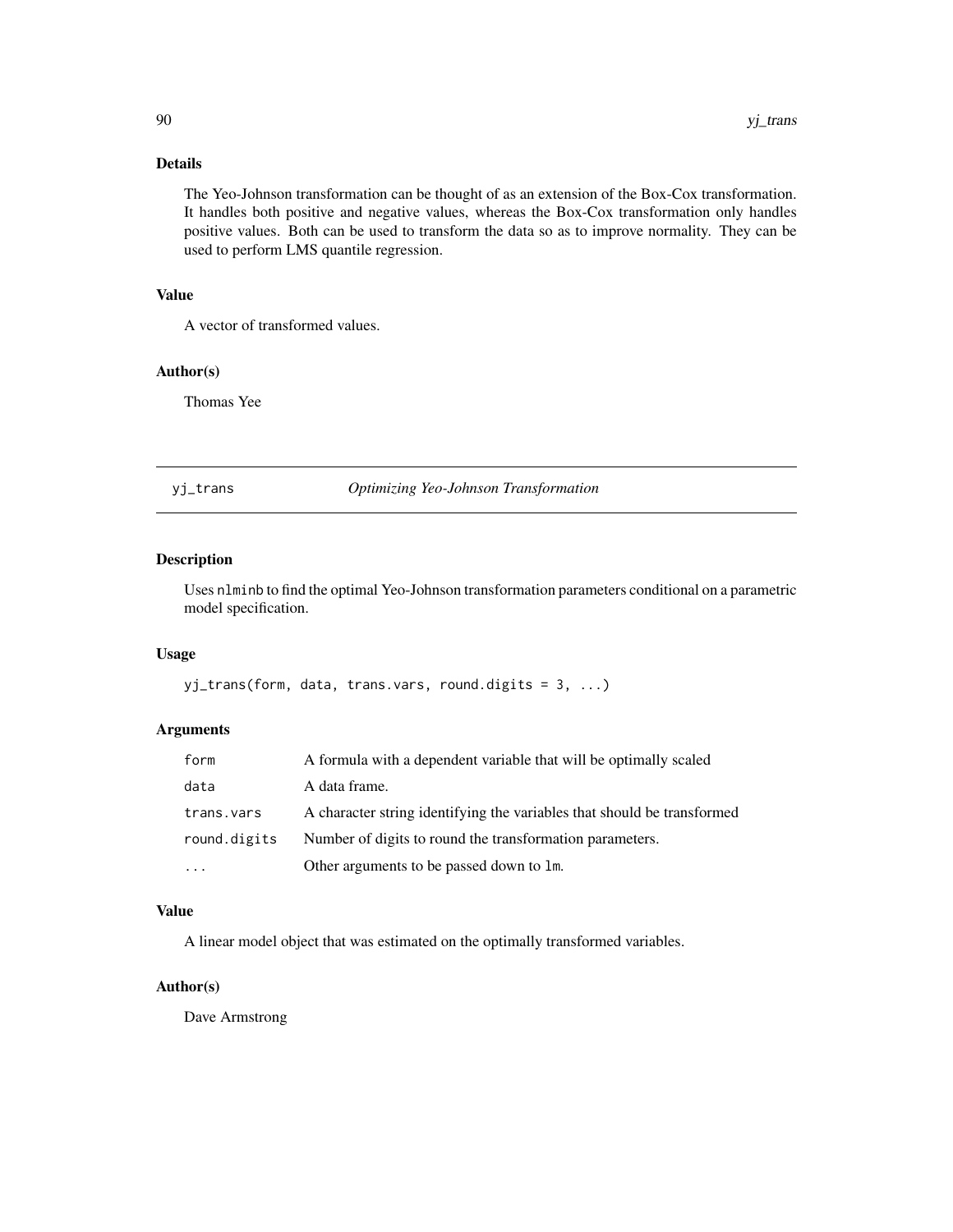### Details

The Yeo-Johnson transformation can be thought of as an extension of the Box-Cox transformation. It handles both positive and negative values, whereas the Box-Cox transformation only handles positive values. Both can be used to transform the data so as to improve normality. They can be used to perform LMS quantile regression.

### Value

A vector of transformed values.

### Author(s)

Thomas Yee

---

## yj_trans    *Optimizing Yeo-Johnson Transformation*

---

### Description

Uses `nlminb` to find the optimal Yeo-Johnson transformation parameters conditional on a parametric model specification.

### Usage

```
yj_trans(form, data, trans.vars, round.digits = 3, ...)
```

### Arguments

| | |
|---|---|
| `form` | A formula with a dependent variable that will be optimally scaled |
| `data` | A data frame. |
| `trans.vars` | A character string identifying the variables that should be transformed |
| `round.digits` | Number of digits to round the transformation parameters. |
| `...` | Other arguments to be passed down to `lm`. |

### Value

A linear model object that was estimated on the optimally transformed variables.

### Author(s)

Dave Armstrong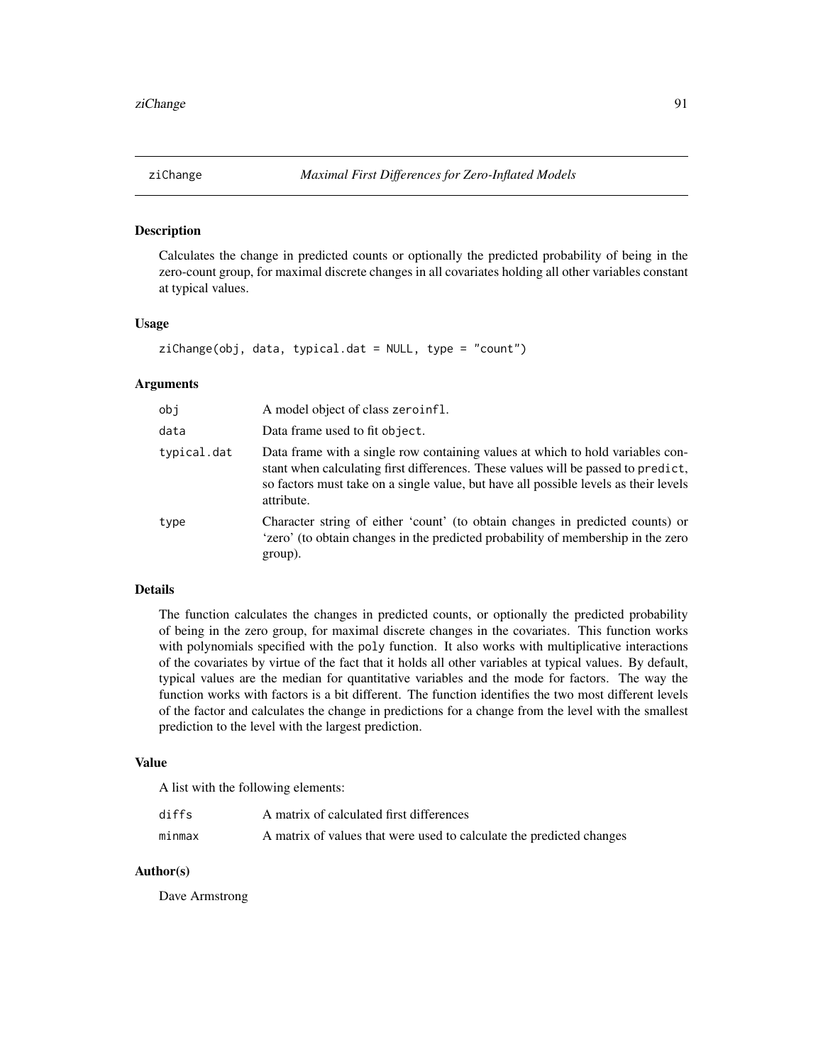# ziChange *Maximal First Differences for Zero-Inflated Models*

## Description

Calculates the change in predicted counts or optionally the predicted probability of being in the zero-count group, for maximal discrete changes in all covariates holding all other variables constant at typical values.

## Usage

```
ziChange(obj, data, typical.dat = NULL, type = "count")
```

## Arguments

| | |
|---|---|
| obj | A model object of class `zeroinfl`. |
| data | Data frame used to fit `object`. |
| typical.dat | Data frame with a single row containing values at which to hold variables constant when calculating first differences. These values will be passed to `predict`, so factors must take on a single value, but have all possible levels as their levels attribute. |
| type | Character string of either 'count' (to obtain changes in predicted counts) or 'zero' (to obtain changes in the predicted probability of membership in the zero group). |

## Details

The function calculates the changes in predicted counts, or optionally the predicted probability of being in the zero group, for maximal discrete changes in the covariates. This function works with polynomials specified with the `poly` function. It also works with multiplicative interactions of the covariates by virtue of the fact that it holds all other variables at typical values. By default, typical values are the median for quantitative variables and the mode for factors. The way the function works with factors is a bit different. The function identifies the two most different levels of the factor and calculates the change in predictions for a change from the level with the smallest prediction to the level with the largest prediction.

## Value

A list with the following elements:

| | |
|---|---|
| diffs | A matrix of calculated first differences |
| minmax | A matrix of values that were used to calculate the predicted changes |

## Author(s)

Dave Armstrong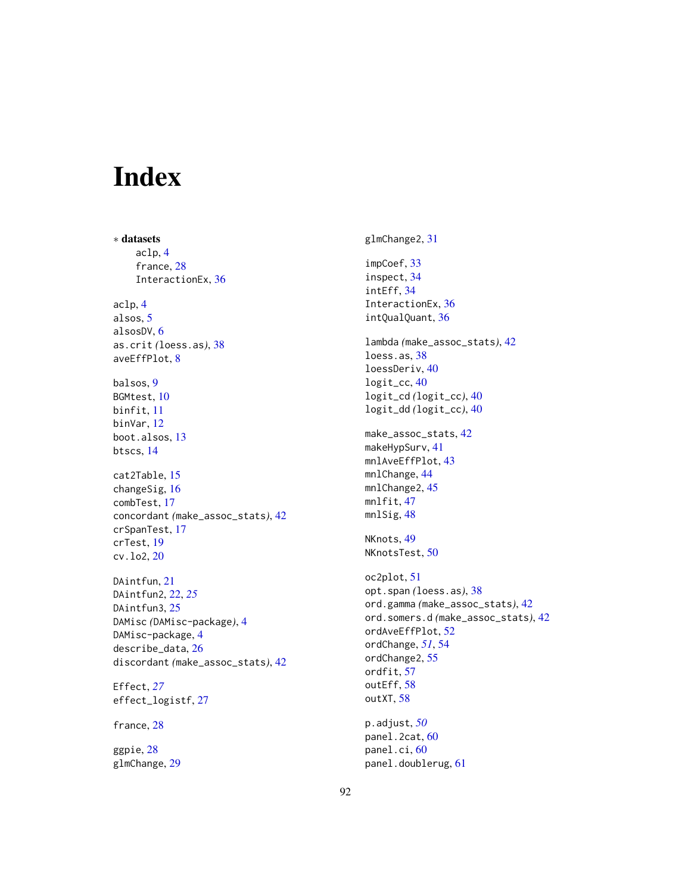# Index

∗ **datasets**
  aclp, 4
  france, 28
  InteractionEx, 36

aclp, 4
alsos, 5
alsosDV, 6
as.crit *(*loess.as*)*, 38
aveEffPlot, 8

balsos, 9
BGMtest, 10
binfit, 11
binVar, 12
boot.alsos, 13
btscs, 14

cat2Table, 15
changeSig, 16
combTest, 17
concordant *(*make_assoc_stats*)*, 42
crSpanTest, 17
crTest, 19
cv.lo2, 20

DAintfun, 21
DAintfun2, 22, *25*
DAintfun3, 25
DAMisc *(*DAMisc-package*)*, 4
DAMisc-package, 4
describe_data, 26
discordant *(*make_assoc_stats*)*, 42

Effect, *27*
effect_logistf, 27

france, 28

ggpie, 28
glmChange, 29
glmChange2, 31

impCoef, 33
inspect, 34
intEff, 34
InteractionEx, 36
intQualQuant, 36

lambda *(*make_assoc_stats*)*, 42
loess.as, 38
loessDeriv, 40
logit_cc, 40
logit_cd *(*logit_cc*)*, 40
logit_dd *(*logit_cc*)*, 40

make_assoc_stats, 42
makeHypSurv, 41
mnlAveEffPlot, 43
mnlChange, 44
mnlChange2, 45
mnlfit, 47
mnlSig, 48

NKnots, 49
NKnotsTest, 50

oc2plot, 51
opt.span *(*loess.as*)*, 38
ord.gamma *(*make_assoc_stats*)*, 42
ord.somers.d *(*make_assoc_stats*)*, 42
ordAveEffPlot, 52
ordChange, *51*, 54
ordChange2, 55
ordfit, 57
outEff, 58
outXT, 58

p.adjust, *50*
panel.2cat, 60
panel.ci, 60
panel.doublerug, 61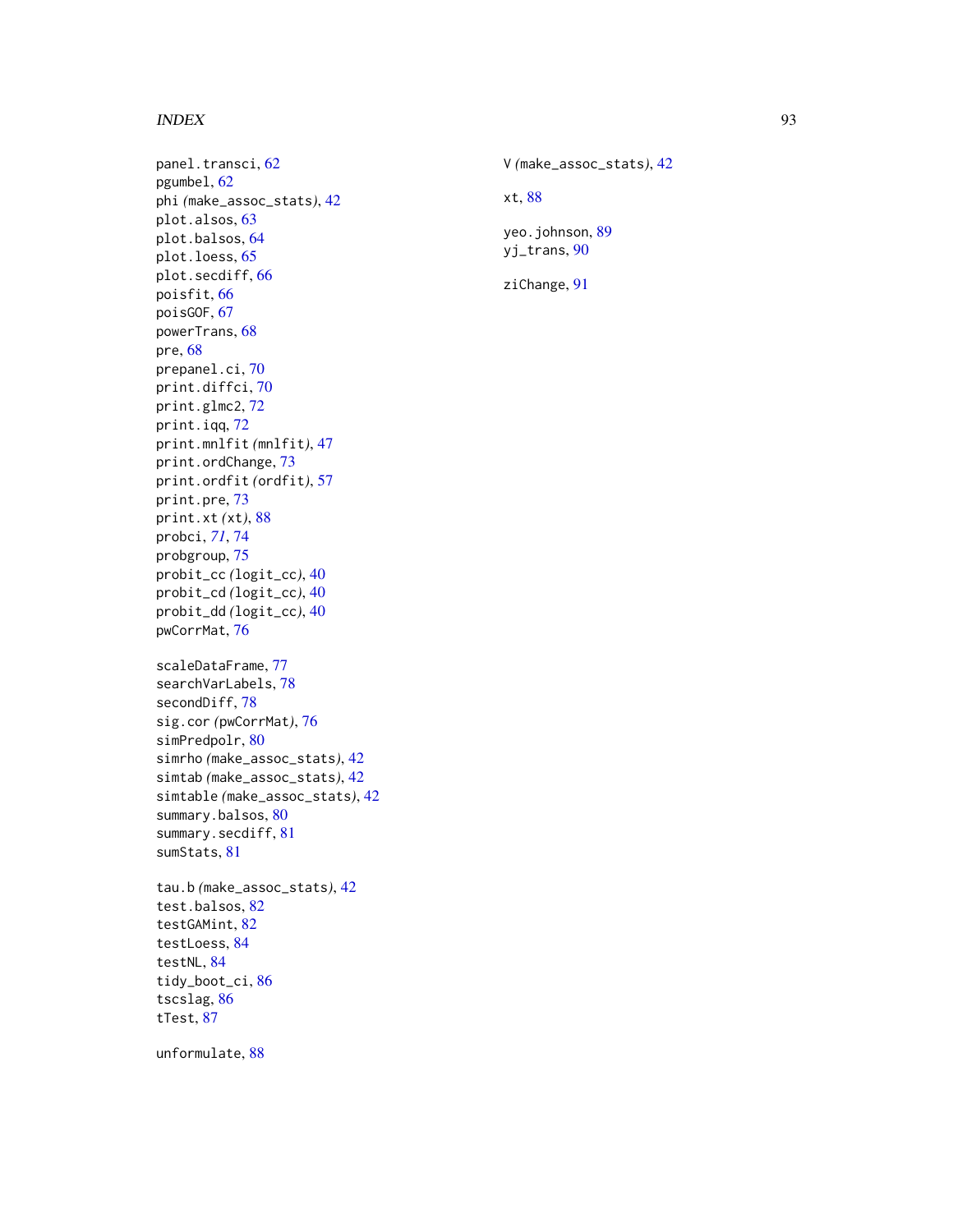panel.transci, 62
pgumbel, 62
phi *(make_assoc_stats)*, 42
plot.alsos, 63
plot.balsos, 64
plot.loess, 65
plot.secdiff, 66
poisfit, 66
poisGOF, 67
powerTrans, 68
pre, 68
prepanel.ci, 70
print.diffci, 70
print.glmc2, 72
print.iqq, 72
print.mnlfit *(mnlfit)*, 47
print.ordChange, 73
print.ordfit *(ordfit)*, 57
print.pre, 73
print.xt *(xt)*, 88
probci, *71*, 74
probgroup, 75
probit_cc *(logit_cc)*, 40
probit_cd *(logit_cc)*, 40
probit_dd *(logit_cc)*, 40
pwCorrMat, 76

scaleDataFrame, 77
searchVarLabels, 78
secondDiff, 78
sig.cor *(pwCorrMat)*, 76
simPredpolr, 80
simrho *(make_assoc_stats)*, 42
simtab *(make_assoc_stats)*, 42
simtable *(make_assoc_stats)*, 42
summary.balsos, 80
summary.secdiff, 81
sumStats, 81

tau.b *(make_assoc_stats)*, 42
test.balsos, 82
testGAMint, 82
testLoess, 84
testNL, 84
tidy_boot_ci, 86
tscslag, 86
tTest, 87

unformulate, 88

V *(make_assoc_stats)*, 42

xt, 88

yeo.johnson, 89
yj_trans, 90

ziChange, 91